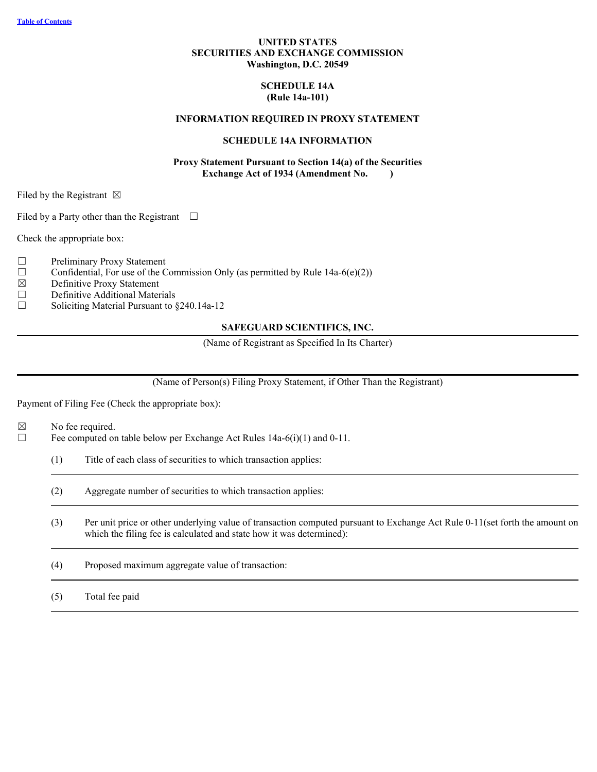Table of Contents

# UNITED STATES
# SECURITIES AND EXCHANGE COMMISSION
**Washington, D.C. 20549**

## SCHEDULE 14A
**(Rule 14a-101)**

**INFORMATION REQUIRED IN PROXY STATEMENT**

**SCHEDULE 14A INFORMATION**

**Proxy Statement Pursuant to Section 14(a) of the Securities Exchange Act of 1934 (Amendment No. )**

Filed by the Registrant ☒

Filed by a Party other than the Registrant ☐

Check the appropriate box:

☐ Preliminary Proxy Statement
☐ Confidential, For use of the Commission Only (as permitted by Rule 14a-6(e)(2))
☒ Definitive Proxy Statement
☐ Definitive Additional Materials
☐ Soliciting Material Pursuant to §240.14a-12

**SAFEGUARD SCIENTIFICS, INC.**

(Name of Registrant as Specified In Its Charter)

(Name of Person(s) Filing Proxy Statement, if Other Than the Registrant)

Payment of Filing Fee (Check the appropriate box):

☒ No fee required.
☐ Fee computed on table below per Exchange Act Rules 14a-6(i)(1) and 0-11.

(1) Title of each class of securities to which transaction applies:

(2) Aggregate number of securities to which transaction applies:

(3) Per unit price or other underlying value of transaction computed pursuant to Exchange Act Rule 0-11(set forth the amount on which the filing fee is calculated and state how it was determined):

(4) Proposed maximum aggregate value of transaction:

(5) Total fee paid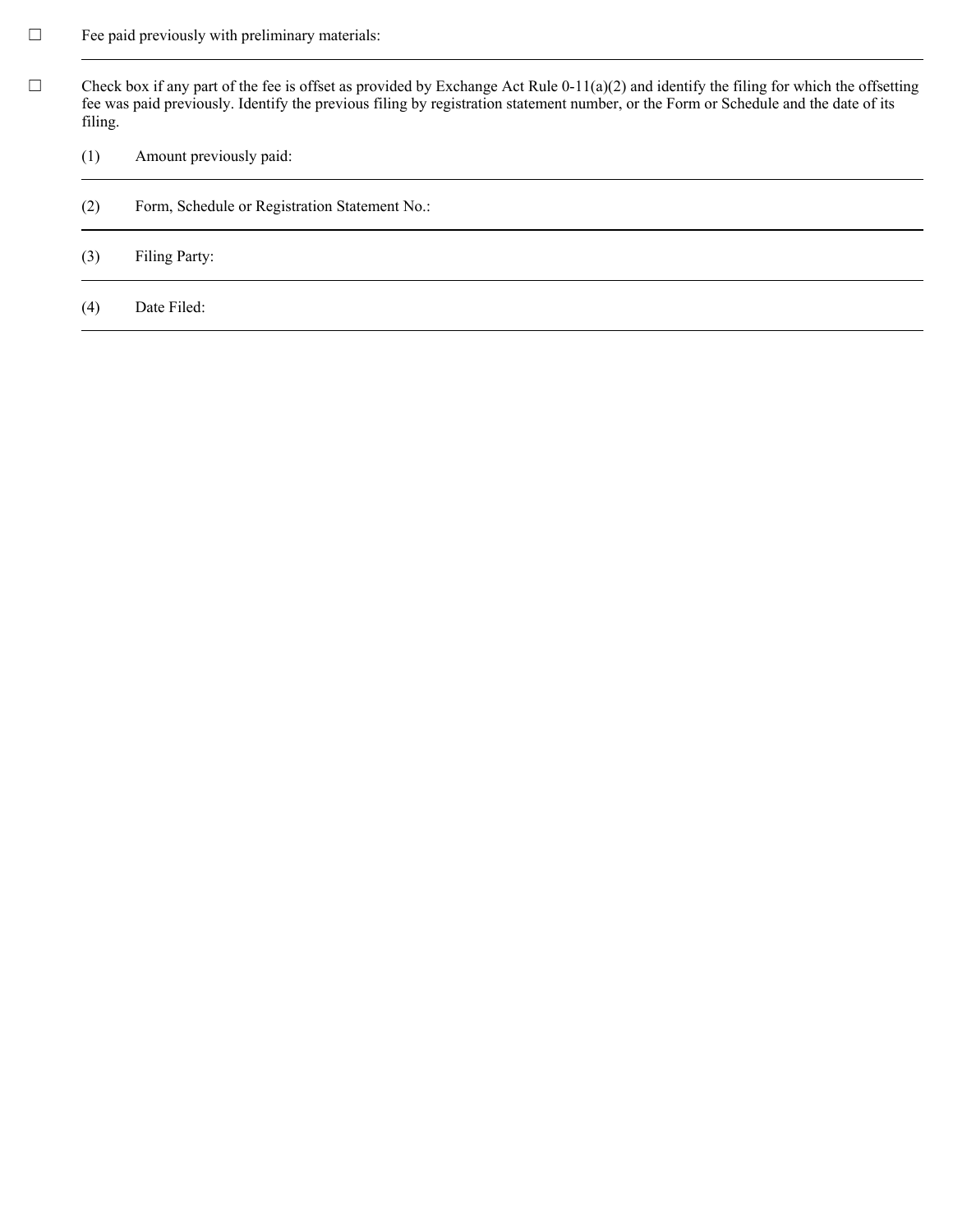☐ Fee paid previously with preliminary materials:

---

☐ Check box if any part of the fee is offset as provided by Exchange Act Rule 0-11(a)(2) and identify the filing for which the offsetting fee was paid previously. Identify the previous filing by registration statement number, or the Form or Schedule and the date of its filing.

(1) Amount previously paid:

---

(2) Form, Schedule or Registration Statement No.:

---

(3) Filing Party:

---

(4) Date Filed:

---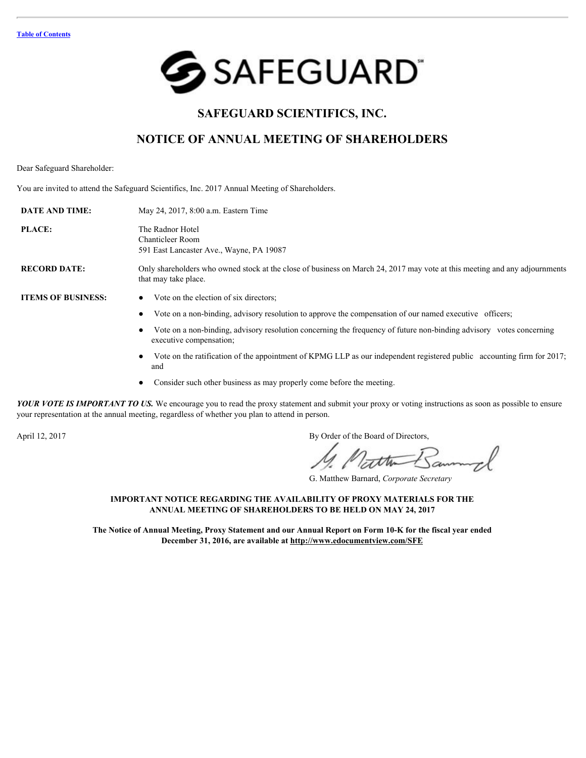[Table of Contents](#)

SAFEGUARD[SM]

# SAFEGUARD SCIENTIFICS, INC.

## NOTICE OF ANNUAL MEETING OF SHAREHOLDERS

Dear Safeguard Shareholder:

You are invited to attend the Safeguard Scientifics, Inc. 2017 Annual Meeting of Shareholders.

| | |
|---|---|
| **DATE AND TIME:** | May 24, 2017, 8:00 a.m. Eastern Time |
| **PLACE:** | The Radnor Hotel<br>Chanticleer Room<br>591 East Lancaster Ave., Wayne, PA 19087 |
| **RECORD DATE:** | Only shareholders who owned stock at the close of business on March 24, 2017 may vote at this meeting and any adjournments that may take place. |
| **ITEMS OF BUSINESS:** | • Vote on the election of six directors;<br>• Vote on a non-binding, advisory resolution to approve the compensation of our named executive officers;<br>• Vote on a non-binding, advisory resolution concerning the frequency of future non-binding advisory votes concerning executive compensation;<br>• Vote on the ratification of the appointment of KPMG LLP as our independent registered public accounting firm for 2017; and<br>• Consider such other business as may properly come before the meeting. |

***YOUR VOTE IS IMPORTANT TO US.*** We encourage you to read the proxy statement and submit your proxy or voting instructions as soon as possible to ensure your representation at the annual meeting, regardless of whether you plan to attend in person.

April 12, 2017

By Order of the Board of Directors,

G. Matthew Barnard, *Corporate Secretary*

**IMPORTANT NOTICE REGARDING THE AVAILABILITY OF PROXY MATERIALS FOR THE ANNUAL MEETING OF SHAREHOLDERS TO BE HELD ON MAY 24, 2017**

**The Notice of Annual Meeting, Proxy Statement and our Annual Report on Form 10-K for the fiscal year ended December 31, 2016, are available at [http://www.edocumentview.com/SFE](http://www.edocumentview.com/SFE)**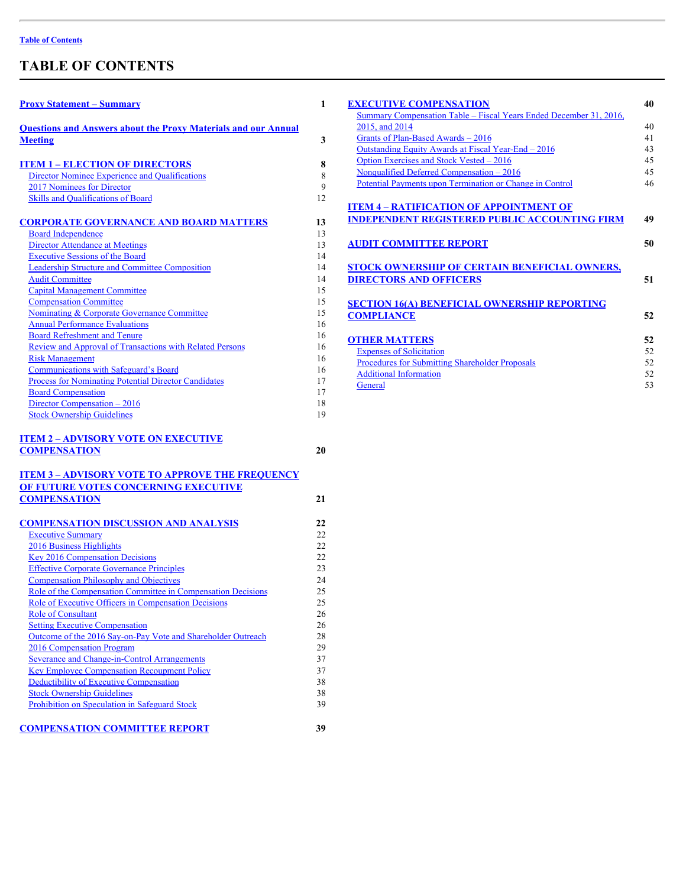Table of Contents

# TABLE OF CONTENTS

| | |
|---|---|
| **Proxy Statement – Summary** | **1** |
| **Questions and Answers about the Proxy Materials and our Annual Meeting** | **3** |
| **ITEM 1 – ELECTION OF DIRECTORS** | **8** |
| Director Nominee Experience and Qualifications | 8 |
| 2017 Nominees for Director | 9 |
| Skills and Qualifications of Board | 12 |
| **CORPORATE GOVERNANCE AND BOARD MATTERS** | **13** |
| Board Independence | 13 |
| Director Attendance at Meetings | 13 |
| Executive Sessions of the Board | 14 |
| Leadership Structure and Committee Composition | 14 |
| Audit Committee | 14 |
| Capital Management Committee | 15 |
| Compensation Committee | 15 |
| Nominating & Corporate Governance Committee | 15 |
| Annual Performance Evaluations | 16 |
| Board Refreshment and Tenure | 16 |
| Review and Approval of Transactions with Related Persons | 16 |
| Risk Management | 16 |
| Communications with Safeguard's Board | 16 |
| Process for Nominating Potential Director Candidates | 17 |
| Board Compensation | 17 |
| Director Compensation – 2016 | 18 |
| Stock Ownership Guidelines | 19 |
| **ITEM 2 – ADVISORY VOTE ON EXECUTIVE COMPENSATION** | **20** |
| **ITEM 3 – ADVISORY VOTE TO APPROVE THE FREQUENCY OF FUTURE VOTES CONCERNING EXECUTIVE COMPENSATION** | **21** |
| **COMPENSATION DISCUSSION AND ANALYSIS** | **22** |
| Executive Summary | 22 |
| 2016 Business Highlights | 22 |
| Key 2016 Compensation Decisions | 22 |
| Effective Corporate Governance Principles | 23 |
| Compensation Philosophy and Objectives | 24 |
| Role of the Compensation Committee in Compensation Decisions | 25 |
| Role of Executive Officers in Compensation Decisions | 25 |
| Role of Consultant | 26 |
| Setting Executive Compensation | 26 |
| Outcome of the 2016 Say-on-Pay Vote and Shareholder Outreach | 28 |
| 2016 Compensation Program | 29 |
| Severance and Change-in-Control Arrangements | 37 |
| Key Employee Compensation Recoupment Policy | 37 |
| Deductibility of Executive Compensation | 38 |
| Stock Ownership Guidelines | 38 |
| Prohibition on Speculation in Safeguard Stock | 39 |
| **COMPENSATION COMMITTEE REPORT** | **39** |
| **EXECUTIVE COMPENSATION** | **40** |
| Summary Compensation Table – Fiscal Years Ended December 31, 2016, 2015, and 2014 | 40 |
| Grants of Plan-Based Awards – 2016 | 41 |
| Outstanding Equity Awards at Fiscal Year-End – 2016 | 43 |
| Option Exercises and Stock Vested – 2016 | 45 |
| Nonqualified Deferred Compensation – 2016 | 45 |
| Potential Payments upon Termination or Change in Control | 46 |
| **ITEM 4 – RATIFICATION OF APPOINTMENT OF INDEPENDENT REGISTERED PUBLIC ACCOUNTING FIRM** | **49** |
| **AUDIT COMMITTEE REPORT** | **50** |
| **STOCK OWNERSHIP OF CERTAIN BENEFICIAL OWNERS, DIRECTORS AND OFFICERS** | **51** |
| **SECTION 16(A) BENEFICIAL OWNERSHIP REPORTING COMPLIANCE** | **52** |
| **OTHER MATTERS** | **52** |
| Expenses of Solicitation | 52 |
| Procedures for Submitting Shareholder Proposals | 52 |
| Additional Information | 52 |
| General | 53 |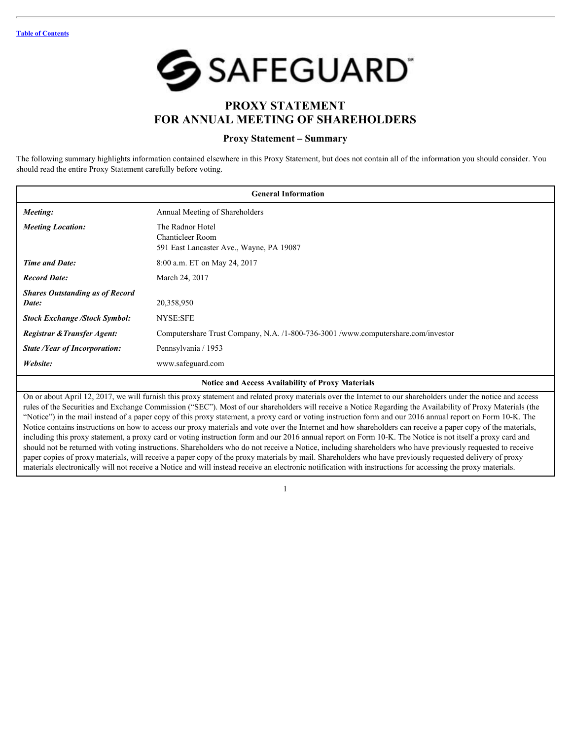[Table of Contents](#)

SAFEGUARD℠

# PROXY STATEMENT FOR ANNUAL MEETING OF SHAREHOLDERS

## Proxy Statement – Summary

The following summary highlights information contained elsewhere in this Proxy Statement, but does not contain all of the information you should consider. You should read the entire Proxy Statement carefully before voting.

| General Information | |
|---|---|
| ***Meeting:*** | Annual Meeting of Shareholders |
| ***Meeting Location:*** | The Radnor Hotel<br>Chanticleer Room<br>591 East Lancaster Ave., Wayne, PA 19087 |
| ***Time and Date:*** | 8:00 a.m. ET on May 24, 2017 |
| ***Record Date:*** | March 24, 2017 |
| ***Shares Outstanding as of Record Date:*** | 20,358,950 |
| ***Stock Exchange /Stock Symbol:*** | NYSE:SFE |
| ***Registrar &Transfer Agent:*** | Computershare Trust Company, N.A. /1-800-736-3001 /www.computershare.com/investor |
| ***State /Year of Incorporation:*** | Pennsylvania / 1953 |
| ***Website:*** | www.safeguard.com |

| Notice and Access Availability of Proxy Materials |
|---|
| On or about April 12, 2017, we will furnish this proxy statement and related proxy materials over the Internet to our shareholders under the notice and access rules of the Securities and Exchange Commission ("SEC"). Most of our shareholders will receive a Notice Regarding the Availability of Proxy Materials (the "Notice") in the mail instead of a paper copy of this proxy statement, a proxy card or voting instruction form and our 2016 annual report on Form 10-K. The Notice contains instructions on how to access our proxy materials and vote over the Internet and how shareholders can receive a paper copy of the materials, including this proxy statement, a proxy card or voting instruction form and our 2016 annual report on Form 10-K. The Notice is not itself a proxy card and should not be returned with voting instructions. Shareholders who do not receive a Notice, including shareholders who have previously requested to receive paper copies of proxy materials, will receive a paper copy of the proxy materials by mail. Shareholders who have previously requested delivery of proxy materials electronically will not receive a Notice and will instead receive an electronic notification with instructions for accessing the proxy materials. |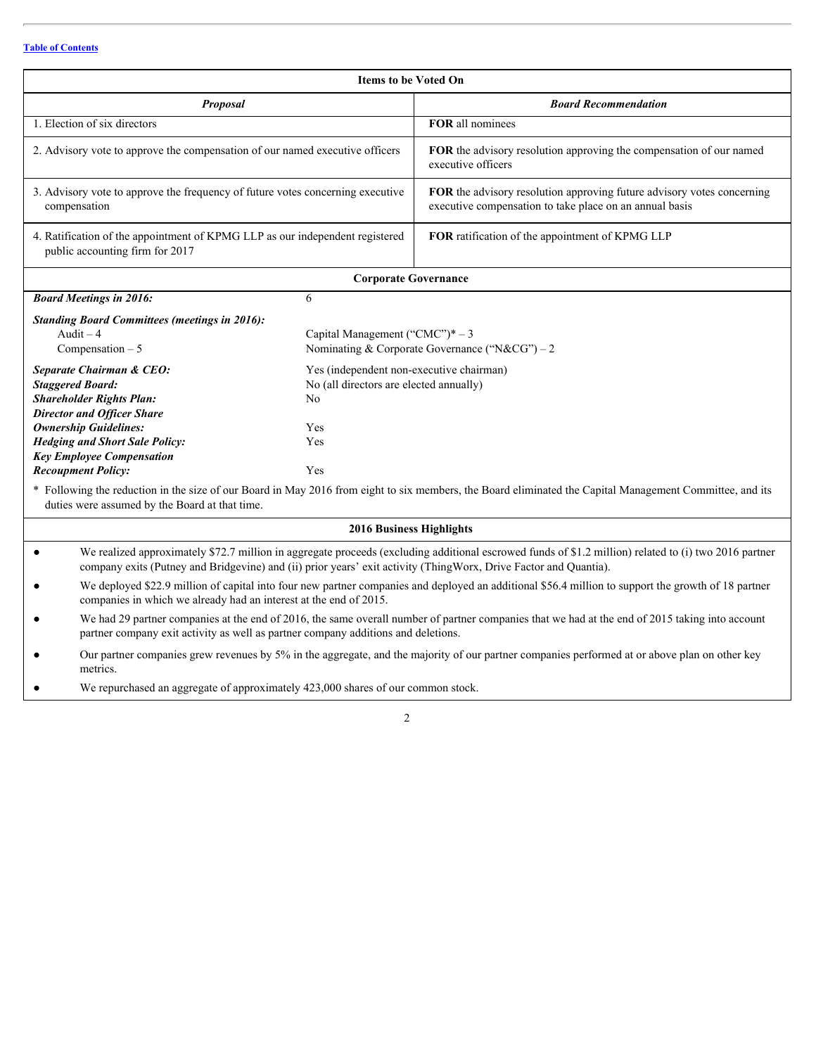[Table of Contents](#)

| Items to be Voted On | |
|---|---|
| ***Proposal*** | ***Board Recommendation*** |
| 1. Election of six directors | **FOR** all nominees |
| 2. Advisory vote to approve the compensation of our named executive officers | **FOR** the advisory resolution approving the compensation of our named executive officers |
| 3. Advisory vote to approve the frequency of future votes concerning executive compensation | **FOR** the advisory resolution approving future advisory votes concerning executive compensation to take place on an annual basis |
| 4. Ratification of the appointment of KPMG LLP as our independent registered public accounting firm for 2017 | **FOR** ratification of the appointment of KPMG LLP |

**Corporate Governance**

| | |
|---|---|
| ***Board Meetings in 2016:*** | 6 |
| ***Standing Board Committees (meetings in 2016):*** | |
| Audit – 4 | Capital Management (“CMC”)* – 3 |
| Compensation – 5 | Nominating & Corporate Governance (“N&CG”) – 2 |
| ***Separate Chairman & CEO:*** | Yes (independent non-executive chairman) |
| ***Staggered Board:*** | No (all directors are elected annually) |
| ***Shareholder Rights Plan:*** | No |
| ***Director and Officer Share Ownership Guidelines:*** | Yes |
| ***Hedging and Short Sale Policy:*** | Yes |
| ***Key Employee Compensation Recoupment Policy:*** | Yes |

\* Following the reduction in the size of our Board in May 2016 from eight to six members, the Board eliminated the Capital Management Committee, and its duties were assumed by the Board at that time.

**2016 Business Highlights**

- We realized approximately $72.7 million in aggregate proceeds (excluding additional escrowed funds of $1.2 million) related to (i) two 2016 partner company exits (Putney and Bridgevine) and (ii) prior years’ exit activity (ThingWorx, Drive Factor and Quantia).
- We deployed $22.9 million of capital into four new partner companies and deployed an additional $56.4 million to support the growth of 18 partner companies in which we already had an interest at the end of 2015.
- We had 29 partner companies at the end of 2016, the same overall number of partner companies that we had at the end of 2015 taking into account partner company exit activity as well as partner company additions and deletions.
- Our partner companies grew revenues by 5% in the aggregate, and the majority of our partner companies performed at or above plan on other key metrics.
- We repurchased an aggregate of approximately 423,000 shares of our common stock.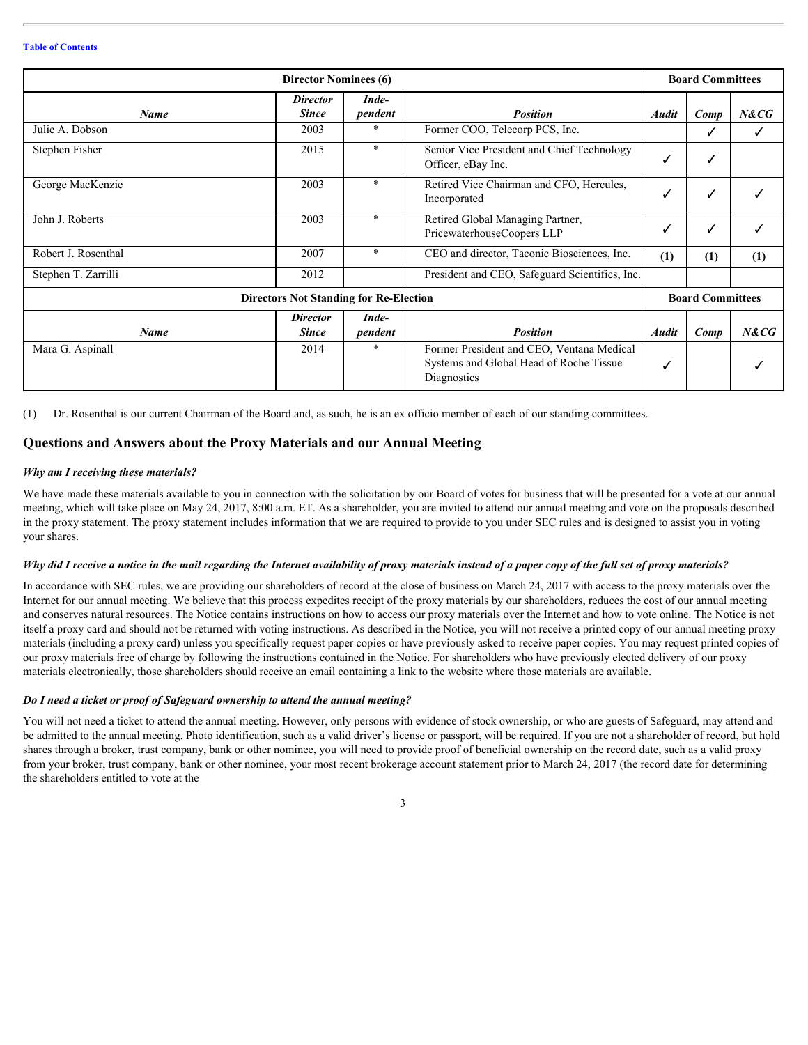[Table of Contents](#)

| Director Nominees (6) | | | | Board Committees | | |
|---|---|---|---|---|---|---|
| ***Name*** | ***Director Since*** | ***Inde-pendent*** | ***Position*** | ***Audit*** | ***Comp*** | ***N&CG*** |
| Julie A. Dobson | 2003 | * | Former COO, Telecorp PCS, Inc. | | ✓ | ✓ |
| Stephen Fisher | 2015 | * | Senior Vice President and Chief Technology Officer, eBay Inc. | ✓ | ✓ | |
| George MacKenzie | 2003 | * | Retired Vice Chairman and CFO, Hercules, Incorporated | ✓ | ✓ | ✓ |
| John J. Roberts | 2003 | * | Retired Global Managing Partner, PricewaterhouseCoopers LLP | ✓ | ✓ | ✓ |
| Robert J. Rosenthal | 2007 | * | CEO and director, Taconic Biosciences, Inc. | (1) | (1) | (1) |
| Stephen T. Zarrilli | 2012 | | President and CEO, Safeguard Scientifics, Inc. | | | |
| **Directors Not Standing for Re-Election** | | | | **Board Committees** | | |
| ***Name*** | ***Director Since*** | ***Inde-pendent*** | ***Position*** | ***Audit*** | ***Comp*** | ***N&CG*** |
| Mara G. Aspinall | 2014 | * | Former President and CEO, Ventana Medical Systems and Global Head of Roche Tissue Diagnostics | ✓ | | ✓ |

(1) Dr. Rosenthal is our current Chairman of the Board and, as such, he is an ex officio member of each of our standing committees.

## Questions and Answers about the Proxy Materials and our Annual Meeting

***Why am I receiving these materials?***

We have made these materials available to you in connection with the solicitation by our Board of votes for business that will be presented for a vote at our annual meeting, which will take place on May 24, 2017, 8:00 a.m. ET. As a shareholder, you are invited to attend our annual meeting and vote on the proposals described in the proxy statement. The proxy statement includes information that we are required to provide to you under SEC rules and is designed to assist you in voting your shares.

***Why did I receive a notice in the mail regarding the Internet availability of proxy materials instead of a paper copy of the full set of proxy materials?***

In accordance with SEC rules, we are providing our shareholders of record at the close of business on March 24, 2017 with access to the proxy materials over the Internet for our annual meeting. We believe that this process expedites receipt of the proxy materials by our shareholders, reduces the cost of our annual meeting and conserves natural resources. The Notice contains instructions on how to access our proxy materials over the Internet and how to vote online. The Notice is not itself a proxy card and should not be returned with voting instructions. As described in the Notice, you will not receive a printed copy of our annual meeting proxy materials (including a proxy card) unless you specifically request paper copies or have previously asked to receive paper copies. You may request printed copies of our proxy materials free of charge by following the instructions contained in the Notice. For shareholders who have previously elected delivery of our proxy materials electronically, those shareholders should receive an email containing a link to the website where those materials are available.

***Do I need a ticket or proof of Safeguard ownership to attend the annual meeting?***

You will not need a ticket to attend the annual meeting. However, only persons with evidence of stock ownership, or who are guests of Safeguard, may attend and be admitted to the annual meeting. Photo identification, such as a valid driver's license or passport, will be required. If you are not a shareholder of record, but hold shares through a broker, trust company, bank or other nominee, you will need to provide proof of beneficial ownership on the record date, such as a valid proxy from your broker, trust company, bank or other nominee, your most recent brokerage account statement prior to March 24, 2017 (the record date for determining the shareholders entitled to vote at the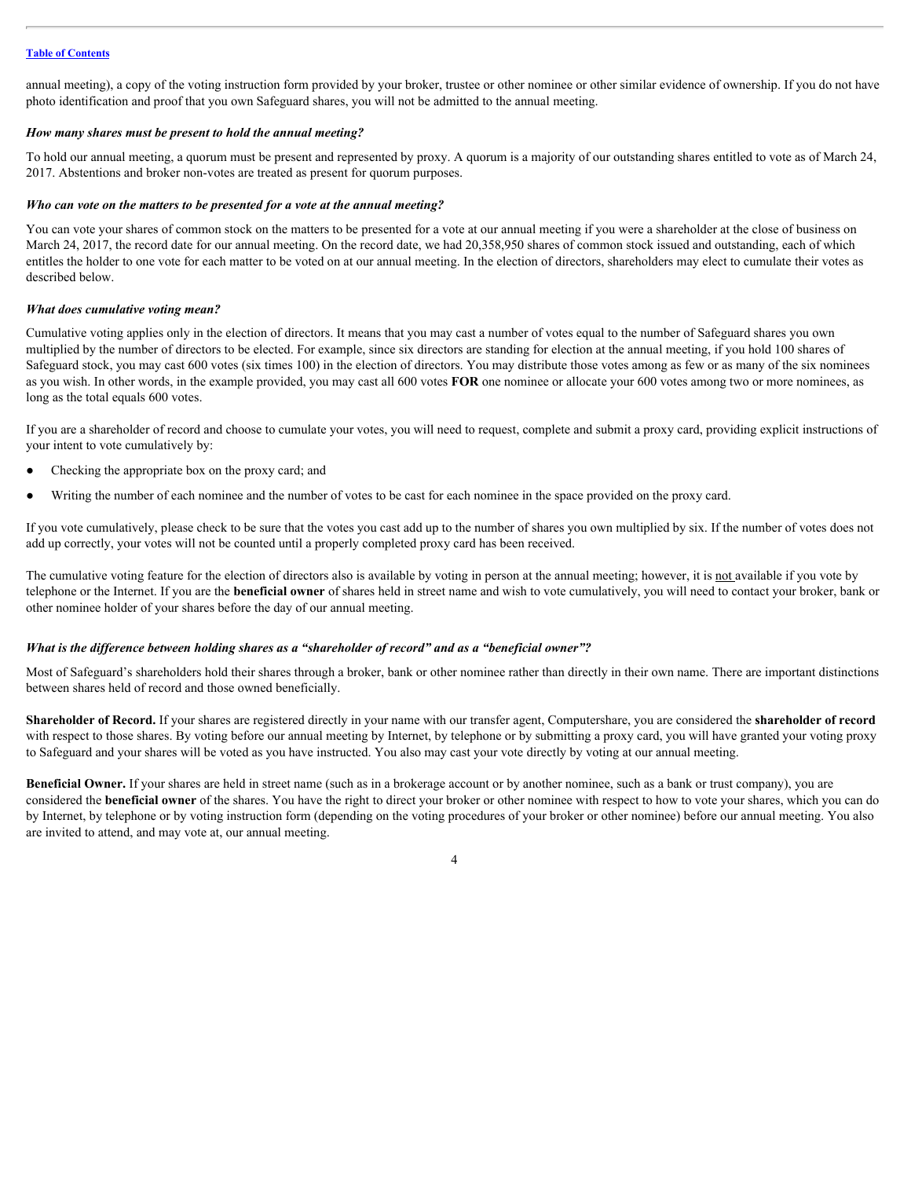annual meeting), a copy of the voting instruction form provided by your broker, trustee or other nominee or other similar evidence of ownership. If you do not have photo identification and proof that you own Safeguard shares, you will not be admitted to the annual meeting.

***How many shares must be present to hold the annual meeting?***

To hold our annual meeting, a quorum must be present and represented by proxy. A quorum is a majority of our outstanding shares entitled to vote as of March 24, 2017. Abstentions and broker non-votes are treated as present for quorum purposes.

***Who can vote on the matters to be presented for a vote at the annual meeting?***

You can vote your shares of common stock on the matters to be presented for a vote at our annual meeting if you were a shareholder at the close of business on March 24, 2017, the record date for our annual meeting. On the record date, we had 20,358,950 shares of common stock issued and outstanding, each of which entitles the holder to one vote for each matter to be voted on at our annual meeting. In the election of directors, shareholders may elect to cumulate their votes as described below.

***What does cumulative voting mean?***

Cumulative voting applies only in the election of directors. It means that you may cast a number of votes equal to the number of Safeguard shares you own multiplied by the number of directors to be elected. For example, since six directors are standing for election at the annual meeting, if you hold 100 shares of Safeguard stock, you may cast 600 votes (six times 100) in the election of directors. You may distribute those votes among as few or as many of the six nominees as you wish. In other words, in the example provided, you may cast all 600 votes **FOR** one nominee or allocate your 600 votes among two or more nominees, as long as the total equals 600 votes.

If you are a shareholder of record and choose to cumulate your votes, you will need to request, complete and submit a proxy card, providing explicit instructions of your intent to vote cumulatively by:

- Checking the appropriate box on the proxy card; and
- Writing the number of each nominee and the number of votes to be cast for each nominee in the space provided on the proxy card.

If you vote cumulatively, please check to be sure that the votes you cast add up to the number of shares you own multiplied by six. If the number of votes does not add up correctly, your votes will not be counted until a properly completed proxy card has been received.

The cumulative voting feature for the election of directors also is available by voting in person at the annual meeting; however, it is not available if you vote by telephone or the Internet. If you are the **beneficial owner** of shares held in street name and wish to vote cumulatively, you will need to contact your broker, bank or other nominee holder of your shares before the day of our annual meeting.

***What is the difference between holding shares as a "shareholder of record" and as a "beneficial owner"?***

Most of Safeguard's shareholders hold their shares through a broker, bank or other nominee rather than directly in their own name. There are important distinctions between shares held of record and those owned beneficially.

**Shareholder of Record.** If your shares are registered directly in your name with our transfer agent, Computershare, you are considered the **shareholder of record** with respect to those shares. By voting before our annual meeting by Internet, by telephone or by submitting a proxy card, you will have granted your voting proxy to Safeguard and your shares will be voted as you have instructed. You also may cast your vote directly by voting at our annual meeting.

**Beneficial Owner.** If your shares are held in street name (such as in a brokerage account or by another nominee, such as a bank or trust company), you are considered the **beneficial owner** of the shares. You have the right to direct your broker or other nominee with respect to how to vote your shares, which you can do by Internet, by telephone or by voting instruction form (depending on the voting procedures of your broker or other nominee) before our annual meeting. You also are invited to attend, and may vote at, our annual meeting.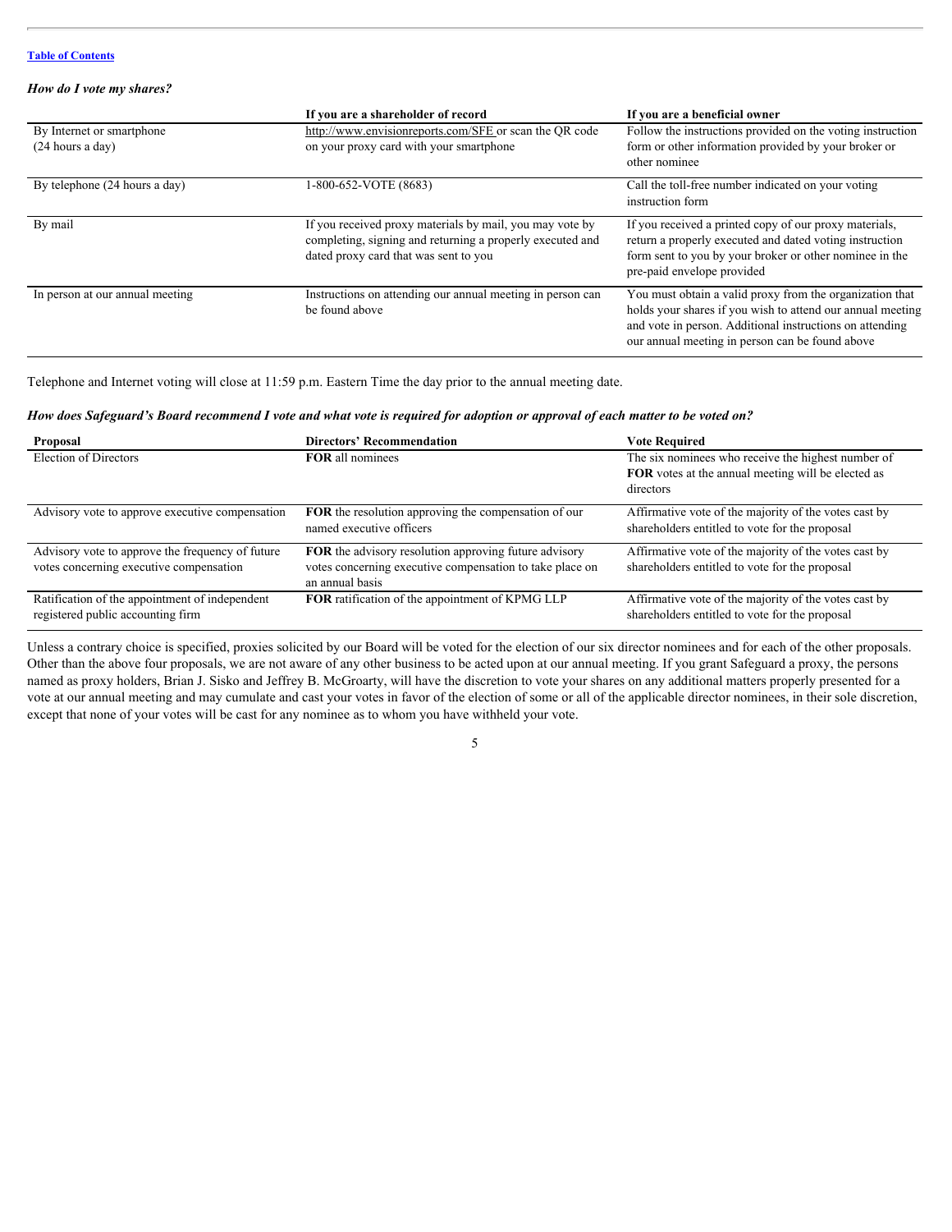***How do I vote my shares?***

| | If you are a shareholder of record | If you are a beneficial owner |
|---|---|---|
| By Internet or smartphone (24 hours a day) | http://www.envisionreports.com/SFE or scan the QR code on your proxy card with your smartphone | Follow the instructions provided on the voting instruction form or other information provided by your broker or other nominee |
| By telephone (24 hours a day) | 1-800-652-VOTE (8683) | Call the toll-free number indicated on your voting instruction form |
| By mail | If you received proxy materials by mail, you may vote by completing, signing and returning a properly executed and dated proxy card that was sent to you | If you received a printed copy of our proxy materials, return a properly executed and dated voting instruction form sent to you by your broker or other nominee in the pre-paid envelope provided |
| In person at our annual meeting | Instructions on attending our annual meeting in person can be found above | You must obtain a valid proxy from the organization that holds your shares if you wish to attend our annual meeting and vote in person. Additional instructions on attending our annual meeting in person can be found above |

Telephone and Internet voting will close at 11:59 p.m. Eastern Time the day prior to the annual meeting date.

***How does Safeguard's Board recommend I vote and what vote is required for adoption or approval of each matter to be voted on?***

| Proposal | Directors' Recommendation | Vote Required |
|---|---|---|
| Election of Directors | **FOR** all nominees | The six nominees who receive the highest number of **FOR** votes at the annual meeting will be elected as directors |
| Advisory vote to approve executive compensation | **FOR** the resolution approving the compensation of our named executive officers | Affirmative vote of the majority of the votes cast by shareholders entitled to vote for the proposal |
| Advisory vote to approve the frequency of future votes concerning executive compensation | **FOR** the advisory resolution approving future advisory votes concerning executive compensation to take place on an annual basis | Affirmative vote of the majority of the votes cast by shareholders entitled to vote for the proposal |
| Ratification of the appointment of independent registered public accounting firm | **FOR** ratification of the appointment of KPMG LLP | Affirmative vote of the majority of the votes cast by shareholders entitled to vote for the proposal |

Unless a contrary choice is specified, proxies solicited by our Board will be voted for the election of our six director nominees and for each of the other proposals. Other than the above four proposals, we are not aware of any other business to be acted upon at our annual meeting. If you grant Safeguard a proxy, the persons named as proxy holders, Brian J. Sisko and Jeffrey B. McGroarty, will have the discretion to vote your shares on any additional matters properly presented for a vote at our annual meeting and may cumulate and cast your votes in favor of the election of some or all of the applicable director nominees, in their sole discretion, except that none of your votes will be cast for any nominee as to whom you have withheld your vote.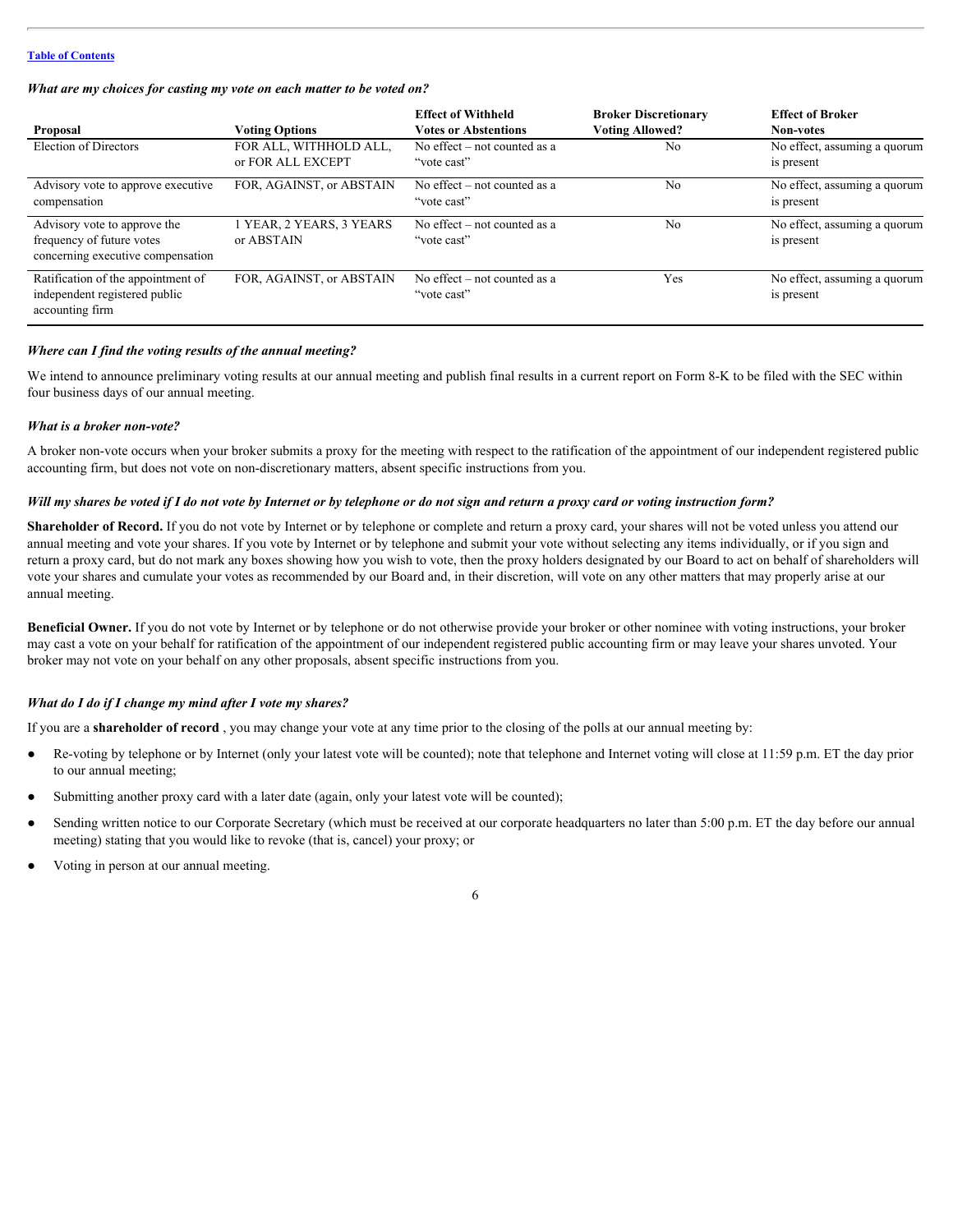[Table of Contents](#)

***What are my choices for casting my vote on each matter to be voted on?***

| Proposal | Voting Options | Effect of Withheld Votes or Abstentions | Broker Discretionary Voting Allowed? | Effect of Broker Non-votes |
|---|---|---|---|---|
| Election of Directors | FOR ALL, WITHHOLD ALL, or FOR ALL EXCEPT | No effect – not counted as a "vote cast" | No | No effect, assuming a quorum is present |
| Advisory vote to approve executive compensation | FOR, AGAINST, or ABSTAIN | No effect – not counted as a "vote cast" | No | No effect, assuming a quorum is present |
| Advisory vote to approve the frequency of future votes concerning executive compensation | 1 YEAR, 2 YEARS, 3 YEARS or ABSTAIN | No effect – not counted as a "vote cast" | No | No effect, assuming a quorum is present |
| Ratification of the appointment of independent registered public accounting firm | FOR, AGAINST, or ABSTAIN | No effect – not counted as a "vote cast" | Yes | No effect, assuming a quorum is present |

***Where can I find the voting results of the annual meeting?***

We intend to announce preliminary voting results at our annual meeting and publish final results in a current report on Form 8-K to be filed with the SEC within four business days of our annual meeting.

***What is a broker non-vote?***

A broker non-vote occurs when your broker submits a proxy for the meeting with respect to the ratification of the appointment of our independent registered public accounting firm, but does not vote on non-discretionary matters, absent specific instructions from you.

***Will my shares be voted if I do not vote by Internet or by telephone or do not sign and return a proxy card or voting instruction form?***

**Shareholder of Record.** If you do not vote by Internet or by telephone or complete and return a proxy card, your shares will not be voted unless you attend our annual meeting and vote your shares. If you vote by Internet or by telephone and submit your vote without selecting any items individually, or if you sign and return a proxy card, but do not mark any boxes showing how you wish to vote, then the proxy holders designated by our Board to act on behalf of shareholders will vote your shares and cumulate your votes as recommended by our Board and, in their discretion, will vote on any other matters that may properly arise at our annual meeting.

**Beneficial Owner.** If you do not vote by Internet or by telephone or do not otherwise provide your broker or other nominee with voting instructions, your broker may cast a vote on your behalf for ratification of the appointment of our independent registered public accounting firm or may leave your shares unvoted. Your broker may not vote on your behalf on any other proposals, absent specific instructions from you.

***What do I do if I change my mind after I vote my shares?***

If you are a **shareholder of record** , you may change your vote at any time prior to the closing of the polls at our annual meeting by:

- Re-voting by telephone or by Internet (only your latest vote will be counted); note that telephone and Internet voting will close at 11:59 p.m. ET the day prior to our annual meeting;
- Submitting another proxy card with a later date (again, only your latest vote will be counted);
- Sending written notice to our Corporate Secretary (which must be received at our corporate headquarters no later than 5:00 p.m. ET the day before our annual meeting) stating that you would like to revoke (that is, cancel) your proxy; or
- Voting in person at our annual meeting.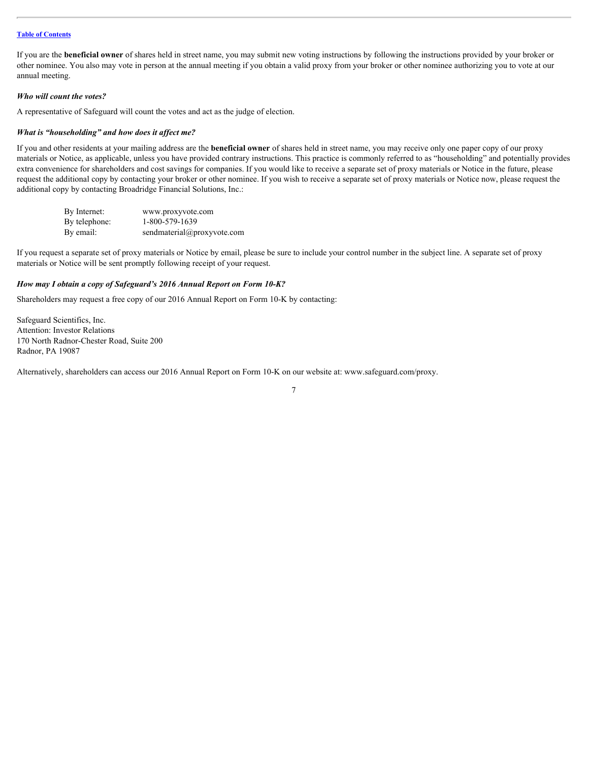If you are the **beneficial owner** of shares held in street name, you may submit new voting instructions by following the instructions provided by your broker or other nominee. You also may vote in person at the annual meeting if you obtain a valid proxy from your broker or other nominee authorizing you to vote at our annual meeting.

***Who will count the votes?***

A representative of Safeguard will count the votes and act as the judge of election.

***What is "householding" and how does it affect me?***

If you and other residents at your mailing address are the **beneficial owner** of shares held in street name, you may receive only one paper copy of our proxy materials or Notice, as applicable, unless you have provided contrary instructions. This practice is commonly referred to as "householding" and potentially provides extra convenience for shareholders and cost savings for companies. If you would like to receive a separate set of proxy materials or Notice in the future, please request the additional copy by contacting your broker or other nominee. If you wish to receive a separate set of proxy materials or Notice now, please request the additional copy by contacting Broadridge Financial Solutions, Inc.:

| | |
|---|---|
| By Internet: | www.proxyvote.com |
| By telephone: | 1-800-579-1639 |
| By email: | sendmaterial@proxyvote.com |

If you request a separate set of proxy materials or Notice by email, please be sure to include your control number in the subject line. A separate set of proxy materials or Notice will be sent promptly following receipt of your request.

***How may I obtain a copy of Safeguard's 2016 Annual Report on Form 10-K?***

Shareholders may request a free copy of our 2016 Annual Report on Form 10-K by contacting:

Safeguard Scientifics, Inc.
Attention: Investor Relations
170 North Radnor-Chester Road, Suite 200
Radnor, PA 19087

Alternatively, shareholders can access our 2016 Annual Report on Form 10-K on our website at: www.safeguard.com/proxy.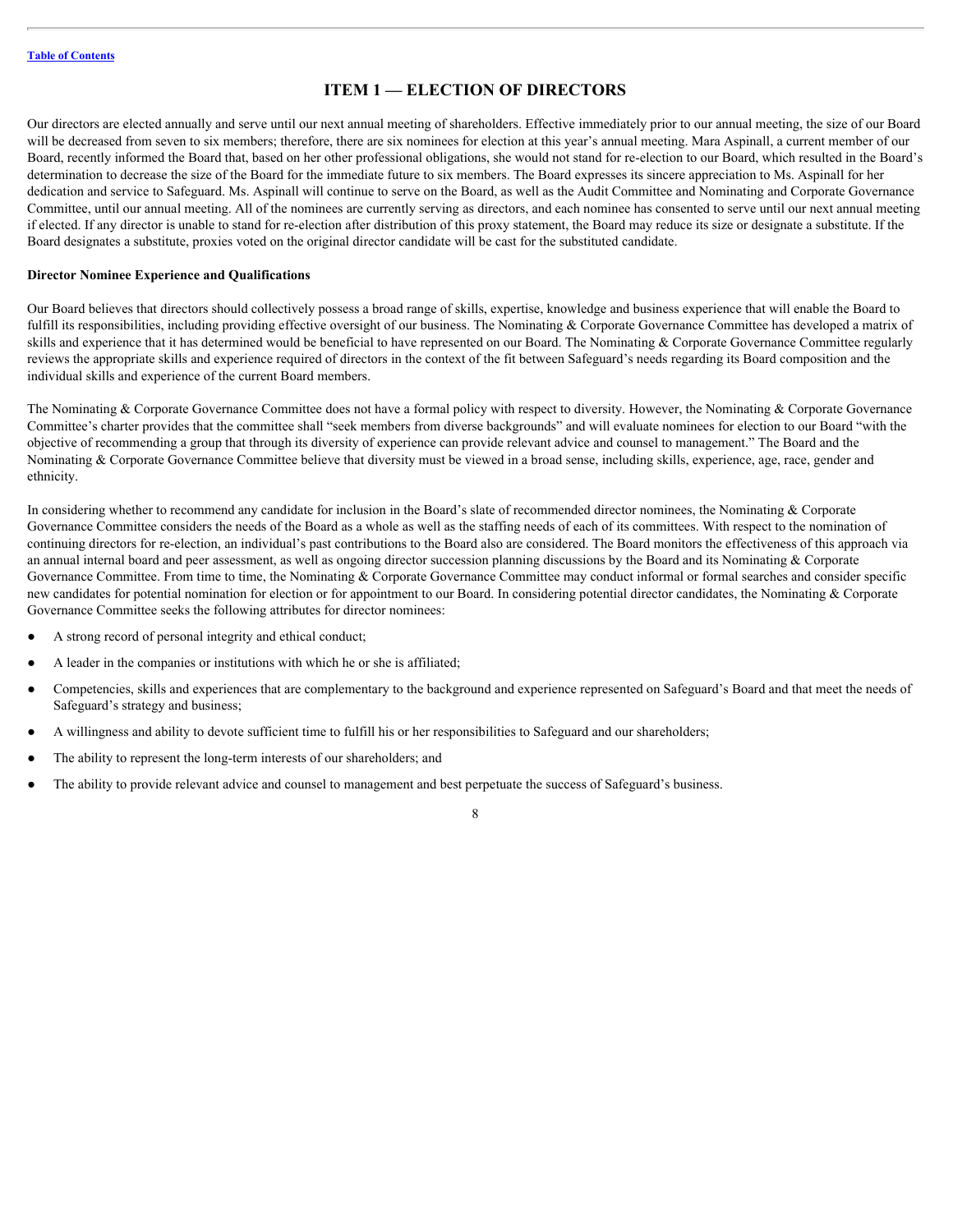# ITEM 1 — ELECTION OF DIRECTORS

Our directors are elected annually and serve until our next annual meeting of shareholders. Effective immediately prior to our annual meeting, the size of our Board will be decreased from seven to six members; therefore, there are six nominees for election at this year's annual meeting. Mara Aspinall, a current member of our Board, recently informed the Board that, based on her other professional obligations, she would not stand for re-election to our Board, which resulted in the Board's determination to decrease the size of the Board for the immediate future to six members. The Board expresses its sincere appreciation to Ms. Aspinall for her dedication and service to Safeguard. Ms. Aspinall will continue to serve on the Board, as well as the Audit Committee and Nominating and Corporate Governance Committee, until our annual meeting. All of the nominees are currently serving as directors, and each nominee has consented to serve until our next annual meeting if elected. If any director is unable to stand for re-election after distribution of this proxy statement, the Board may reduce its size or designate a substitute. If the Board designates a substitute, proxies voted on the original director candidate will be cast for the substituted candidate.

**Director Nominee Experience and Qualifications**

Our Board believes that directors should collectively possess a broad range of skills, expertise, knowledge and business experience that will enable the Board to fulfill its responsibilities, including providing effective oversight of our business. The Nominating & Corporate Governance Committee has developed a matrix of skills and experience that it has determined would be beneficial to have represented on our Board. The Nominating & Corporate Governance Committee regularly reviews the appropriate skills and experience required of directors in the context of the fit between Safeguard's needs regarding its Board composition and the individual skills and experience of the current Board members.

The Nominating & Corporate Governance Committee does not have a formal policy with respect to diversity. However, the Nominating & Corporate Governance Committee's charter provides that the committee shall "seek members from diverse backgrounds" and will evaluate nominees for election to our Board "with the objective of recommending a group that through its diversity of experience can provide relevant advice and counsel to management." The Board and the Nominating & Corporate Governance Committee believe that diversity must be viewed in a broad sense, including skills, experience, age, race, gender and ethnicity.

In considering whether to recommend any candidate for inclusion in the Board's slate of recommended director nominees, the Nominating & Corporate Governance Committee considers the needs of the Board as a whole as well as the staffing needs of each of its committees. With respect to the nomination of continuing directors for re-election, an individual's past contributions to the Board also are considered. The Board monitors the effectiveness of this approach via an annual internal board and peer assessment, as well as ongoing director succession planning discussions by the Board and its Nominating & Corporate Governance Committee. From time to time, the Nominating & Corporate Governance Committee may conduct informal or formal searches and consider specific new candidates for potential nomination for election or for appointment to our Board. In considering potential director candidates, the Nominating & Corporate Governance Committee seeks the following attributes for director nominees:

- A strong record of personal integrity and ethical conduct;
- A leader in the companies or institutions with which he or she is affiliated;
- Competencies, skills and experiences that are complementary to the background and experience represented on Safeguard's Board and that meet the needs of Safeguard's strategy and business;
- A willingness and ability to devote sufficient time to fulfill his or her responsibilities to Safeguard and our shareholders;
- The ability to represent the long-term interests of our shareholders; and
- The ability to provide relevant advice and counsel to management and best perpetuate the success of Safeguard's business.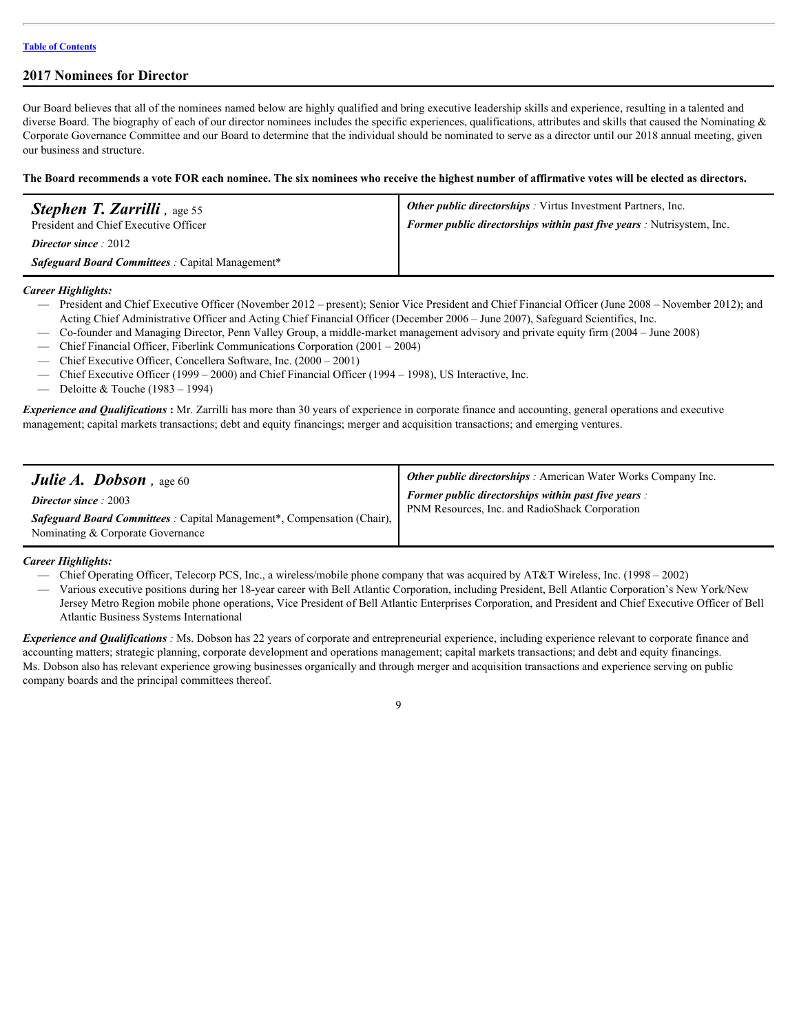[Table of Contents](#)

## 2017 Nominees for Director

Our Board believes that all of the nominees named below are highly qualified and bring executive leadership skills and experience, resulting in a talented and diverse Board. The biography of each of our director nominees includes the specific experiences, qualifications, attributes and skills that caused the Nominating & Corporate Governance Committee and our Board to determine that the individual should be nominated to serve as a director until our 2018 annual meeting, given our business and structure.

**The Board recommends a vote FOR each nominee. The six nominees who receive the highest number of affirmative votes will be elected as directors.**

| | |
|---|---|
| ***Stephen T. Zarrilli*** **,** age 55<br>President and Chief Executive Officer<br>***Director since*** : 2012<br>***Safeguard Board Committees*** : Capital Management* | ***Other public directorships*** : Virtus Investment Partners, Inc.<br>***Former public directorships within past five years*** : Nutrisystem, Inc. |

***Career Highlights:***

- President and Chief Executive Officer (November 2012 – present); Senior Vice President and Chief Financial Officer (June 2008 – November 2012); and Acting Chief Administrative Officer and Acting Chief Financial Officer (December 2006 – June 2007), Safeguard Scientifics, Inc.
- Co-founder and Managing Director, Penn Valley Group, a middle-market management advisory and private equity firm (2004 – June 2008)
- Chief Financial Officer, Fiberlink Communications Corporation (2001 – 2004)
- Chief Executive Officer, Concellera Software, Inc. (2000 – 2001)
- Chief Executive Officer (1999 – 2000) and Chief Financial Officer (1994 – 1998), US Interactive, Inc.
- Deloitte & Touche (1983 – 1994)

***Experience and Qualifications*** **:** Mr. Zarrilli has more than 30 years of experience in corporate finance and accounting, general operations and executive management; capital markets transactions; debt and equity financings; merger and acquisition transactions; and emerging ventures.

| | |
|---|---|
| ***Julie A. Dobson*** **,** age 60<br>***Director since*** : 2003<br>***Safeguard Board Committees*** : Capital Management*, Compensation (Chair), Nominating & Corporate Governance | ***Other public directorships*** : American Water Works Company Inc.<br>***Former public directorships within past five years*** : PNM Resources, Inc. and RadioShack Corporation |

***Career Highlights:***

- Chief Operating Officer, Telecorp PCS, Inc., a wireless/mobile phone company that was acquired by AT&T Wireless, Inc. (1998 – 2002)
- Various executive positions during her 18-year career with Bell Atlantic Corporation, including President, Bell Atlantic Corporation's New York/New Jersey Metro Region mobile phone operations, Vice President of Bell Atlantic Enterprises Corporation, and President and Chief Executive Officer of Bell Atlantic Business Systems International

***Experience and Qualifications*** : Ms. Dobson has 22 years of corporate and entrepreneurial experience, including experience relevant to corporate finance and accounting matters; strategic planning, corporate development and operations management; capital markets transactions; and debt and equity financings. Ms. Dobson also has relevant experience growing businesses organically and through merger and acquisition transactions and experience serving on public company boards and the principal committees thereof.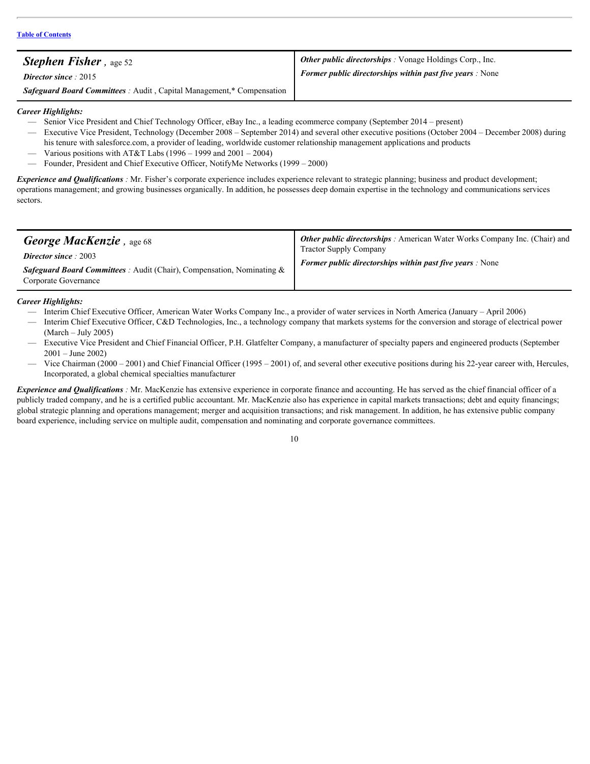## *Stephen Fisher*, age 52

***Director since*** : 2015

***Safeguard Board Committees*** : Audit , Capital Management,* Compensation

***Other public directorships*** : Vonage Holdings Corp., Inc.

***Former public directorships within past five years*** : None

***Career Highlights:***

- Senior Vice President and Chief Technology Officer, eBay Inc., a leading ecommerce company (September 2014 – present)
- Executive Vice President, Technology (December 2008 – September 2014) and several other executive positions (October 2004 – December 2008) during his tenure with salesforce.com, a provider of leading, worldwide customer relationship management applications and products
- Various positions with AT&T Labs (1996 – 1999 and 2001 – 2004)
- Founder, President and Chief Executive Officer, NotifyMe Networks (1999 – 2000)

***Experience and Qualifications*** : Mr. Fisher's corporate experience includes experience relevant to strategic planning; business and product development; operations management; and growing businesses organically. In addition, he possesses deep domain expertise in the technology and communications services sectors.

## *George MacKenzie*, age 68

***Director since*** : 2003

***Safeguard Board Committees*** : Audit (Chair), Compensation, Nominating & Corporate Governance

***Other public directorships*** : American Water Works Company Inc. (Chair) and Tractor Supply Company

***Former public directorships within past five years*** : None

***Career Highlights:***

- Interim Chief Executive Officer, American Water Works Company Inc., a provider of water services in North America (January – April 2006)
- Interim Chief Executive Officer, C&D Technologies, Inc., a technology company that markets systems for the conversion and storage of electrical power (March – July 2005)
- Executive Vice President and Chief Financial Officer, P.H. Glatfelter Company, a manufacturer of specialty papers and engineered products (September 2001 – June 2002)
- Vice Chairman (2000 – 2001) and Chief Financial Officer (1995 – 2001) of, and several other executive positions during his 22-year career with, Hercules, Incorporated, a global chemical specialties manufacturer

***Experience and Qualifications*** : Mr. MacKenzie has extensive experience in corporate finance and accounting. He has served as the chief financial officer of a publicly traded company, and he is a certified public accountant. Mr. MacKenzie also has experience in capital markets transactions; debt and equity financings; global strategic planning and operations management; merger and acquisition transactions; and risk management. In addition, he has extensive public company board experience, including service on multiple audit, compensation and nominating and corporate governance committees.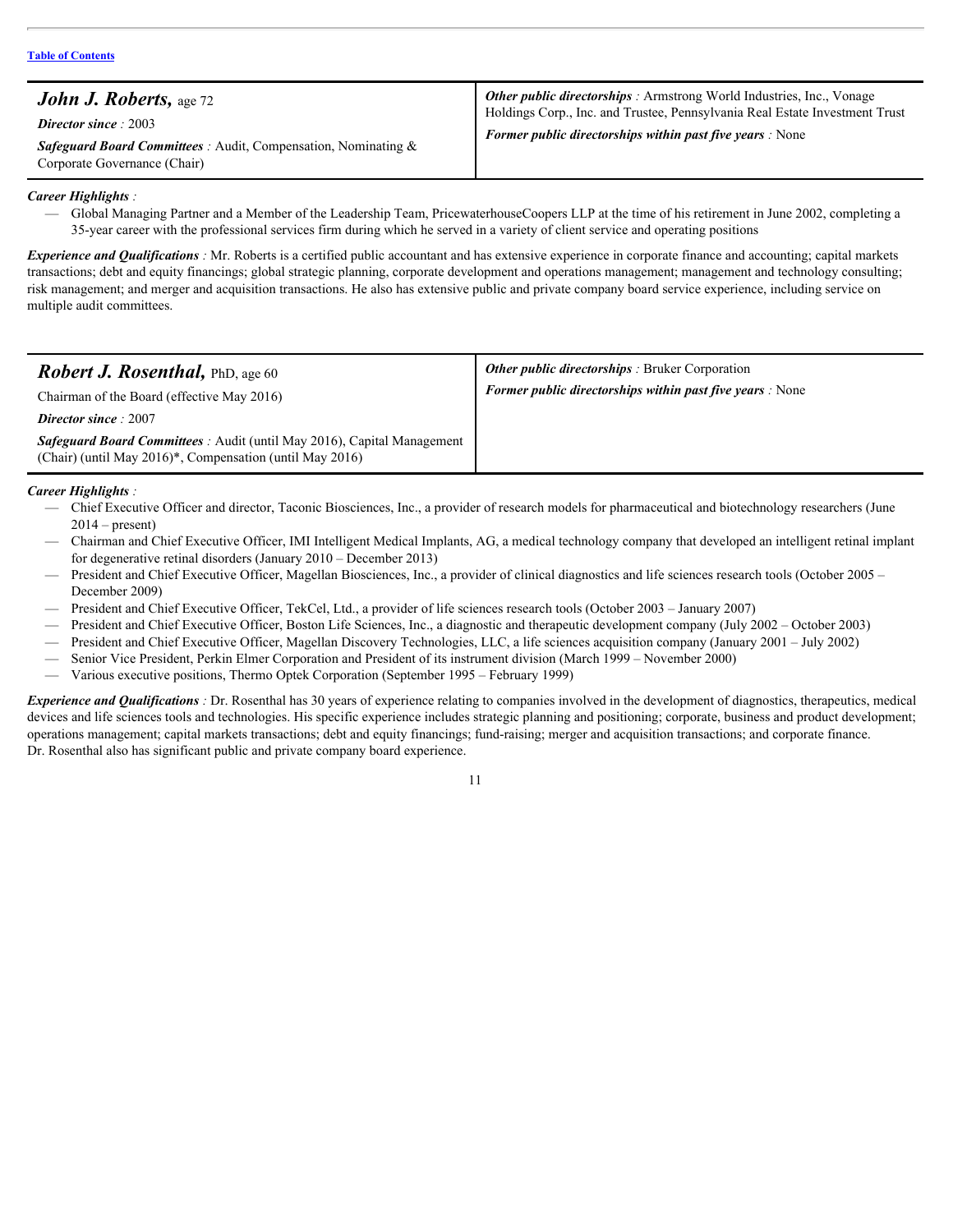[Table of Contents]

| ***John J. Roberts,*** age 72<br>***Director since*** *:* 2003<br>***Safeguard Board Committees*** *:* Audit, Compensation, Nominating & Corporate Governance (Chair) | ***Other public directorships*** *:* Armstrong World Industries, Inc., Vonage Holdings Corp., Inc. and Trustee, Pennsylvania Real Estate Investment Trust<br>***Former public directorships within past five years*** *:* None |
|---|---|

***Career Highlights*** *:*

- Global Managing Partner and a Member of the Leadership Team, PricewaterhouseCoopers LLP at the time of his retirement in June 2002, completing a 35-year career with the professional services firm during which he served in a variety of client service and operating positions

***Experience and Qualifications*** *:* Mr. Roberts is a certified public accountant and has extensive experience in corporate finance and accounting; capital markets transactions; debt and equity financings; global strategic planning, corporate development and operations management; management and technology consulting; risk management; and merger and acquisition transactions. He also has extensive public and private company board service experience, including service on multiple audit committees.

| ***Robert J. Rosenthal,*** PhD, age 60<br>Chairman of the Board (effective May 2016)<br>***Director since*** *:* 2007<br>***Safeguard Board Committees*** *:* Audit (until May 2016), Capital Management (Chair) (until May 2016)*, Compensation (until May 2016) | ***Other public directorships*** *:* Bruker Corporation<br>***Former public directorships within past five years*** *:* None |
|---|---|

***Career Highlights*** *:*

- Chief Executive Officer and director, Taconic Biosciences, Inc., a provider of research models for pharmaceutical and biotechnology researchers (June 2014 – present)
- Chairman and Chief Executive Officer, IMI Intelligent Medical Implants, AG, a medical technology company that developed an intelligent retinal implant for degenerative retinal disorders (January 2010 – December 2013)
- President and Chief Executive Officer, Magellan Biosciences, Inc., a provider of clinical diagnostics and life sciences research tools (October 2005 – December 2009)
- President and Chief Executive Officer, TekCel, Ltd., a provider of life sciences research tools (October 2003 – January 2007)
- President and Chief Executive Officer, Boston Life Sciences, Inc., a diagnostic and therapeutic development company (July 2002 – October 2003)
- President and Chief Executive Officer, Magellan Discovery Technologies, LLC, a life sciences acquisition company (January 2001 – July 2002)
- Senior Vice President, Perkin Elmer Corporation and President of its instrument division (March 1999 – November 2000)
- Various executive positions, Thermo Optek Corporation (September 1995 – February 1999)

***Experience and Qualifications*** *:* Dr. Rosenthal has 30 years of experience relating to companies involved in the development of diagnostics, therapeutics, medical devices and life sciences tools and technologies. His specific experience includes strategic planning and positioning; corporate, business and product development; operations management; capital markets transactions; debt and equity financings; fund-raising; merger and acquisition transactions; and corporate finance. Dr. Rosenthal also has significant public and private company board experience.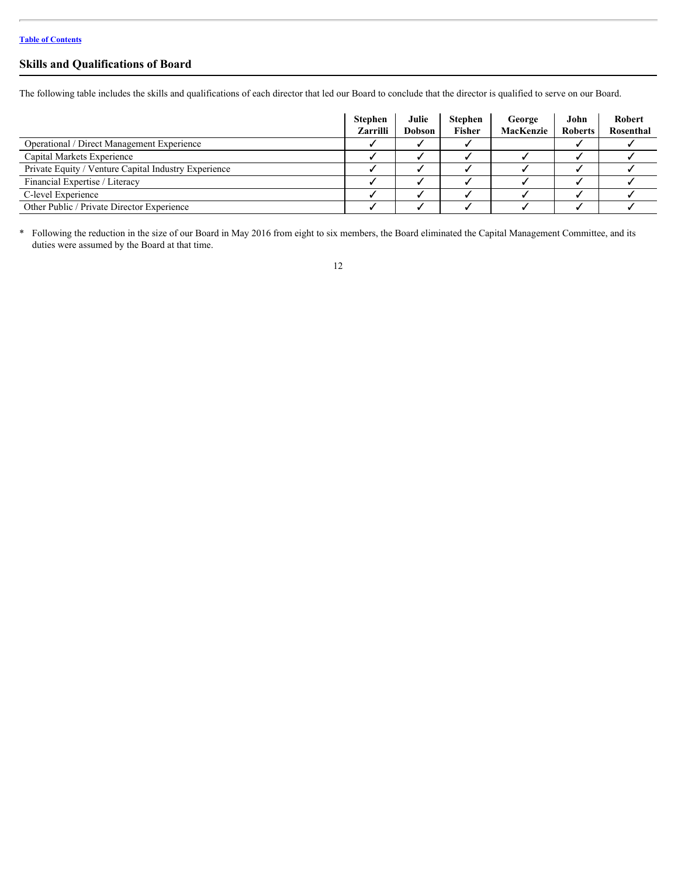[Table of Contents](#)

## Skills and Qualifications of Board

The following table includes the skills and qualifications of each director that led our Board to conclude that the director is qualified to serve on our Board.

| | Stephen Zarrilli | Julie Dobson | Stephen Fisher | George MacKenzie | John Roberts | Robert Rosenthal |
|---|---|---|---|---|---|---|
| Operational / Direct Management Experience | ✓ | ✓ | ✓ | | ✓ | ✓ |
| Capital Markets Experience | ✓ | ✓ | ✓ | ✓ | ✓ | ✓ |
| Private Equity / Venture Capital Industry Experience | ✓ | ✓ | ✓ | ✓ | ✓ | ✓ |
| Financial Expertise / Literacy | ✓ | ✓ | ✓ | ✓ | ✓ | ✓ |
| C-level Experience | ✓ | ✓ | ✓ | ✓ | ✓ | ✓ |
| Other Public / Private Director Experience | ✓ | ✓ | ✓ | ✓ | ✓ | ✓ |

\* Following the reduction in the size of our Board in May 2016 from eight to six members, the Board eliminated the Capital Management Committee, and its duties were assumed by the Board at that time.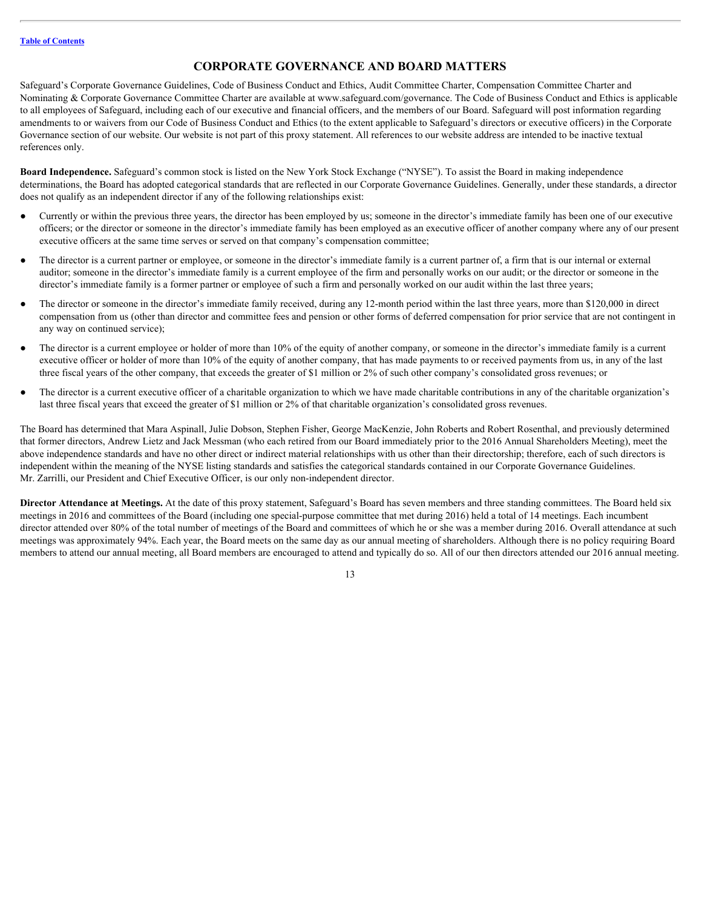# CORPORATE GOVERNANCE AND BOARD MATTERS

Safeguard's Corporate Governance Guidelines, Code of Business Conduct and Ethics, Audit Committee Charter, Compensation Committee Charter and Nominating & Corporate Governance Committee Charter are available at www.safeguard.com/governance. The Code of Business Conduct and Ethics is applicable to all employees of Safeguard, including each of our executive and financial officers, and the members of our Board. Safeguard will post information regarding amendments to or waivers from our Code of Business Conduct and Ethics (to the extent applicable to Safeguard's directors or executive officers) in the Corporate Governance section of our website. Our website is not part of this proxy statement. All references to our website address are intended to be inactive textual references only.

**Board Independence.** Safeguard's common stock is listed on the New York Stock Exchange ("NYSE"). To assist the Board in making independence determinations, the Board has adopted categorical standards that are reflected in our Corporate Governance Guidelines. Generally, under these standards, a director does not qualify as an independent director if any of the following relationships exist:

- Currently or within the previous three years, the director has been employed by us; someone in the director's immediate family has been one of our executive officers; or the director or someone in the director's immediate family has been employed as an executive officer of another company where any of our present executive officers at the same time serves or served on that company's compensation committee;
- The director is a current partner or employee, or someone in the director's immediate family is a current partner of, a firm that is our internal or external auditor; someone in the director's immediate family is a current employee of the firm and personally works on our audit; or the director or someone in the director's immediate family is a former partner or employee of such a firm and personally worked on our audit within the last three years;
- The director or someone in the director's immediate family received, during any 12-month period within the last three years, more than $120,000 in direct compensation from us (other than director and committee fees and pension or other forms of deferred compensation for prior service that are not contingent in any way on continued service);
- The director is a current employee or holder of more than 10% of the equity of another company, or someone in the director's immediate family is a current executive officer or holder of more than 10% of the equity of another company, that has made payments to or received payments from us, in any of the last three fiscal years of the other company, that exceeds the greater of $1 million or 2% of such other company's consolidated gross revenues; or
- The director is a current executive officer of a charitable organization to which we have made charitable contributions in any of the charitable organization's last three fiscal years that exceed the greater of $1 million or 2% of that charitable organization's consolidated gross revenues.

The Board has determined that Mara Aspinall, Julie Dobson, Stephen Fisher, George MacKenzie, John Roberts and Robert Rosenthal, and previously determined that former directors, Andrew Lietz and Jack Messman (who each retired from our Board immediately prior to the 2016 Annual Shareholders Meeting), meet the above independence standards and have no other direct or indirect material relationships with us other than their directorship; therefore, each of such directors is independent within the meaning of the NYSE listing standards and satisfies the categorical standards contained in our Corporate Governance Guidelines. Mr. Zarrilli, our President and Chief Executive Officer, is our only non-independent director.

**Director Attendance at Meetings.** At the date of this proxy statement, Safeguard's Board has seven members and three standing committees. The Board held six meetings in 2016 and committees of the Board (including one special-purpose committee that met during 2016) held a total of 14 meetings. Each incumbent director attended over 80% of the total number of meetings of the Board and committees of which he or she was a member during 2016. Overall attendance at such meetings was approximately 94%. Each year, the Board meets on the same day as our annual meeting of shareholders. Although there is no policy requiring Board members to attend our annual meeting, all Board members are encouraged to attend and typically do so. All of our then directors attended our 2016 annual meeting.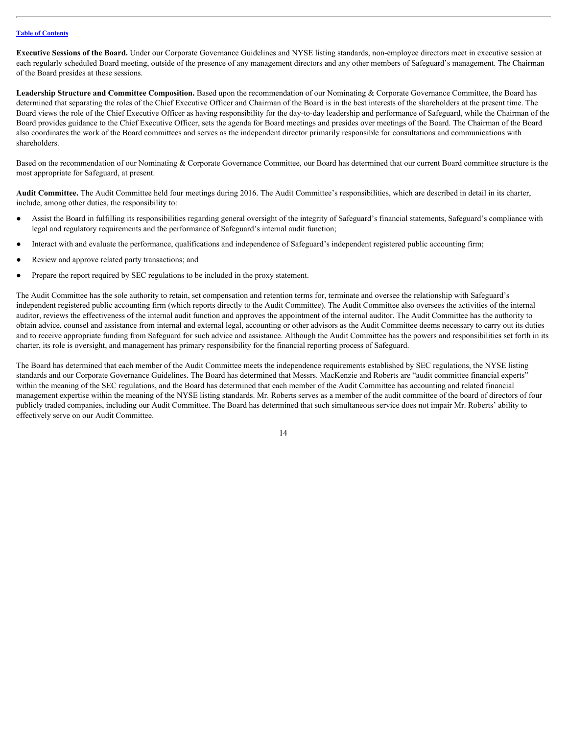**Executive Sessions of the Board.** Under our Corporate Governance Guidelines and NYSE listing standards, non-employee directors meet in executive session at each regularly scheduled Board meeting, outside of the presence of any management directors and any other members of Safeguard's management. The Chairman of the Board presides at these sessions.

**Leadership Structure and Committee Composition.** Based upon the recommendation of our Nominating & Corporate Governance Committee, the Board has determined that separating the roles of the Chief Executive Officer and Chairman of the Board is in the best interests of the shareholders at the present time. The Board views the role of the Chief Executive Officer as having responsibility for the day-to-day leadership and performance of Safeguard, while the Chairman of the Board provides guidance to the Chief Executive Officer, sets the agenda for Board meetings and presides over meetings of the Board. The Chairman of the Board also coordinates the work of the Board committees and serves as the independent director primarily responsible for consultations and communications with shareholders.

Based on the recommendation of our Nominating & Corporate Governance Committee, our Board has determined that our current Board committee structure is the most appropriate for Safeguard, at present.

**Audit Committee.** The Audit Committee held four meetings during 2016. The Audit Committee's responsibilities, which are described in detail in its charter, include, among other duties, the responsibility to:

- Assist the Board in fulfilling its responsibilities regarding general oversight of the integrity of Safeguard's financial statements, Safeguard's compliance with legal and regulatory requirements and the performance of Safeguard's internal audit function;
- Interact with and evaluate the performance, qualifications and independence of Safeguard's independent registered public accounting firm;
- Review and approve related party transactions; and
- Prepare the report required by SEC regulations to be included in the proxy statement.

The Audit Committee has the sole authority to retain, set compensation and retention terms for, terminate and oversee the relationship with Safeguard's independent registered public accounting firm (which reports directly to the Audit Committee). The Audit Committee also oversees the activities of the internal auditor, reviews the effectiveness of the internal audit function and approves the appointment of the internal auditor. The Audit Committee has the authority to obtain advice, counsel and assistance from internal and external legal, accounting or other advisors as the Audit Committee deems necessary to carry out its duties and to receive appropriate funding from Safeguard for such advice and assistance. Although the Audit Committee has the powers and responsibilities set forth in its charter, its role is oversight, and management has primary responsibility for the financial reporting process of Safeguard.

The Board has determined that each member of the Audit Committee meets the independence requirements established by SEC regulations, the NYSE listing standards and our Corporate Governance Guidelines. The Board has determined that Messrs. MacKenzie and Roberts are "audit committee financial experts" within the meaning of the SEC regulations, and the Board has determined that each member of the Audit Committee has accounting and related financial management expertise within the meaning of the NYSE listing standards. Mr. Roberts serves as a member of the audit committee of the board of directors of four publicly traded companies, including our Audit Committee. The Board has determined that such simultaneous service does not impair Mr. Roberts' ability to effectively serve on our Audit Committee.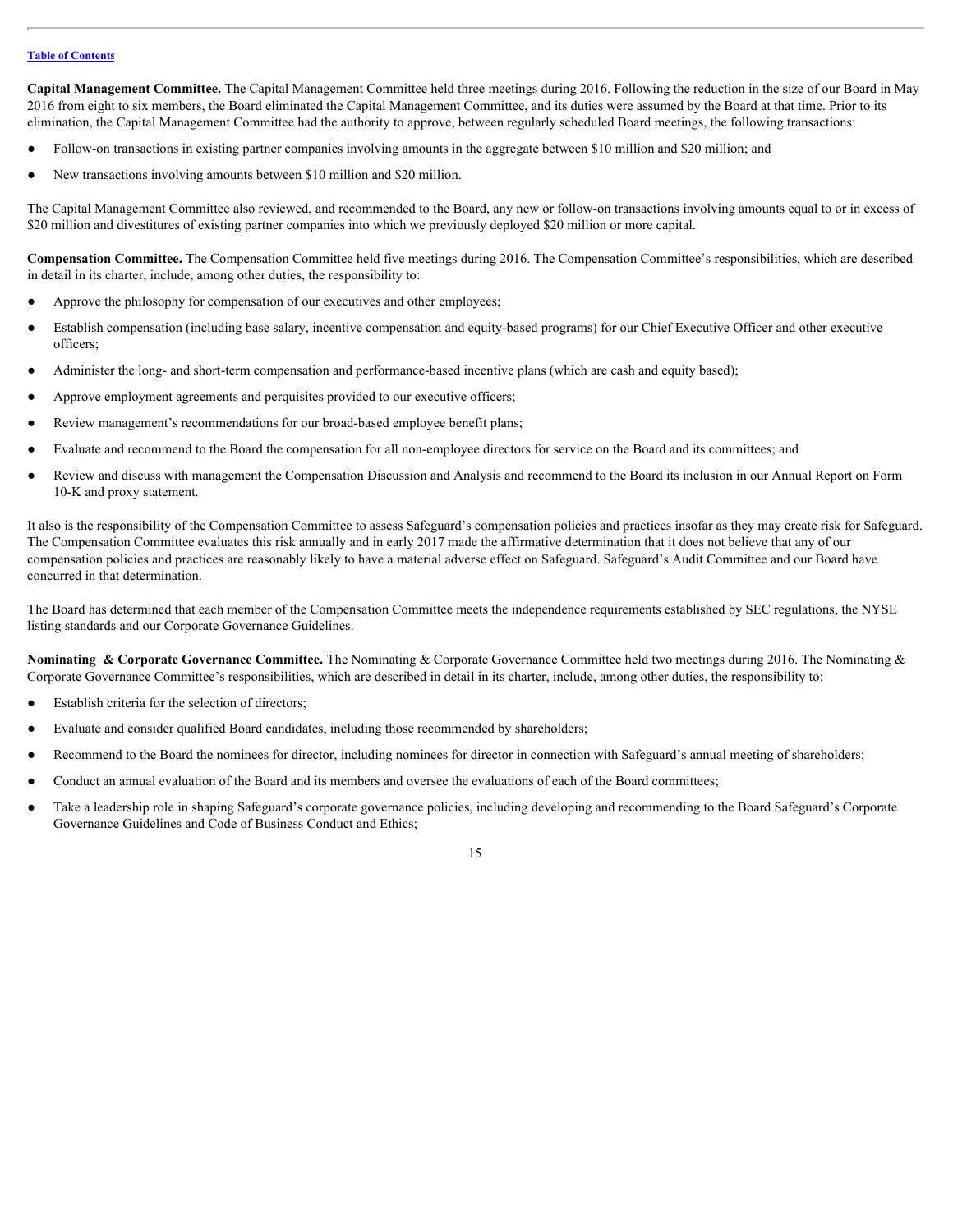**Capital Management Committee.** The Capital Management Committee held three meetings during 2016. Following the reduction in the size of our Board in May 2016 from eight to six members, the Board eliminated the Capital Management Committee, and its duties were assumed by the Board at that time. Prior to its elimination, the Capital Management Committee had the authority to approve, between regularly scheduled Board meetings, the following transactions:

- Follow-on transactions in existing partner companies involving amounts in the aggregate between $10 million and $20 million; and
- New transactions involving amounts between $10 million and $20 million.

The Capital Management Committee also reviewed, and recommended to the Board, any new or follow-on transactions involving amounts equal to or in excess of $20 million and divestitures of existing partner companies into which we previously deployed $20 million or more capital.

**Compensation Committee.** The Compensation Committee held five meetings during 2016. The Compensation Committee's responsibilities, which are described in detail in its charter, include, among other duties, the responsibility to:

- Approve the philosophy for compensation of our executives and other employees;
- Establish compensation (including base salary, incentive compensation and equity-based programs) for our Chief Executive Officer and other executive officers;
- Administer the long- and short-term compensation and performance-based incentive plans (which are cash and equity based);
- Approve employment agreements and perquisites provided to our executive officers;
- Review management's recommendations for our broad-based employee benefit plans;
- Evaluate and recommend to the Board the compensation for all non-employee directors for service on the Board and its committees; and
- Review and discuss with management the Compensation Discussion and Analysis and recommend to the Board its inclusion in our Annual Report on Form 10-K and proxy statement.

It also is the responsibility of the Compensation Committee to assess Safeguard's compensation policies and practices insofar as they may create risk for Safeguard. The Compensation Committee evaluates this risk annually and in early 2017 made the affirmative determination that it does not believe that any of our compensation policies and practices are reasonably likely to have a material adverse effect on Safeguard. Safeguard's Audit Committee and our Board have concurred in that determination.

The Board has determined that each member of the Compensation Committee meets the independence requirements established by SEC regulations, the NYSE listing standards and our Corporate Governance Guidelines.

**Nominating & Corporate Governance Committee.** The Nominating & Corporate Governance Committee held two meetings during 2016. The Nominating & Corporate Governance Committee's responsibilities, which are described in detail in its charter, include, among other duties, the responsibility to:

- Establish criteria for the selection of directors;
- Evaluate and consider qualified Board candidates, including those recommended by shareholders;
- Recommend to the Board the nominees for director, including nominees for director in connection with Safeguard's annual meeting of shareholders;
- Conduct an annual evaluation of the Board and its members and oversee the evaluations of each of the Board committees;
- Take a leadership role in shaping Safeguard's corporate governance policies, including developing and recommending to the Board Safeguard's Corporate Governance Guidelines and Code of Business Conduct and Ethics;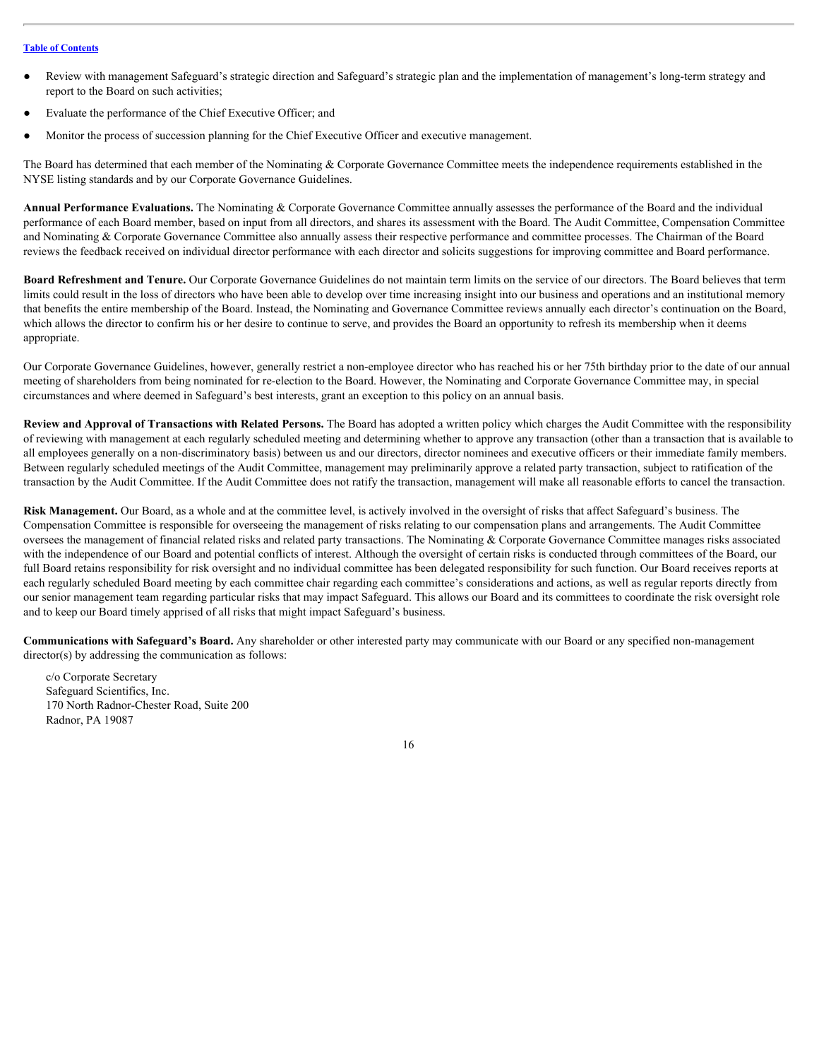- Review with management Safeguard's strategic direction and Safeguard's strategic plan and the implementation of management's long-term strategy and report to the Board on such activities;
- Evaluate the performance of the Chief Executive Officer; and
- Monitor the process of succession planning for the Chief Executive Officer and executive management.

The Board has determined that each member of the Nominating & Corporate Governance Committee meets the independence requirements established in the NYSE listing standards and by our Corporate Governance Guidelines.

**Annual Performance Evaluations.** The Nominating & Corporate Governance Committee annually assesses the performance of the Board and the individual performance of each Board member, based on input from all directors, and shares its assessment with the Board. The Audit Committee, Compensation Committee and Nominating & Corporate Governance Committee also annually assess their respective performance and committee processes. The Chairman of the Board reviews the feedback received on individual director performance with each director and solicits suggestions for improving committee and Board performance.

**Board Refreshment and Tenure.** Our Corporate Governance Guidelines do not maintain term limits on the service of our directors. The Board believes that term limits could result in the loss of directors who have been able to develop over time increasing insight into our business and operations and an institutional memory that benefits the entire membership of the Board. Instead, the Nominating and Governance Committee reviews annually each director's continuation on the Board, which allows the director to confirm his or her desire to continue to serve, and provides the Board an opportunity to refresh its membership when it deems appropriate.

Our Corporate Governance Guidelines, however, generally restrict a non-employee director who has reached his or her 75th birthday prior to the date of our annual meeting of shareholders from being nominated for re-election to the Board. However, the Nominating and Corporate Governance Committee may, in special circumstances and where deemed in Safeguard's best interests, grant an exception to this policy on an annual basis.

**Review and Approval of Transactions with Related Persons.** The Board has adopted a written policy which charges the Audit Committee with the responsibility of reviewing with management at each regularly scheduled meeting and determining whether to approve any transaction (other than a transaction that is available to all employees generally on a non-discriminatory basis) between us and our directors, director nominees and executive officers or their immediate family members. Between regularly scheduled meetings of the Audit Committee, management may preliminarily approve a related party transaction, subject to ratification of the transaction by the Audit Committee. If the Audit Committee does not ratify the transaction, management will make all reasonable efforts to cancel the transaction.

**Risk Management.** Our Board, as a whole and at the committee level, is actively involved in the oversight of risks that affect Safeguard's business. The Compensation Committee is responsible for overseeing the management of risks relating to our compensation plans and arrangements. The Audit Committee oversees the management of financial related risks and related party transactions. The Nominating & Corporate Governance Committee manages risks associated with the independence of our Board and potential conflicts of interest. Although the oversight of certain risks is conducted through committees of the Board, our full Board retains responsibility for risk oversight and no individual committee has been delegated responsibility for such function. Our Board receives reports at each regularly scheduled Board meeting by each committee chair regarding each committee's considerations and actions, as well as regular reports directly from our senior management team regarding particular risks that may impact Safeguard. This allows our Board and its committees to coordinate the risk oversight role and to keep our Board timely apprised of all risks that might impact Safeguard's business.

**Communications with Safeguard's Board.** Any shareholder or other interested party may communicate with our Board or any specified non-management director(s) by addressing the communication as follows:

c/o Corporate Secretary
Safeguard Scientifics, Inc.
170 North Radnor-Chester Road, Suite 200
Radnor, PA 19087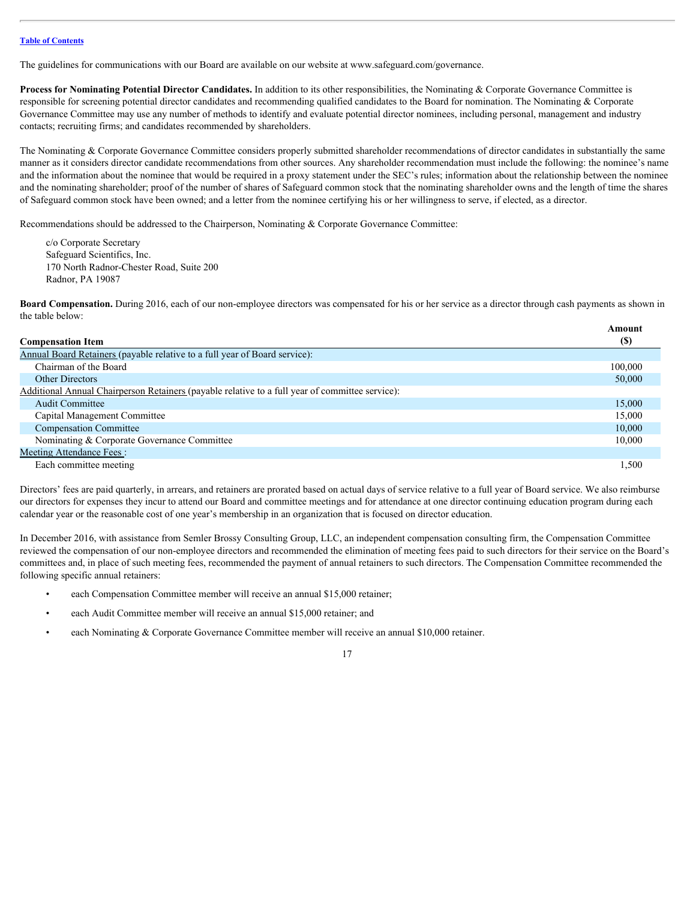The guidelines for communications with our Board are available on our website at www.safeguard.com/governance.

**Process for Nominating Potential Director Candidates.** In addition to its other responsibilities, the Nominating & Corporate Governance Committee is responsible for screening potential director candidates and recommending qualified candidates to the Board for nomination. The Nominating & Corporate Governance Committee may use any number of methods to identify and evaluate potential director nominees, including personal, management and industry contacts; recruiting firms; and candidates recommended by shareholders.

The Nominating & Corporate Governance Committee considers properly submitted shareholder recommendations of director candidates in substantially the same manner as it considers director candidate recommendations from other sources. Any shareholder recommendation must include the following: the nominee's name and the information about the nominee that would be required in a proxy statement under the SEC's rules; information about the relationship between the nominee and the nominating shareholder; proof of the number of shares of Safeguard common stock that the nominating shareholder owns and the length of time the shares of Safeguard common stock have been owned; and a letter from the nominee certifying his or her willingness to serve, if elected, as a director.

Recommendations should be addressed to the Chairperson, Nominating & Corporate Governance Committee:

c/o Corporate Secretary
Safeguard Scientifics, Inc.
170 North Radnor-Chester Road, Suite 200
Radnor, PA 19087

**Board Compensation.** During 2016, each of our non-employee directors was compensated for his or her service as a director through cash payments as shown in the table below:

| Compensation Item | Amount ($) |
|---|---|
| Annual Board Retainers (payable relative to a full year of Board service): | |
| Chairman of the Board | 100,000 |
| Other Directors | 50,000 |
| Additional Annual Chairperson Retainers (payable relative to a full year of committee service): | |
| Audit Committee | 15,000 |
| Capital Management Committee | 15,000 |
| Compensation Committee | 10,000 |
| Nominating & Corporate Governance Committee | 10,000 |
| Meeting Attendance Fees : | |
| Each committee meeting | 1,500 |

Directors' fees are paid quarterly, in arrears, and retainers are prorated based on actual days of service relative to a full year of Board service. We also reimburse our directors for expenses they incur to attend our Board and committee meetings and for attendance at one director continuing education program during each calendar year or the reasonable cost of one year's membership in an organization that is focused on director education.

In December 2016, with assistance from Semler Brossy Consulting Group, LLC, an independent compensation consulting firm, the Compensation Committee reviewed the compensation of our non-employee directors and recommended the elimination of meeting fees paid to such directors for their service on the Board's committees and, in place of such meeting fees, recommended the payment of annual retainers to such directors. The Compensation Committee recommended the following specific annual retainers:

- each Compensation Committee member will receive an annual $15,000 retainer;
- each Audit Committee member will receive an annual $15,000 retainer; and
- each Nominating & Corporate Governance Committee member will receive an annual $10,000 retainer.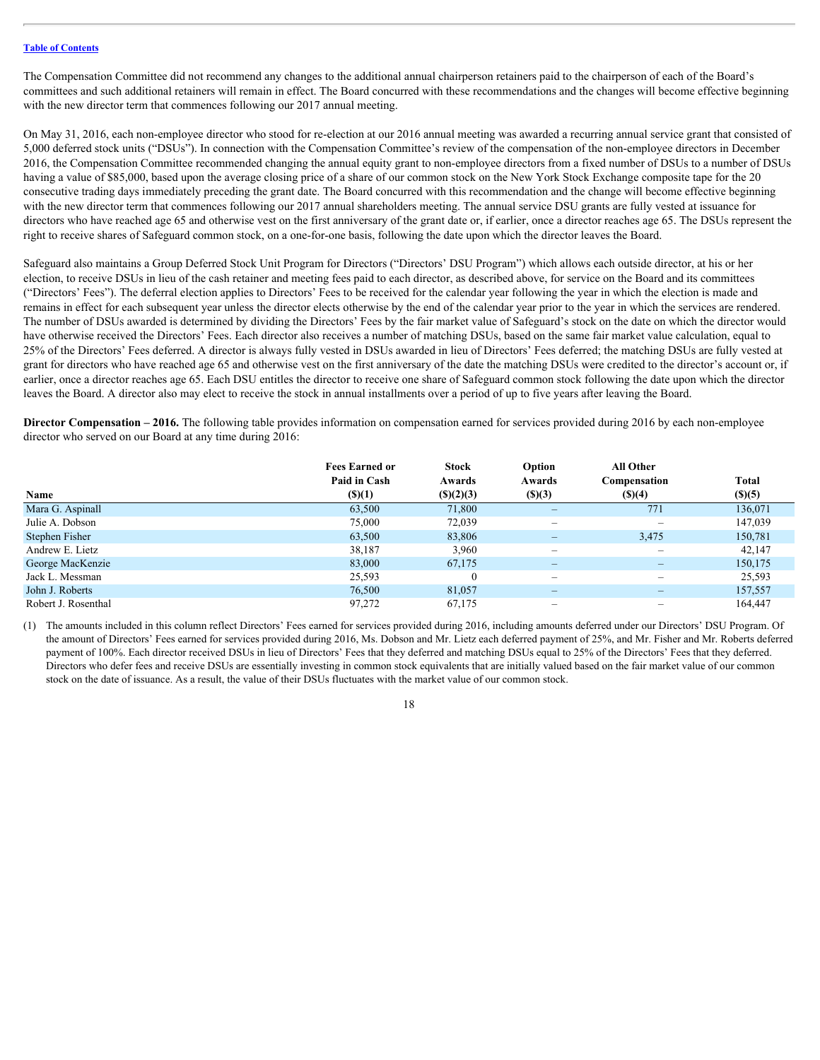[Table of Contents](#)

The Compensation Committee did not recommend any changes to the additional annual chairperson retainers paid to the chairperson of each of the Board's committees and such additional retainers will remain in effect. The Board concurred with these recommendations and the changes will become effective beginning with the new director term that commences following our 2017 annual meeting.

On May 31, 2016, each non-employee director who stood for re-election at our 2016 annual meeting was awarded a recurring annual service grant that consisted of 5,000 deferred stock units ("DSUs"). In connection with the Compensation Committee's review of the compensation of the non-employee directors in December 2016, the Compensation Committee recommended changing the annual equity grant to non-employee directors from a fixed number of DSUs to a number of DSUs having a value of $85,000, based upon the average closing price of a share of our common stock on the New York Stock Exchange composite tape for the 20 consecutive trading days immediately preceding the grant date. The Board concurred with this recommendation and the change will become effective beginning with the new director term that commences following our 2017 annual shareholders meeting. The annual service DSU grants are fully vested at issuance for directors who have reached age 65 and otherwise vest on the first anniversary of the grant date or, if earlier, once a director reaches age 65. The DSUs represent the right to receive shares of Safeguard common stock, on a one-for-one basis, following the date upon which the director leaves the Board.

Safeguard also maintains a Group Deferred Stock Unit Program for Directors ("Directors' DSU Program") which allows each outside director, at his or her election, to receive DSUs in lieu of the cash retainer and meeting fees paid to each director, as described above, for service on the Board and its committees ("Directors' Fees"). The deferral election applies to Directors' Fees to be received for the calendar year following the year in which the election is made and remains in effect for each subsequent year unless the director elects otherwise by the end of the calendar year prior to the year in which the services are rendered. The number of DSUs awarded is determined by dividing the Directors' Fees by the fair market value of Safeguard's stock on the date on which the director would have otherwise received the Directors' Fees. Each director also receives a number of matching DSUs, based on the same fair market value calculation, equal to 25% of the Directors' Fees deferred. A director is always fully vested in DSUs awarded in lieu of Directors' Fees deferred; the matching DSUs are fully vested at grant for directors who have reached age 65 and otherwise vest on the first anniversary of the date the matching DSUs were credited to the director's account or, if earlier, once a director reaches age 65. Each DSU entitles the director to receive one share of Safeguard common stock following the date upon which the director leaves the Board. A director also may elect to receive the stock in annual installments over a period of up to five years after leaving the Board.

**Director Compensation – 2016.** The following table provides information on compensation earned for services provided during 2016 by each non-employee director who served on our Board at any time during 2016:

| Name | Fees Earned or Paid in Cash ($)(1) | Stock Awards ($)(2)(3) | Option Awards ($)(3) | All Other Compensation ($)(4) | Total ($)(5) |
|---|---|---|---|---|---|
| Mara G. Aspinall | 63,500 | 71,800 | – | 771 | 136,071 |
| Julie A. Dobson | 75,000 | 72,039 | – | – | 147,039 |
| Stephen Fisher | 63,500 | 83,806 | – | 3,475 | 150,781 |
| Andrew E. Lietz | 38,187 | 3,960 | – | – | 42,147 |
| George MacKenzie | 83,000 | 67,175 | – | – | 150,175 |
| Jack L. Messman | 25,593 | 0 | – | – | 25,593 |
| John J. Roberts | 76,500 | 81,057 | – | – | 157,557 |
| Robert J. Rosenthal | 97,272 | 67,175 | – | – | 164,447 |

(1) The amounts included in this column reflect Directors' Fees earned for services provided during 2016, including amounts deferred under our Directors' DSU Program. Of the amount of Directors' Fees earned for services provided during 2016, Ms. Dobson and Mr. Lietz each deferred payment of 25%, and Mr. Fisher and Mr. Roberts deferred payment of 100%. Each director received DSUs in lieu of Directors' Fees that they deferred and matching DSUs equal to 25% of the Directors' Fees that they deferred. Directors who defer fees and receive DSUs are essentially investing in common stock equivalents that are initially valued based on the fair market value of our common stock on the date of issuance. As a result, the value of their DSUs fluctuates with the market value of our common stock.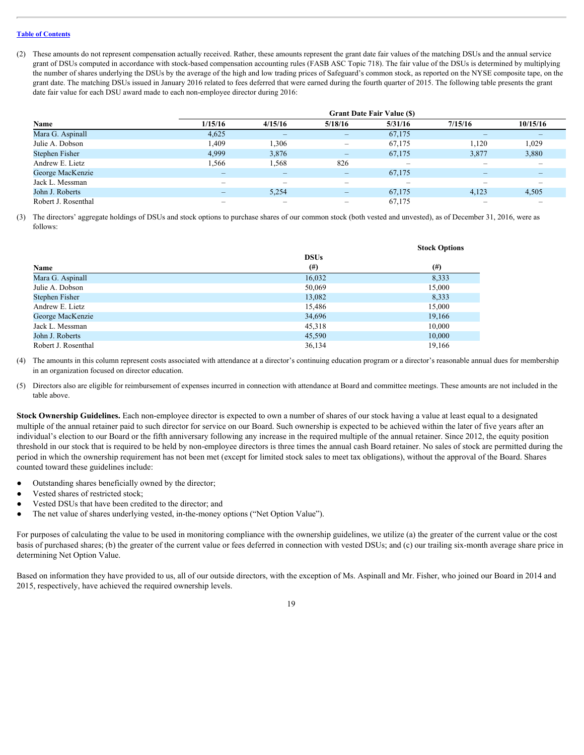[Table of Contents](#)

(2) These amounts do not represent compensation actually received. Rather, these amounts represent the grant date fair values of the matching DSUs and the annual service grant of DSUs computed in accordance with stock-based compensation accounting rules (FASB ASC Topic 718). The fair value of the DSUs is determined by multiplying the number of shares underlying the DSUs by the average of the high and low trading prices of Safeguard's common stock, as reported on the NYSE composite tape, on the grant date. The matching DSUs issued in January 2016 related to fees deferred that were earned during the fourth quarter of 2015. The following table presents the grant date fair value for each DSU award made to each non-employee director during 2016:

| | Grant Date Fair Value ($) | | | | | |
|---|---|---|---|---|---|---|
| **Name** | **1/15/16** | **4/15/16** | **5/18/16** | **5/31/16** | **7/15/16** | **10/15/16** |
| Mara G. Aspinall | 4,625 | – | – | 67,175 | – | – |
| Julie A. Dobson | 1,409 | 1,306 | – | 67,175 | 1,120 | 1,029 |
| Stephen Fisher | 4,999 | 3,876 | – | 67,175 | 3,877 | 3,880 |
| Andrew E. Lietz | 1,566 | 1,568 | 826 | – | – | – |
| George MacKenzie | – | – | – | 67,175 | – | – |
| Jack L. Messman | – | – | – | – | – | – |
| John J. Roberts | – | 5,254 | – | 67,175 | 4,123 | 4,505 |
| Robert J. Rosenthal | – | – | – | 67,175 | – | – |

(3) The directors' aggregate holdings of DSUs and stock options to purchase shares of our common stock (both vested and unvested), as of December 31, 2016, were as follows:

| Name | DSUs (#) | Stock Options (#) |
|---|---|---|
| Mara G. Aspinall | 16,032 | 8,333 |
| Julie A. Dobson | 50,069 | 15,000 |
| Stephen Fisher | 13,082 | 8,333 |
| Andrew E. Lietz | 15,486 | 15,000 |
| George MacKenzie | 34,696 | 19,166 |
| Jack L. Messman | 45,318 | 10,000 |
| John J. Roberts | 45,590 | 10,000 |
| Robert J. Rosenthal | 36,134 | 19,166 |

(4) The amounts in this column represent costs associated with attendance at a director's continuing education program or a director's reasonable annual dues for membership in an organization focused on director education.

(5) Directors also are eligible for reimbursement of expenses incurred in connection with attendance at Board and committee meetings. These amounts are not included in the table above.

**Stock Ownership Guidelines.** Each non-employee director is expected to own a number of shares of our stock having a value at least equal to a designated multiple of the annual retainer paid to such director for service on our Board. Such ownership is expected to be achieved within the later of five years after an individual's election to our Board or the fifth anniversary following any increase in the required multiple of the annual retainer. Since 2012, the equity position threshold in our stock that is required to be held by non-employee directors is three times the annual cash Board retainer. No sales of stock are permitted during the period in which the ownership requirement has not been met (except for limited stock sales to meet tax obligations), without the approval of the Board. Shares counted toward these guidelines include:

- Outstanding shares beneficially owned by the director;
- Vested shares of restricted stock;
- Vested DSUs that have been credited to the director; and
- The net value of shares underlying vested, in-the-money options ("Net Option Value").

For purposes of calculating the value to be used in monitoring compliance with the ownership guidelines, we utilize (a) the greater of the current value or the cost basis of purchased shares; (b) the greater of the current value or fees deferred in connection with vested DSUs; and (c) our trailing six-month average share price in determining Net Option Value.

Based on information they have provided to us, all of our outside directors, with the exception of Ms. Aspinall and Mr. Fisher, who joined our Board in 2014 and 2015, respectively, have achieved the required ownership levels.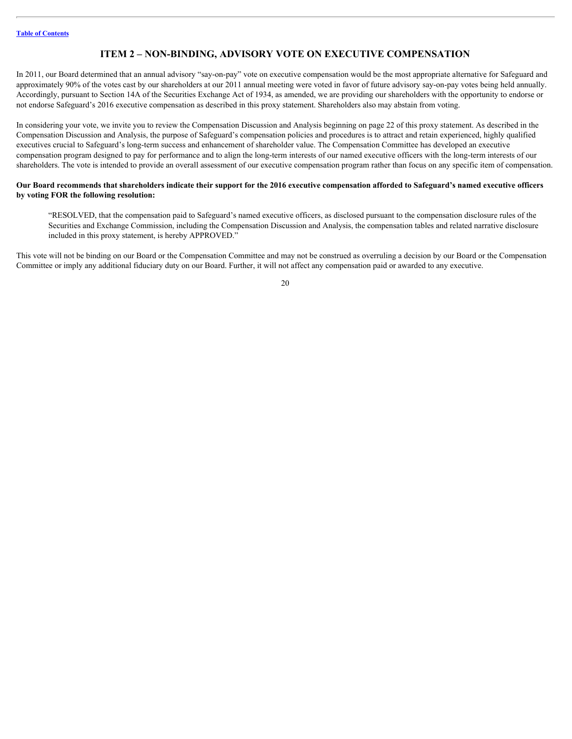## ITEM 2 – NON-BINDING, ADVISORY VOTE ON EXECUTIVE COMPENSATION

In 2011, our Board determined that an annual advisory "say-on-pay" vote on executive compensation would be the most appropriate alternative for Safeguard and approximately 90% of the votes cast by our shareholders at our 2011 annual meeting were voted in favor of future advisory say-on-pay votes being held annually. Accordingly, pursuant to Section 14A of the Securities Exchange Act of 1934, as amended, we are providing our shareholders with the opportunity to endorse or not endorse Safeguard's 2016 executive compensation as described in this proxy statement. Shareholders also may abstain from voting.

In considering your vote, we invite you to review the Compensation Discussion and Analysis beginning on page 22 of this proxy statement. As described in the Compensation Discussion and Analysis, the purpose of Safeguard's compensation policies and procedures is to attract and retain experienced, highly qualified executives crucial to Safeguard's long-term success and enhancement of shareholder value. The Compensation Committee has developed an executive compensation program designed to pay for performance and to align the long-term interests of our named executive officers with the long-term interests of our shareholders. The vote is intended to provide an overall assessment of our executive compensation program rather than focus on any specific item of compensation.

**Our Board recommends that shareholders indicate their support for the 2016 executive compensation afforded to Safeguard's named executive officers by voting FOR the following resolution:**

> "RESOLVED, that the compensation paid to Safeguard's named executive officers, as disclosed pursuant to the compensation disclosure rules of the Securities and Exchange Commission, including the Compensation Discussion and Analysis, the compensation tables and related narrative disclosure included in this proxy statement, is hereby APPROVED."

This vote will not be binding on our Board or the Compensation Committee and may not be construed as overruling a decision by our Board or the Compensation Committee or imply any additional fiduciary duty on our Board. Further, it will not affect any compensation paid or awarded to any executive.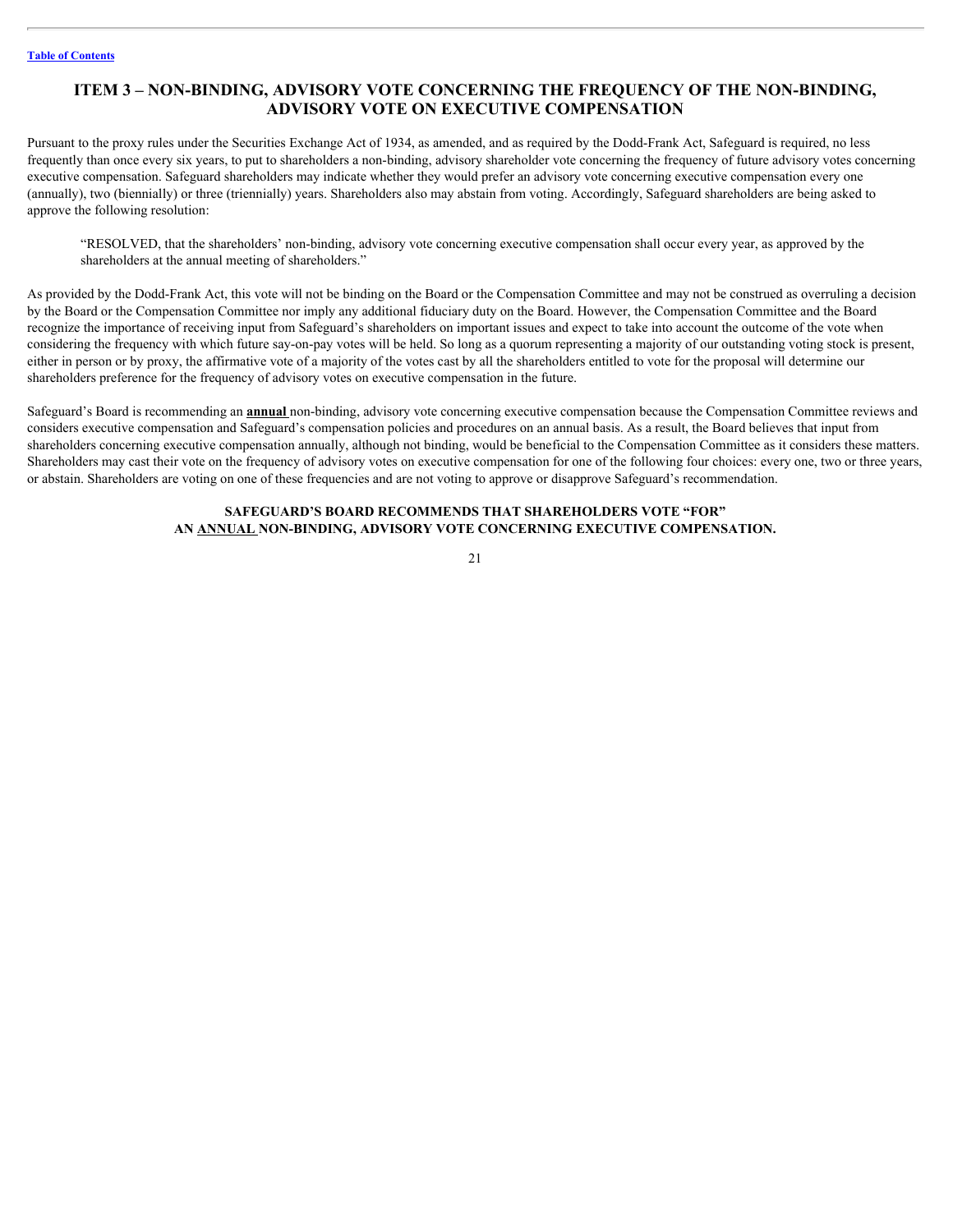# ITEM 3 – NON-BINDING, ADVISORY VOTE CONCERNING THE FREQUENCY OF THE NON-BINDING, ADVISORY VOTE ON EXECUTIVE COMPENSATION

Pursuant to the proxy rules under the Securities Exchange Act of 1934, as amended, and as required by the Dodd-Frank Act, Safeguard is required, no less frequently than once every six years, to put to shareholders a non-binding, advisory shareholder vote concerning the frequency of future advisory votes concerning executive compensation. Safeguard shareholders may indicate whether they would prefer an advisory vote concerning executive compensation every one (annually), two (biennially) or three (triennially) years. Shareholders also may abstain from voting. Accordingly, Safeguard shareholders are being asked to approve the following resolution:

> "RESOLVED, that the shareholders' non-binding, advisory vote concerning executive compensation shall occur every year, as approved by the shareholders at the annual meeting of shareholders."

As provided by the Dodd-Frank Act, this vote will not be binding on the Board or the Compensation Committee and may not be construed as overruling a decision by the Board or the Compensation Committee nor imply any additional fiduciary duty on the Board. However, the Compensation Committee and the Board recognize the importance of receiving input from Safeguard's shareholders on important issues and expect to take into account the outcome of the vote when considering the frequency with which future say-on-pay votes will be held. So long as a quorum representing a majority of our outstanding voting stock is present, either in person or by proxy, the affirmative vote of a majority of the votes cast by all the shareholders entitled to vote for the proposal will determine our shareholders preference for the frequency of advisory votes on executive compensation in the future.

Safeguard's Board is recommending an **annual** non-binding, advisory vote concerning executive compensation because the Compensation Committee reviews and considers executive compensation and Safeguard's compensation policies and procedures on an annual basis. As a result, the Board believes that input from shareholders concerning executive compensation annually, although not binding, would be beneficial to the Compensation Committee as it considers these matters. Shareholders may cast their vote on the frequency of advisory votes on executive compensation for one of the following four choices: every one, two or three years, or abstain. Shareholders are voting on one of these frequencies and are not voting to approve or disapprove Safeguard's recommendation.

**SAFEGUARD'S BOARD RECOMMENDS THAT SHAREHOLDERS VOTE "FOR" AN ANNUAL NON-BINDING, ADVISORY VOTE CONCERNING EXECUTIVE COMPENSATION.**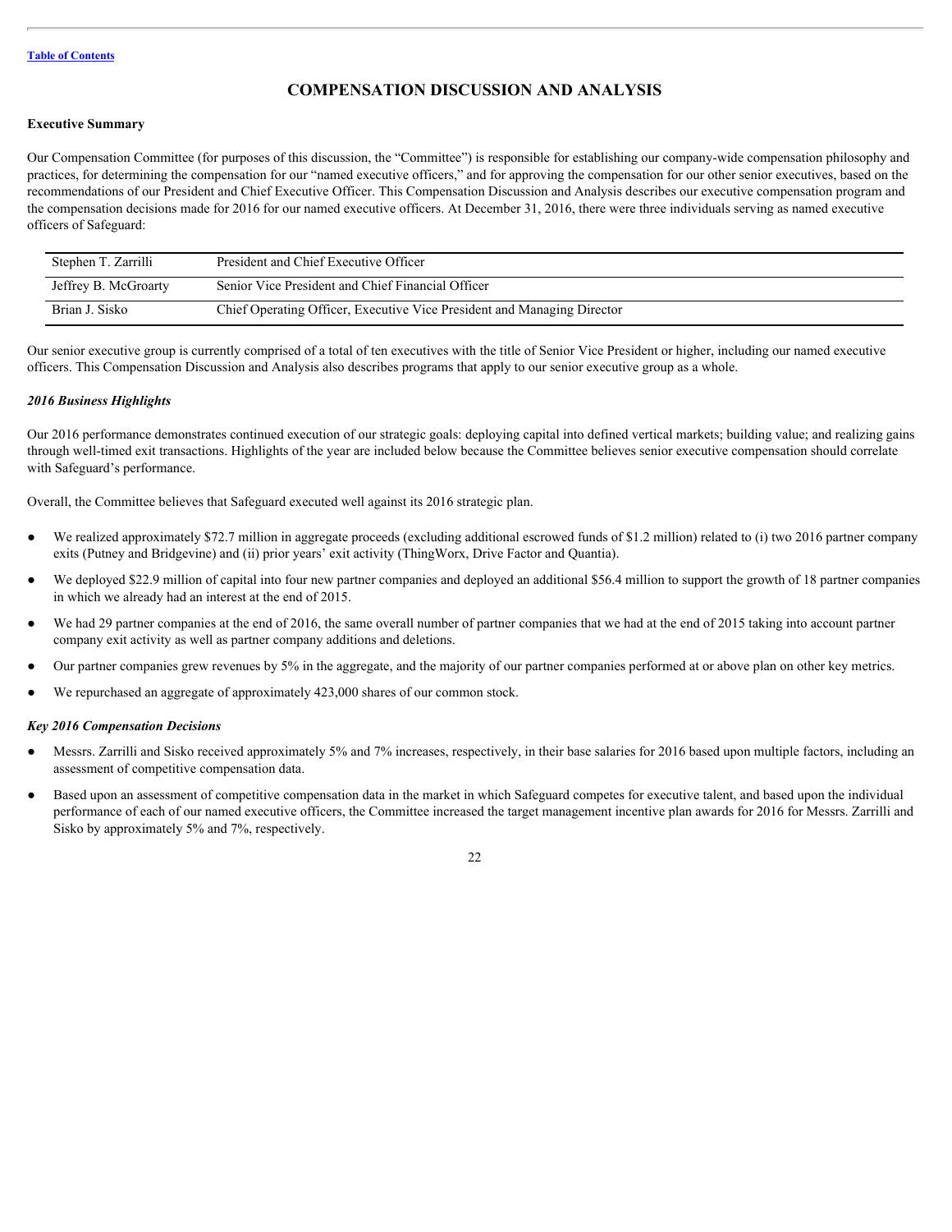# COMPENSATION DISCUSSION AND ANALYSIS

**Executive Summary**

Our Compensation Committee (for purposes of this discussion, the "Committee") is responsible for establishing our company-wide compensation philosophy and practices, for determining the compensation for our "named executive officers," and for approving the compensation for our other senior executives, based on the recommendations of our President and Chief Executive Officer. This Compensation Discussion and Analysis describes our executive compensation program and the compensation decisions made for 2016 for our named executive officers. At December 31, 2016, there were three individuals serving as named executive officers of Safeguard:

| | |
|---|---|
| Stephen T. Zarrilli | President and Chief Executive Officer |
| Jeffrey B. McGroarty | Senior Vice President and Chief Financial Officer |
| Brian J. Sisko | Chief Operating Officer, Executive Vice President and Managing Director |

Our senior executive group is currently comprised of a total of ten executives with the title of Senior Vice President or higher, including our named executive officers. This Compensation Discussion and Analysis also describes programs that apply to our senior executive group as a whole.

***2016 Business Highlights***

Our 2016 performance demonstrates continued execution of our strategic goals: deploying capital into defined vertical markets; building value; and realizing gains through well-timed exit transactions. Highlights of the year are included below because the Committee believes senior executive compensation should correlate with Safeguard's performance.

Overall, the Committee believes that Safeguard executed well against its 2016 strategic plan.

- We realized approximately $72.7 million in aggregate proceeds (excluding additional escrowed funds of $1.2 million) related to (i) two 2016 partner company exits (Putney and Bridgevine) and (ii) prior years' exit activity (ThingWorx, Drive Factor and Quantia).
- We deployed $22.9 million of capital into four new partner companies and deployed an additional $56.4 million to support the growth of 18 partner companies in which we already had an interest at the end of 2015.
- We had 29 partner companies at the end of 2016, the same overall number of partner companies that we had at the end of 2015 taking into account partner company exit activity as well as partner company additions and deletions.
- Our partner companies grew revenues by 5% in the aggregate, and the majority of our partner companies performed at or above plan on other key metrics.
- We repurchased an aggregate of approximately 423,000 shares of our common stock.

***Key 2016 Compensation Decisions***

- Messrs. Zarrilli and Sisko received approximately 5% and 7% increases, respectively, in their base salaries for 2016 based upon multiple factors, including an assessment of competitive compensation data.
- Based upon an assessment of competitive compensation data in the market in which Safeguard competes for executive talent, and based upon the individual performance of each of our named executive officers, the Committee increased the target management incentive plan awards for 2016 for Messrs. Zarrilli and Sisko by approximately 5% and 7%, respectively.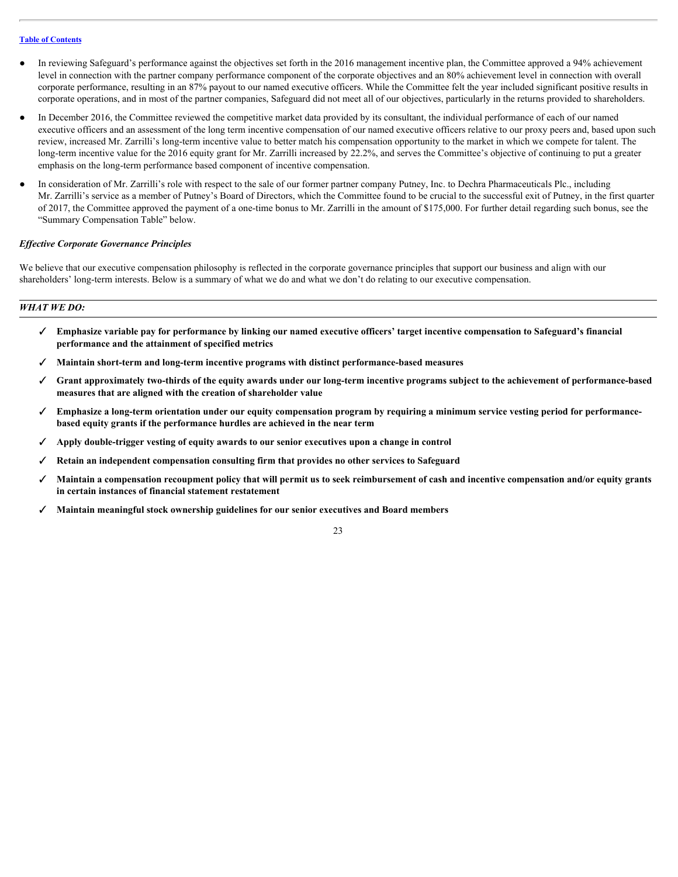- In reviewing Safeguard's performance against the objectives set forth in the 2016 management incentive plan, the Committee approved a 94% achievement level in connection with the partner company performance component of the corporate objectives and an 80% achievement level in connection with overall corporate performance, resulting in an 87% payout to our named executive officers. While the Committee felt the year included significant positive results in corporate operations, and in most of the partner companies, Safeguard did not meet all of our objectives, particularly in the returns provided to shareholders.
- In December 2016, the Committee reviewed the competitive market data provided by its consultant, the individual performance of each of our named executive officers and an assessment of the long term incentive compensation of our named executive officers relative to our proxy peers and, based upon such review, increased Mr. Zarrilli's long-term incentive value to better match his compensation opportunity to the market in which we compete for talent. The long-term incentive value for the 2016 equity grant for Mr. Zarrilli increased by 22.2%, and serves the Committee's objective of continuing to put a greater emphasis on the long-term performance based component of incentive compensation.
- In consideration of Mr. Zarrilli's role with respect to the sale of our former partner company Putney, Inc. to Dechra Pharmaceuticals Plc., including Mr. Zarrilli's service as a member of Putney's Board of Directors, which the Committee found to be crucial to the successful exit of Putney, in the first quarter of 2017, the Committee approved the payment of a one-time bonus to Mr. Zarrilli in the amount of $175,000. For further detail regarding such bonus, see the "Summary Compensation Table" below.

***Effective Corporate Governance Principles***

We believe that our executive compensation philosophy is reflected in the corporate governance principles that support our business and align with our shareholders' long-term interests. Below is a summary of what we do and what we don't do relating to our executive compensation.

***WHAT WE DO:***

- ✓ **Emphasize variable pay for performance by linking our named executive officers' target incentive compensation to Safeguard's financial performance and the attainment of specified metrics**
- ✓ **Maintain short-term and long-term incentive programs with distinct performance-based measures**
- ✓ **Grant approximately two-thirds of the equity awards under our long-term incentive programs subject to the achievement of performance-based measures that are aligned with the creation of shareholder value**
- ✓ **Emphasize a long-term orientation under our equity compensation program by requiring a minimum service vesting period for performance-based equity grants if the performance hurdles are achieved in the near term**
- ✓ **Apply double-trigger vesting of equity awards to our senior executives upon a change in control**
- ✓ **Retain an independent compensation consulting firm that provides no other services to Safeguard**
- ✓ **Maintain a compensation recoupment policy that will permit us to seek reimbursement of cash and incentive compensation and/or equity grants in certain instances of financial statement restatement**
- ✓ **Maintain meaningful stock ownership guidelines for our senior executives and Board members**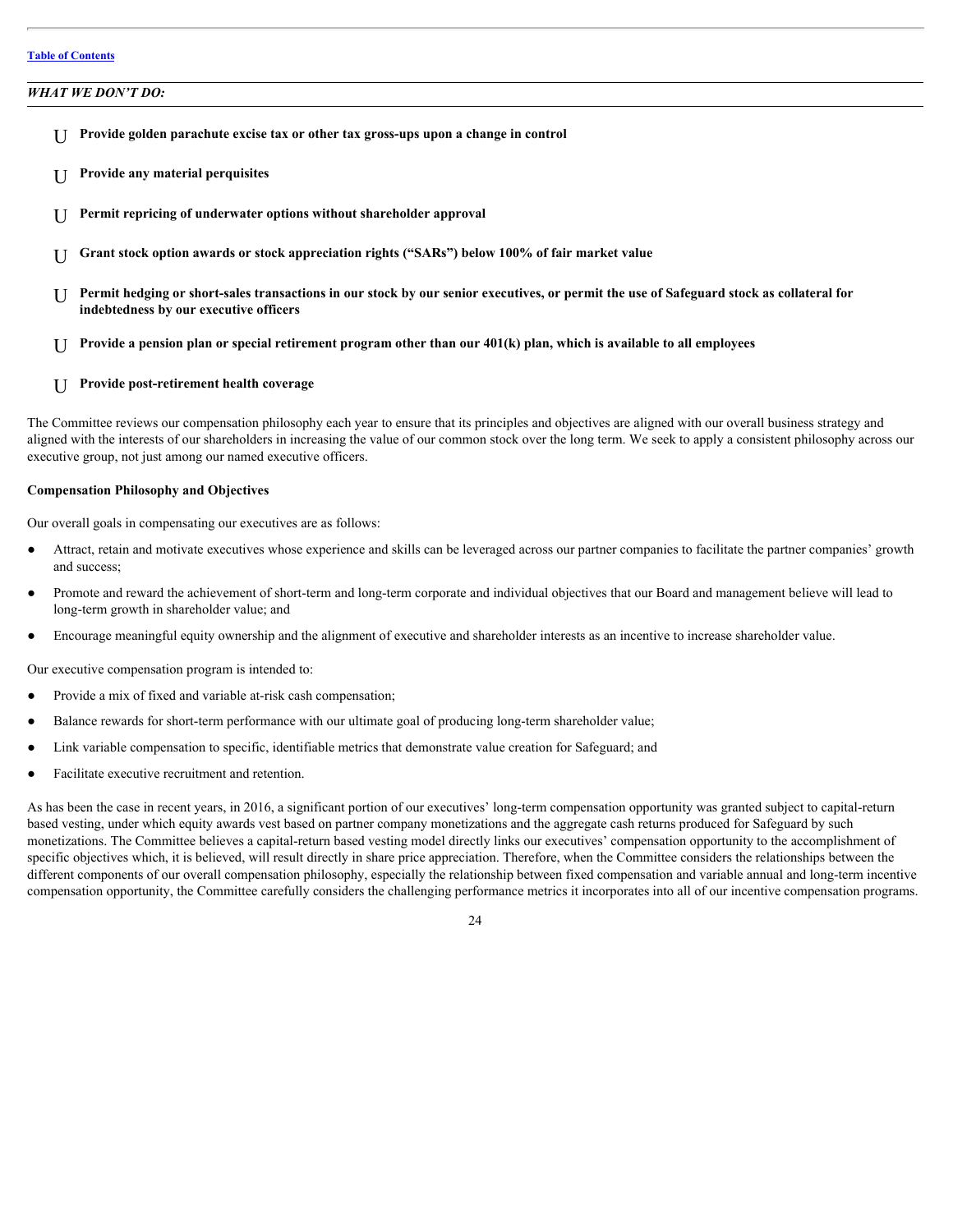*WHAT WE DON'T DO:*

- U **Provide golden parachute excise tax or other tax gross-ups upon a change in control**
- U **Provide any material perquisites**
- U **Permit repricing of underwater options without shareholder approval**
- U **Grant stock option awards or stock appreciation rights ("SARs") below 100% of fair market value**
- U **Permit hedging or short-sales transactions in our stock by our senior executives, or permit the use of Safeguard stock as collateral for indebtedness by our executive officers**
- U **Provide a pension plan or special retirement program other than our 401(k) plan, which is available to all employees**
- U **Provide post-retirement health coverage**

The Committee reviews our compensation philosophy each year to ensure that its principles and objectives are aligned with our overall business strategy and aligned with the interests of our shareholders in increasing the value of our common stock over the long term. We seek to apply a consistent philosophy across our executive group, not just among our named executive officers.

**Compensation Philosophy and Objectives**

Our overall goals in compensating our executives are as follows:

- Attract, retain and motivate executives whose experience and skills can be leveraged across our partner companies to facilitate the partner companies' growth and success;
- Promote and reward the achievement of short-term and long-term corporate and individual objectives that our Board and management believe will lead to long-term growth in shareholder value; and
- Encourage meaningful equity ownership and the alignment of executive and shareholder interests as an incentive to increase shareholder value.

Our executive compensation program is intended to:

- Provide a mix of fixed and variable at-risk cash compensation;
- Balance rewards for short-term performance with our ultimate goal of producing long-term shareholder value;
- Link variable compensation to specific, identifiable metrics that demonstrate value creation for Safeguard; and
- Facilitate executive recruitment and retention.

As has been the case in recent years, in 2016, a significant portion of our executives' long-term compensation opportunity was granted subject to capital-return based vesting, under which equity awards vest based on partner company monetizations and the aggregate cash returns produced for Safeguard by such monetizations. The Committee believes a capital-return based vesting model directly links our executives' compensation opportunity to the accomplishment of specific objectives which, it is believed, will result directly in share price appreciation. Therefore, when the Committee considers the relationships between the different components of our overall compensation philosophy, especially the relationship between fixed compensation and variable annual and long-term incentive compensation opportunity, the Committee carefully considers the challenging performance metrics it incorporates into all of our incentive compensation programs.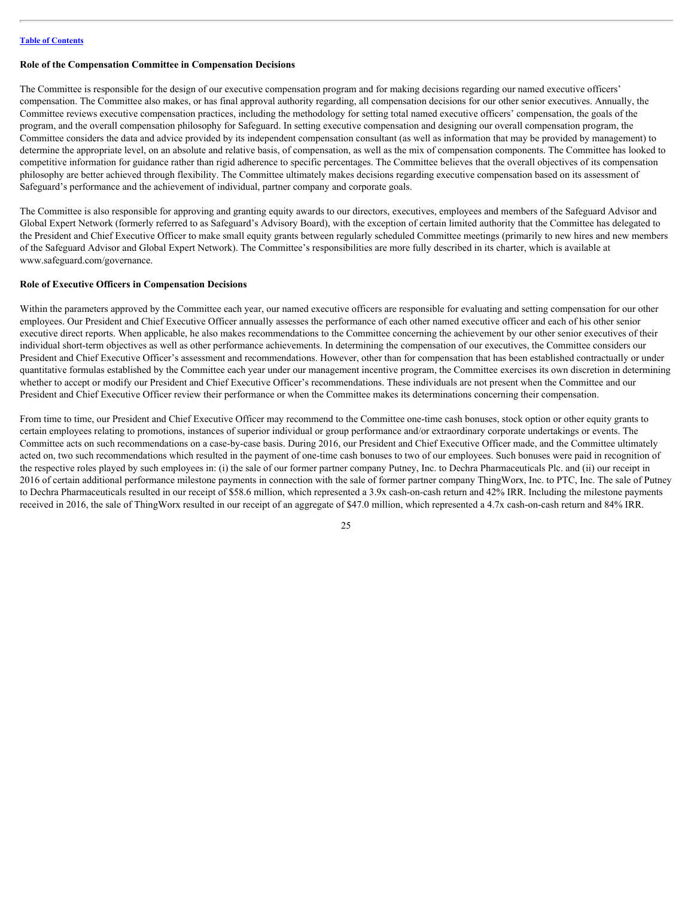### Role of the Compensation Committee in Compensation Decisions

The Committee is responsible for the design of our executive compensation program and for making decisions regarding our named executive officers' compensation. The Committee also makes, or has final approval authority regarding, all compensation decisions for our other senior executives. Annually, the Committee reviews executive compensation practices, including the methodology for setting total named executive officers' compensation, the goals of the program, and the overall compensation philosophy for Safeguard. In setting executive compensation and designing our overall compensation program, the Committee considers the data and advice provided by its independent compensation consultant (as well as information that may be provided by management) to determine the appropriate level, on an absolute and relative basis, of compensation, as well as the mix of compensation components. The Committee has looked to competitive information for guidance rather than rigid adherence to specific percentages. The Committee believes that the overall objectives of its compensation philosophy are better achieved through flexibility. The Committee ultimately makes decisions regarding executive compensation based on its assessment of Safeguard's performance and the achievement of individual, partner company and corporate goals.

The Committee is also responsible for approving and granting equity awards to our directors, executives, employees and members of the Safeguard Advisor and Global Expert Network (formerly referred to as Safeguard's Advisory Board), with the exception of certain limited authority that the Committee has delegated to the President and Chief Executive Officer to make small equity grants between regularly scheduled Committee meetings (primarily to new hires and new members of the Safeguard Advisor and Global Expert Network). The Committee's responsibilities are more fully described in its charter, which is available at www.safeguard.com/governance.

### Role of Executive Officers in Compensation Decisions

Within the parameters approved by the Committee each year, our named executive officers are responsible for evaluating and setting compensation for our other employees. Our President and Chief Executive Officer annually assesses the performance of each other named executive officer and each of his other senior executive direct reports. When applicable, he also makes recommendations to the Committee concerning the achievement by our other senior executives of their individual short-term objectives as well as other performance achievements. In determining the compensation of our executives, the Committee considers our President and Chief Executive Officer's assessment and recommendations. However, other than for compensation that has been established contractually or under quantitative formulas established by the Committee each year under our management incentive program, the Committee exercises its own discretion in determining whether to accept or modify our President and Chief Executive Officer's recommendations. These individuals are not present when the Committee and our President and Chief Executive Officer review their performance or when the Committee makes its determinations concerning their compensation.

From time to time, our President and Chief Executive Officer may recommend to the Committee one-time cash bonuses, stock option or other equity grants to certain employees relating to promotions, instances of superior individual or group performance and/or extraordinary corporate undertakings or events. The Committee acts on such recommendations on a case-by-case basis. During 2016, our President and Chief Executive Officer made, and the Committee ultimately acted on, two such recommendations which resulted in the payment of one-time cash bonuses to two of our employees. Such bonuses were paid in recognition of the respective roles played by such employees in: (i) the sale of our former partner company Putney, Inc. to Dechra Pharmaceuticals Plc. and (ii) our receipt in 2016 of certain additional performance milestone payments in connection with the sale of former partner company ThingWorx, Inc. to PTC, Inc. The sale of Putney to Dechra Pharmaceuticals resulted in our receipt of $58.6 million, which represented a 3.9x cash-on-cash return and 42% IRR. Including the milestone payments received in 2016, the sale of ThingWorx resulted in our receipt of an aggregate of $47.0 million, which represented a 4.7x cash-on-cash return and 84% IRR.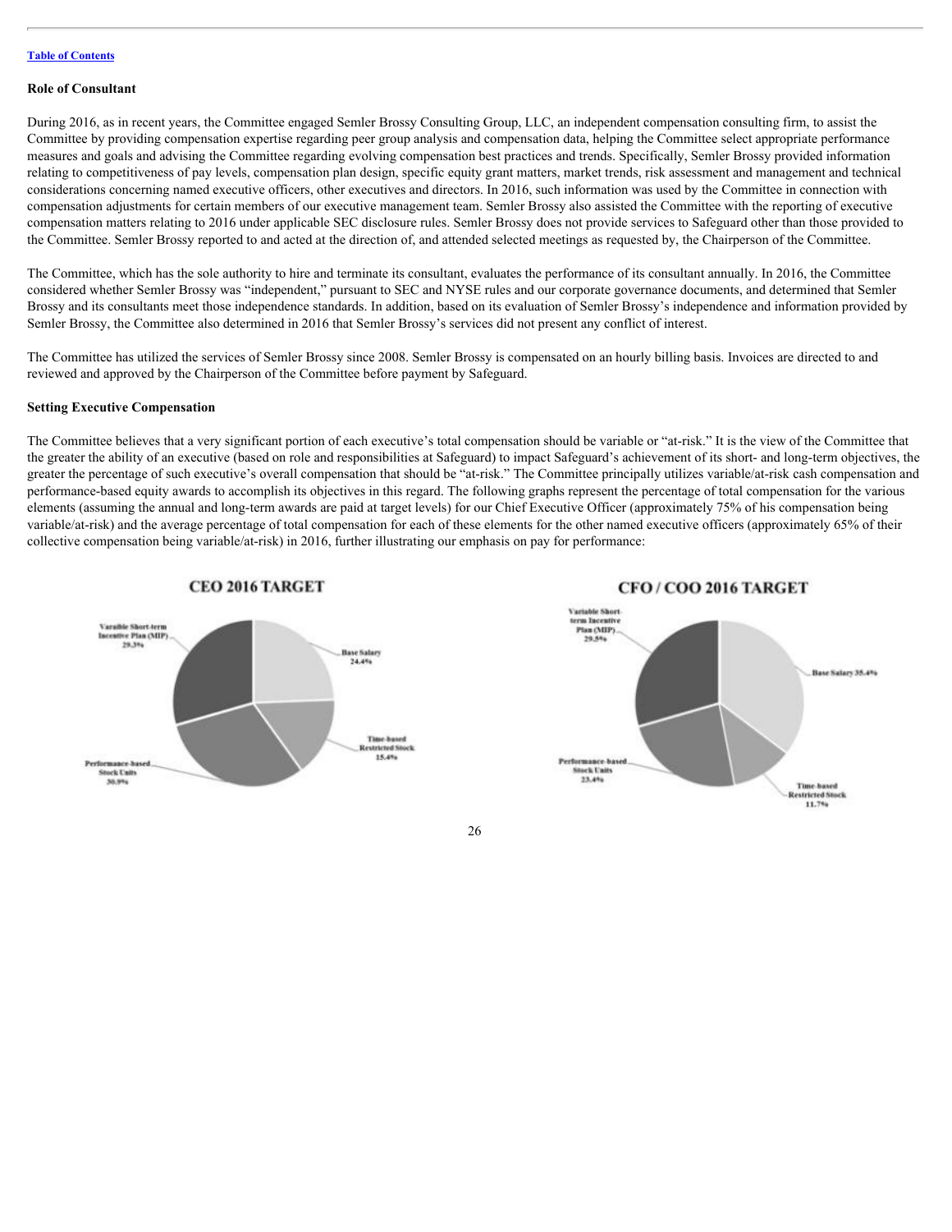### Role of Consultant

During 2016, as in recent years, the Committee engaged Semler Brossy Consulting Group, LLC, an independent compensation consulting firm, to assist the Committee by providing compensation expertise regarding peer group analysis and compensation data, helping the Committee select appropriate performance measures and goals and advising the Committee regarding evolving compensation best practices and trends. Specifically, Semler Brossy provided information relating to competitiveness of pay levels, compensation plan design, specific equity grant matters, market trends, risk assessment and management and technical considerations concerning named executive officers, other executives and directors. In 2016, such information was used by the Committee in connection with compensation adjustments for certain members of our executive management team. Semler Brossy also assisted the Committee with the reporting of executive compensation matters relating to 2016 under applicable SEC disclosure rules. Semler Brossy does not provide services to Safeguard other than those provided to the Committee. Semler Brossy reported to and acted at the direction of, and attended selected meetings as requested by, the Chairperson of the Committee.

The Committee, which has the sole authority to hire and terminate its consultant, evaluates the performance of its consultant annually. In 2016, the Committee considered whether Semler Brossy was "independent," pursuant to SEC and NYSE rules and our corporate governance documents, and determined that Semler Brossy and its consultants meet those independence standards. In addition, based on its evaluation of Semler Brossy's independence and information provided by Semler Brossy, the Committee also determined in 2016 that Semler Brossy's services did not present any conflict of interest.

The Committee has utilized the services of Semler Brossy since 2008. Semler Brossy is compensated on an hourly billing basis. Invoices are directed to and reviewed and approved by the Chairperson of the Committee before payment by Safeguard.

### Setting Executive Compensation

The Committee believes that a very significant portion of each executive's total compensation should be variable or "at-risk." It is the view of the Committee that the greater the ability of an executive (based on role and responsibilities at Safeguard) to impact Safeguard's achievement of its short- and long-term objectives, the greater the percentage of such executive's overall compensation that should be "at-risk." The Committee principally utilizes variable/at-risk cash compensation and performance-based equity awards to accomplish its objectives in this regard. The following graphs represent the percentage of total compensation for the various elements (assuming the annual and long-term awards are paid at target levels) for our Chief Executive Officer (approximately 75% of his compensation being variable/at-risk) and the average percentage of total compensation for each of these elements for the other named executive officers (approximately 65% of their collective compensation being variable/at-risk) in 2016, further illustrating our emphasis on pay for performance:

**CEO 2016 TARGET**

- Base Salary 24.4%
- Time-based Restricted Stock 15.4%
- Performance-based Stock Units 30.9%
- Variable Short-term Incentive Plan (MIP) 29.3%

**CFO / COO 2016 TARGET**

- Base Salary 35.4%
- Time-based Restricted Stock 11.7%
- Performance-based Stock Units 23.4%
- Variable Short-term Incentive Plan (MIP) 29.5%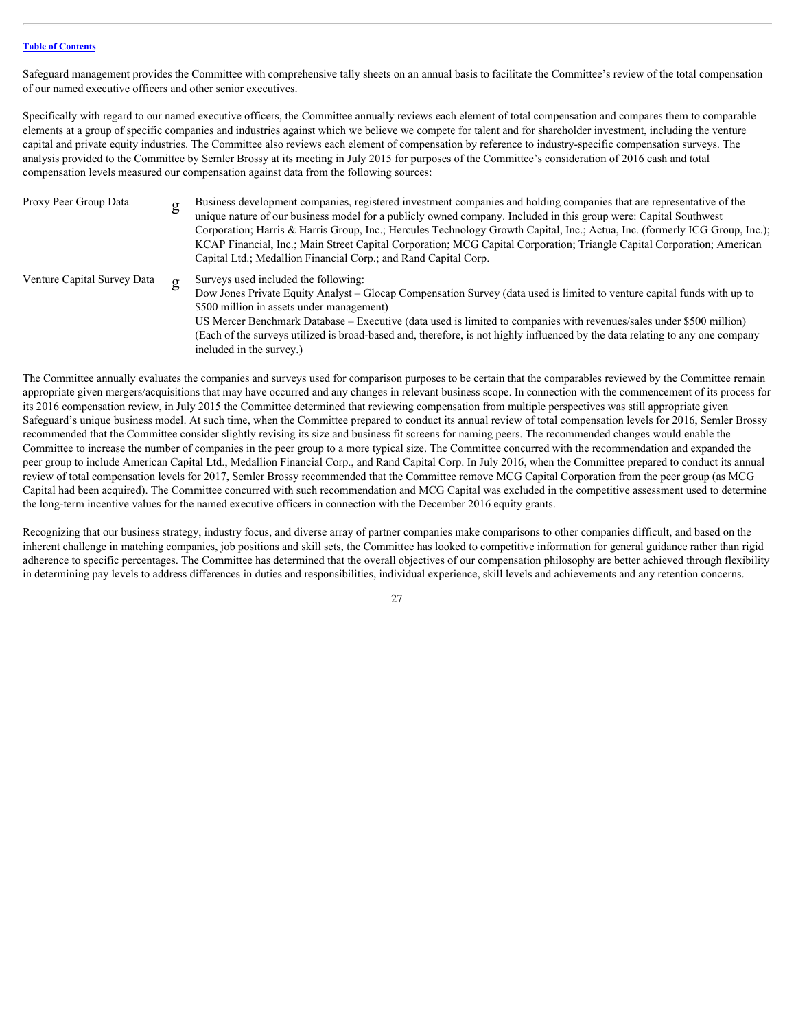Safeguard management provides the Committee with comprehensive tally sheets on an annual basis to facilitate the Committee's review of the total compensation of our named executive officers and other senior executives.

Specifically with regard to our named executive officers, the Committee annually reviews each element of total compensation and compares them to comparable elements at a group of specific companies and industries against which we believe we compete for talent and for shareholder investment, including the venture capital and private equity industries. The Committee also reviews each element of compensation by reference to industry-specific compensation surveys. The analysis provided to the Committee by Semler Brossy at its meeting in July 2015 for purposes of the Committee's consideration of 2016 cash and total compensation levels measured our compensation against data from the following sources:

| | | |
|---|---|---|
| Proxy Peer Group Data | g | Business development companies, registered investment companies and holding companies that are representative of the unique nature of our business model for a publicly owned company. Included in this group were: Capital Southwest Corporation; Harris & Harris Group, Inc.; Hercules Technology Growth Capital, Inc.; Actua, Inc. (formerly ICG Group, Inc.); KCAP Financial, Inc.; Main Street Capital Corporation; MCG Capital Corporation; Triangle Capital Corporation; American Capital Ltd.; Medallion Financial Corp.; and Rand Capital Corp. |
| Venture Capital Survey Data | g | Surveys used included the following:<br>Dow Jones Private Equity Analyst – Glocap Compensation Survey (data used is limited to venture capital funds with up to $500 million in assets under management)<br>US Mercer Benchmark Database – Executive (data used is limited to companies with revenues/sales under $500 million)<br>(Each of the surveys utilized is broad-based and, therefore, is not highly influenced by the data relating to any one company included in the survey.) |

The Committee annually evaluates the companies and surveys used for comparison purposes to be certain that the comparables reviewed by the Committee remain appropriate given mergers/acquisitions that may have occurred and any changes in relevant business scope. In connection with the commencement of its process for its 2016 compensation review, in July 2015 the Committee determined that reviewing compensation from multiple perspectives was still appropriate given Safeguard's unique business model. At such time, when the Committee prepared to conduct its annual review of total compensation levels for 2016, Semler Brossy recommended that the Committee consider slightly revising its size and business fit screens for naming peers. The recommended changes would enable the Committee to increase the number of companies in the peer group to a more typical size. The Committee concurred with the recommendation and expanded the peer group to include American Capital Ltd., Medallion Financial Corp., and Rand Capital Corp. In July 2016, when the Committee prepared to conduct its annual review of total compensation levels for 2017, Semler Brossy recommended that the Committee remove MCG Capital Corporation from the peer group (as MCG Capital had been acquired). The Committee concurred with such recommendation and MCG Capital was excluded in the competitive assessment used to determine the long-term incentive values for the named executive officers in connection with the December 2016 equity grants.

Recognizing that our business strategy, industry focus, and diverse array of partner companies make comparisons to other companies difficult, and based on the inherent challenge in matching companies, job positions and skill sets, the Committee has looked to competitive information for general guidance rather than rigid adherence to specific percentages. The Committee has determined that the overall objectives of our compensation philosophy are better achieved through flexibility in determining pay levels to address differences in duties and responsibilities, individual experience, skill levels and achievements and any retention concerns.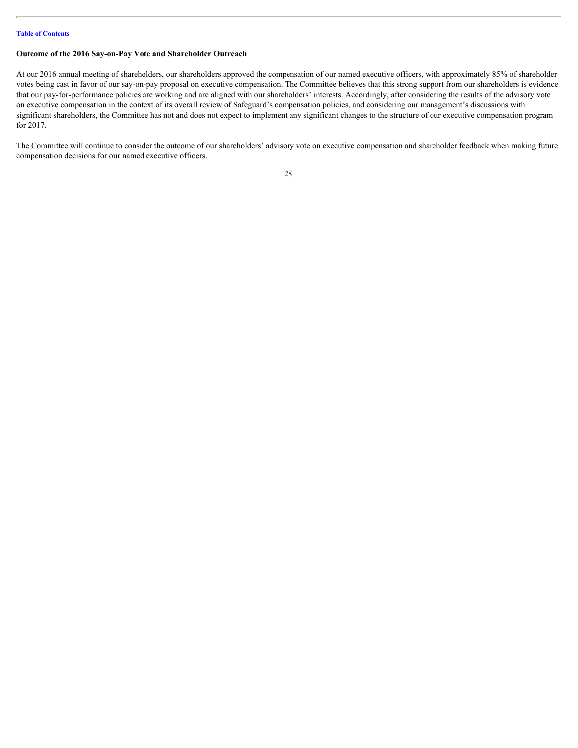### Outcome of the 2016 Say-on-Pay Vote and Shareholder Outreach

At our 2016 annual meeting of shareholders, our shareholders approved the compensation of our named executive officers, with approximately 85% of shareholder votes being cast in favor of our say-on-pay proposal on executive compensation. The Committee believes that this strong support from our shareholders is evidence that our pay-for-performance policies are working and are aligned with our shareholders' interests. Accordingly, after considering the results of the advisory vote on executive compensation in the context of its overall review of Safeguard's compensation policies, and considering our management's discussions with significant shareholders, the Committee has not and does not expect to implement any significant changes to the structure of our executive compensation program for 2017.

The Committee will continue to consider the outcome of our shareholders' advisory vote on executive compensation and shareholder feedback when making future compensation decisions for our named executive officers.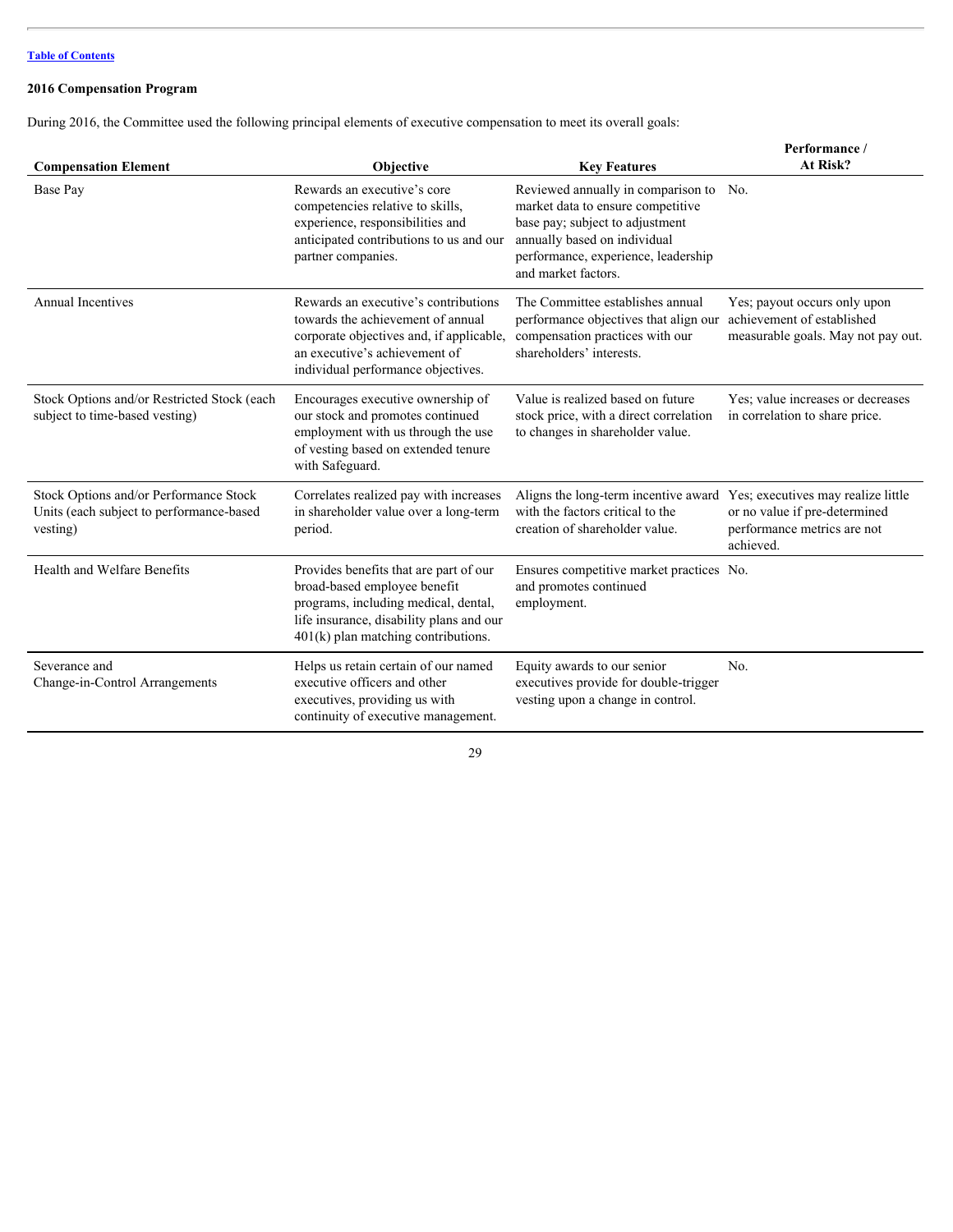**2016 Compensation Program**

During 2016, the Committee used the following principal elements of executive compensation to meet its overall goals:

| Compensation Element | Objective | Key Features | Performance / At Risk? |
|---|---|---|---|
| Base Pay | Rewards an executive's core competencies relative to skills, experience, responsibilities and anticipated contributions to us and our partner companies. | Reviewed annually in comparison to market data to ensure competitive base pay; subject to adjustment annually based on individual performance, experience, leadership and market factors. | No. |
| Annual Incentives | Rewards an executive's contributions towards the achievement of annual corporate objectives and, if applicable, an executive's achievement of individual performance objectives. | The Committee establishes annual performance objectives that align our compensation practices with our shareholders' interests. | Yes; payout occurs only upon achievement of established measurable goals. May not pay out. |
| Stock Options and/or Restricted Stock (each subject to time-based vesting) | Encourages executive ownership of our stock and promotes continued employment with us through the use of vesting based on extended tenure with Safeguard. | Value is realized based on future stock price, with a direct correlation to changes in shareholder value. | Yes; value increases or decreases in correlation to share price. |
| Stock Options and/or Performance Stock Units (each subject to performance-based vesting) | Correlates realized pay with increases in shareholder value over a long-term period. | Aligns the long-term incentive award with the factors critical to the creation of shareholder value. | Yes; executives may realize little or no value if pre-determined performance metrics are not achieved. |
| Health and Welfare Benefits | Provides benefits that are part of our broad-based employee benefit programs, including medical, dental, life insurance, disability plans and our 401(k) plan matching contributions. | Ensures competitive market practices and promotes continued employment. | No. |
| Severance and Change-in-Control Arrangements | Helps us retain certain of our named executive officers and other executives, providing us with continuity of executive management. | Equity awards to our senior executives provide for double-trigger vesting upon a change in control. | No. |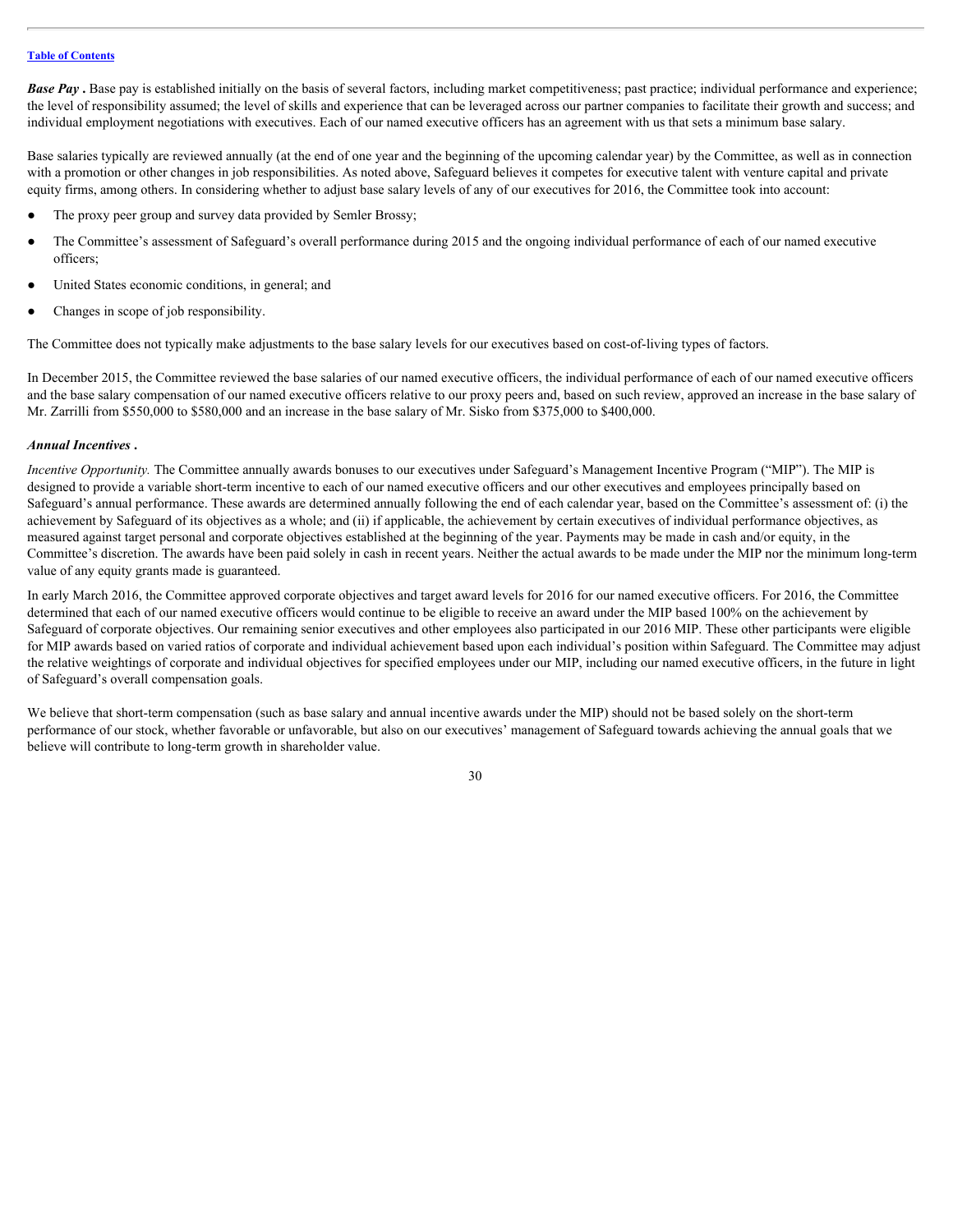***Base Pay .*** Base pay is established initially on the basis of several factors, including market competitiveness; past practice; individual performance and experience; the level of responsibility assumed; the level of skills and experience that can be leveraged across our partner companies to facilitate their growth and success; and individual employment negotiations with executives. Each of our named executive officers has an agreement with us that sets a minimum base salary.

Base salaries typically are reviewed annually (at the end of one year and the beginning of the upcoming calendar year) by the Committee, as well as in connection with a promotion or other changes in job responsibilities. As noted above, Safeguard believes it competes for executive talent with venture capital and private equity firms, among others. In considering whether to adjust base salary levels of any of our executives for 2016, the Committee took into account:

- The proxy peer group and survey data provided by Semler Brossy;
- The Committee's assessment of Safeguard's overall performance during 2015 and the ongoing individual performance of each of our named executive officers;
- United States economic conditions, in general; and
- Changes in scope of job responsibility.

The Committee does not typically make adjustments to the base salary levels for our executives based on cost-of-living types of factors.

In December 2015, the Committee reviewed the base salaries of our named executive officers, the individual performance of each of our named executive officers and the base salary compensation of our named executive officers relative to our proxy peers and, based on such review, approved an increase in the base salary of Mr. Zarrilli from $550,000 to $580,000 and an increase in the base salary of Mr. Sisko from $375,000 to $400,000.

***Annual Incentives .***

*Incentive Opportunity.* The Committee annually awards bonuses to our executives under Safeguard's Management Incentive Program ("MIP"). The MIP is designed to provide a variable short-term incentive to each of our named executive officers and our other executives and employees principally based on Safeguard's annual performance. These awards are determined annually following the end of each calendar year, based on the Committee's assessment of: (i) the achievement by Safeguard of its objectives as a whole; and (ii) if applicable, the achievement by certain executives of individual performance objectives, as measured against target personal and corporate objectives established at the beginning of the year. Payments may be made in cash and/or equity, in the Committee's discretion. The awards have been paid solely in cash in recent years. Neither the actual awards to be made under the MIP nor the minimum long-term value of any equity grants made is guaranteed.

In early March 2016, the Committee approved corporate objectives and target award levels for 2016 for our named executive officers. For 2016, the Committee determined that each of our named executive officers would continue to be eligible to receive an award under the MIP based 100% on the achievement by Safeguard of corporate objectives. Our remaining senior executives and other employees also participated in our 2016 MIP. These other participants were eligible for MIP awards based on varied ratios of corporate and individual achievement based upon each individual's position within Safeguard. The Committee may adjust the relative weightings of corporate and individual objectives for specified employees under our MIP, including our named executive officers, in the future in light of Safeguard's overall compensation goals.

We believe that short-term compensation (such as base salary and annual incentive awards under the MIP) should not be based solely on the short-term performance of our stock, whether favorable or unfavorable, but also on our executives' management of Safeguard towards achieving the annual goals that we believe will contribute to long-term growth in shareholder value.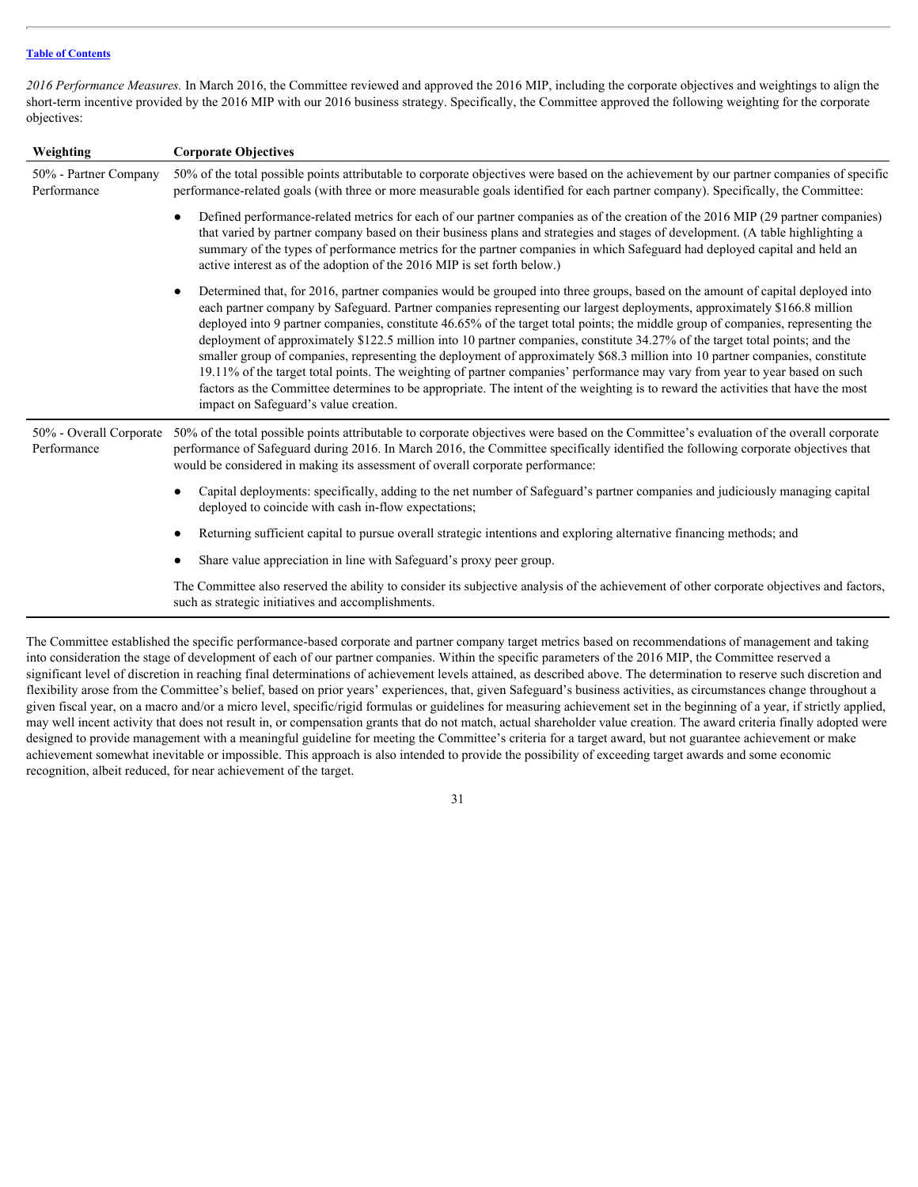*2016 Performance Measures.* In March 2016, the Committee reviewed and approved the 2016 MIP, including the corporate objectives and weightings to align the short-term incentive provided by the 2016 MIP with our 2016 business strategy. Specifically, the Committee approved the following weighting for the corporate objectives:

| Weighting | Corporate Objectives |
| --- | --- |
| 50% - Partner Company Performance | 50% of the total possible points attributable to corporate objectives were based on the achievement by our partner companies of specific performance-related goals (with three or more measurable goals identified for each partner company). Specifically, the Committee:<br>● Defined performance-related metrics for each of our partner companies as of the creation of the 2016 MIP (29 partner companies) that varied by partner company based on their business plans and strategies and stages of development. (A table highlighting a summary of the types of performance metrics for the partner companies in which Safeguard had deployed capital and held an active interest as of the adoption of the 2016 MIP is set forth below.)<br>● Determined that, for 2016, partner companies would be grouped into three groups, based on the amount of capital deployed into each partner company by Safeguard. Partner companies representing our largest deployments, approximately $166.8 million deployed into 9 partner companies, constitute 46.65% of the target total points; the middle group of companies, representing the deployment of approximately $122.5 million into 10 partner companies, constitute 34.27% of the target total points; and the smaller group of companies, representing the deployment of approximately $68.3 million into 10 partner companies, constitute 19.11% of the target total points. The weighting of partner companies' performance may vary from year to year based on such factors as the Committee determines to be appropriate. The intent of the weighting is to reward the activities that have the most impact on Safeguard's value creation. |
| 50% - Overall Corporate Performance | 50% of the total possible points attributable to corporate objectives were based on the Committee's evaluation of the overall corporate performance of Safeguard during 2016. In March 2016, the Committee specifically identified the following corporate objectives that would be considered in making its assessment of overall corporate performance:<br>● Capital deployments: specifically, adding to the net number of Safeguard's partner companies and judiciously managing capital deployed to coincide with cash in-flow expectations;<br>● Returning sufficient capital to pursue overall strategic intentions and exploring alternative financing methods; and<br>● Share value appreciation in line with Safeguard's proxy peer group.<br>The Committee also reserved the ability to consider its subjective analysis of the achievement of other corporate objectives and factors, such as strategic initiatives and accomplishments. |

The Committee established the specific performance-based corporate and partner company target metrics based on recommendations of management and taking into consideration the stage of development of each of our partner companies. Within the specific parameters of the 2016 MIP, the Committee reserved a significant level of discretion in reaching final determinations of achievement levels attained, as described above. The determination to reserve such discretion and flexibility arose from the Committee's belief, based on prior years' experiences, that, given Safeguard's business activities, as circumstances change throughout a given fiscal year, on a macro and/or a micro level, specific/rigid formulas or guidelines for measuring achievement set in the beginning of a year, if strictly applied, may well incent activity that does not result in, or compensation grants that do not match, actual shareholder value creation. The award criteria finally adopted were designed to provide management with a meaningful guideline for meeting the Committee's criteria for a target award, but not guarantee achievement or make achievement somewhat inevitable or impossible. This approach is also intended to provide the possibility of exceeding target awards and some economic recognition, albeit reduced, for near achievement of the target.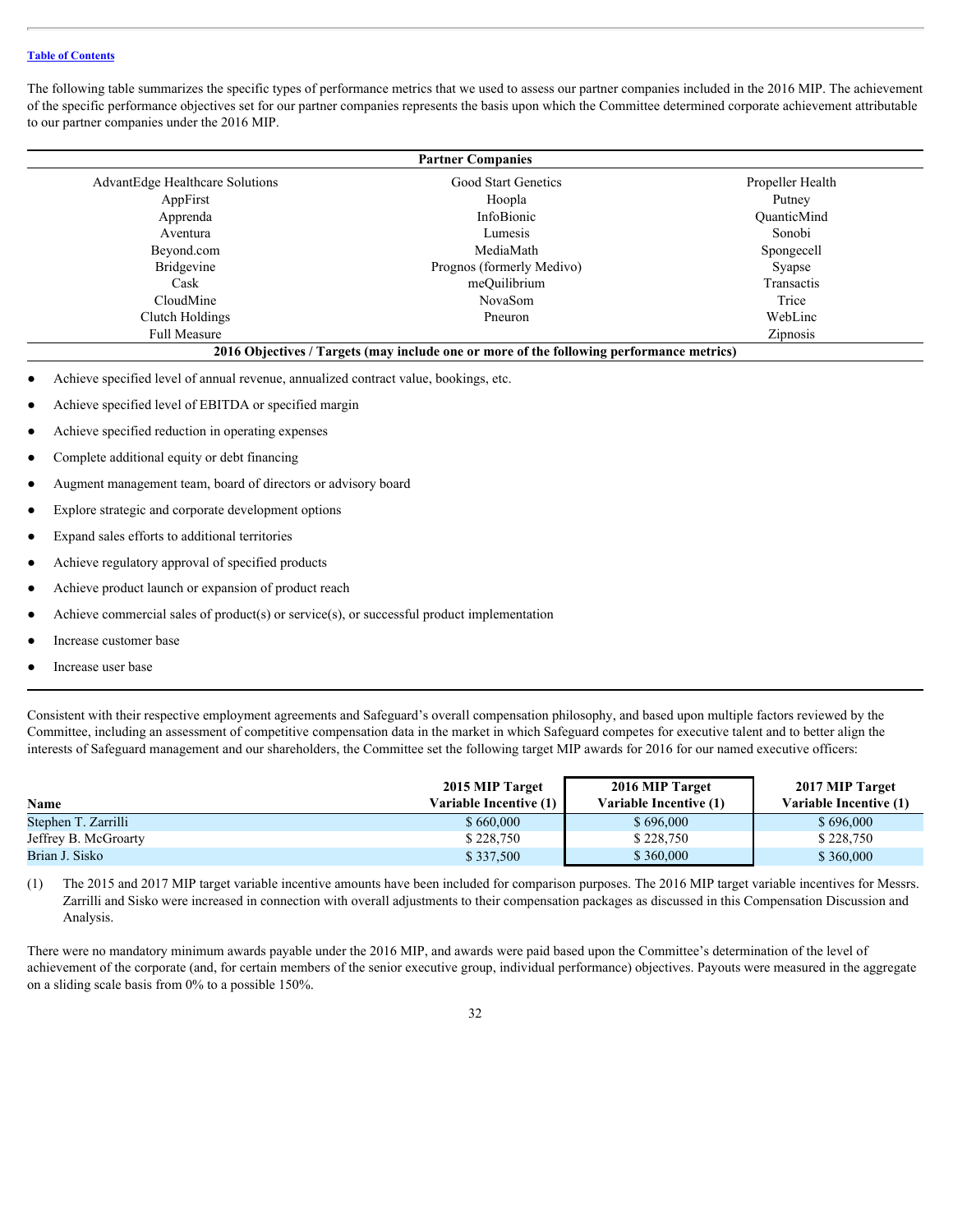The following table summarizes the specific types of performance metrics that we used to assess our partner companies included in the 2016 MIP. The achievement of the specific performance objectives set for our partner companies represents the basis upon which the Committee determined corporate achievement attributable to our partner companies under the 2016 MIP.

| Partner Companies | | |
|---|---|---|
| AdvantEdge Healthcare Solutions | Good Start Genetics | Propeller Health |
| AppFirst | Hoopla | Putney |
| Apprenda | InfoBionic | QuanticMind |
| Aventura | Lumesis | Sonobi |
| Beyond.com | MediaMath | Spongecell |
| Bridgevine | Prognos (formerly Medivo) | Syapse |
| Cask | meQuilibrium | Transactis |
| CloudMine | NovaSom | Trice |
| Clutch Holdings | Pneuron | WebLinc |
| Full Measure | | Zipnosis |

**2016 Objectives / Targets (may include one or more of the following performance metrics)**

- Achieve specified level of annual revenue, annualized contract value, bookings, etc.
- Achieve specified level of EBITDA or specified margin
- Achieve specified reduction in operating expenses
- Complete additional equity or debt financing
- Augment management team, board of directors or advisory board
- Explore strategic and corporate development options
- Expand sales efforts to additional territories
- Achieve regulatory approval of specified products
- Achieve product launch or expansion of product reach
- Achieve commercial sales of product(s) or service(s), or successful product implementation
- Increase customer base
- Increase user base

Consistent with their respective employment agreements and Safeguard's overall compensation philosophy, and based upon multiple factors reviewed by the Committee, including an assessment of competitive compensation data in the market in which Safeguard competes for executive talent and to better align the interests of Safeguard management and our shareholders, the Committee set the following target MIP awards for 2016 for our named executive officers:

| Name | 2015 MIP Target Variable Incentive (1) | 2016 MIP Target Variable Incentive (1) | 2017 MIP Target Variable Incentive (1) |
|---|---|---|---|
| Stephen T. Zarrilli | $ 660,000 | $ 696,000 | $ 696,000 |
| Jeffrey B. McGroarty | $ 228,750 | $ 228,750 | $ 228,750 |
| Brian J. Sisko | $ 337,500 | $ 360,000 | $ 360,000 |

(1) The 2015 and 2017 MIP target variable incentive amounts have been included for comparison purposes. The 2016 MIP target variable incentives for Messrs. Zarrilli and Sisko were increased in connection with overall adjustments to their compensation packages as discussed in this Compensation Discussion and Analysis.

There were no mandatory minimum awards payable under the 2016 MIP, and awards were paid based upon the Committee's determination of the level of achievement of the corporate (and, for certain members of the senior executive group, individual performance) objectives. Payouts were measured in the aggregate on a sliding scale basis from 0% to a possible 150%.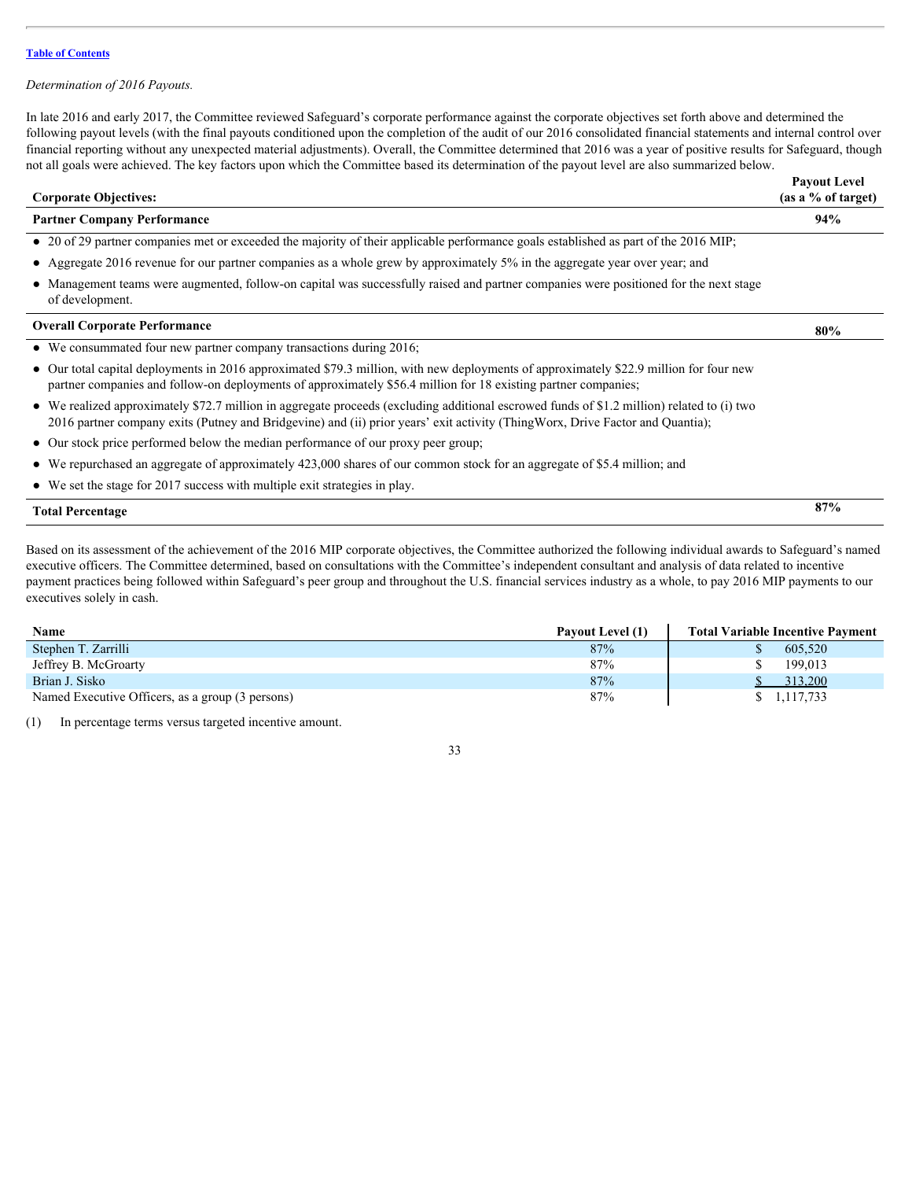[Table of Contents](#)

*Determination of 2016 Payouts.*

In late 2016 and early 2017, the Committee reviewed Safeguard's corporate performance against the corporate objectives set forth above and determined the following payout levels (with the final payouts conditioned upon the completion of the audit of our 2016 consolidated financial statements and internal control over financial reporting without any unexpected material adjustments). Overall, the Committee determined that 2016 was a year of positive results for Safeguard, though not all goals were achieved. The key factors upon which the Committee based its determination of the payout level are also summarized below.

| Corporate Objectives: | Payout Level (as a % of target) |
|---|---|
| **Partner Company Performance** | **94%** |
| • 20 of 29 partner companies met or exceeded the majority of their applicable performance goals established as part of the 2016 MIP; | |
| • Aggregate 2016 revenue for our partner companies as a whole grew by approximately 5% in the aggregate year over year; and | |
| • Management teams were augmented, follow-on capital was successfully raised and partner companies were positioned for the next stage of development. | |
| **Overall Corporate Performance** | **80%** |
| • We consummated four new partner company transactions during 2016; | |
| • Our total capital deployments in 2016 approximated $79.3 million, with new deployments of approximately $22.9 million for four new partner companies and follow-on deployments of approximately $56.4 million for 18 existing partner companies; | |
| • We realized approximately $72.7 million in aggregate proceeds (excluding additional escrowed funds of $1.2 million) related to (i) two 2016 partner company exits (Putney and Bridgevine) and (ii) prior years' exit activity (ThingWorx, Drive Factor and Quantia); | |
| • Our stock price performed below the median performance of our proxy peer group; | |
| • We repurchased an aggregate of approximately 423,000 shares of our common stock for an aggregate of $5.4 million; and | |
| • We set the stage for 2017 success with multiple exit strategies in play. | |
| **Total Percentage** | **87%** |

Based on its assessment of the achievement of the 2016 MIP corporate objectives, the Committee authorized the following individual awards to Safeguard's named executive officers. The Committee determined, based on consultations with the Committee's independent consultant and analysis of data related to incentive payment practices being followed within Safeguard's peer group and throughout the U.S. financial services industry as a whole, to pay 2016 MIP payments to our executives solely in cash.

| Name | Payout Level (1) | Total Variable Incentive Payment |
|---|---|---|
| Stephen T. Zarrilli | 87% | $ 605,520 |
| Jeffrey B. McGroarty | 87% | $ 199,013 |
| Brian J. Sisko | 87% | $ 313,200 |
| Named Executive Officers, as a group (3 persons) | 87% | $ 1,117,733 |

(1) In percentage terms versus targeted incentive amount.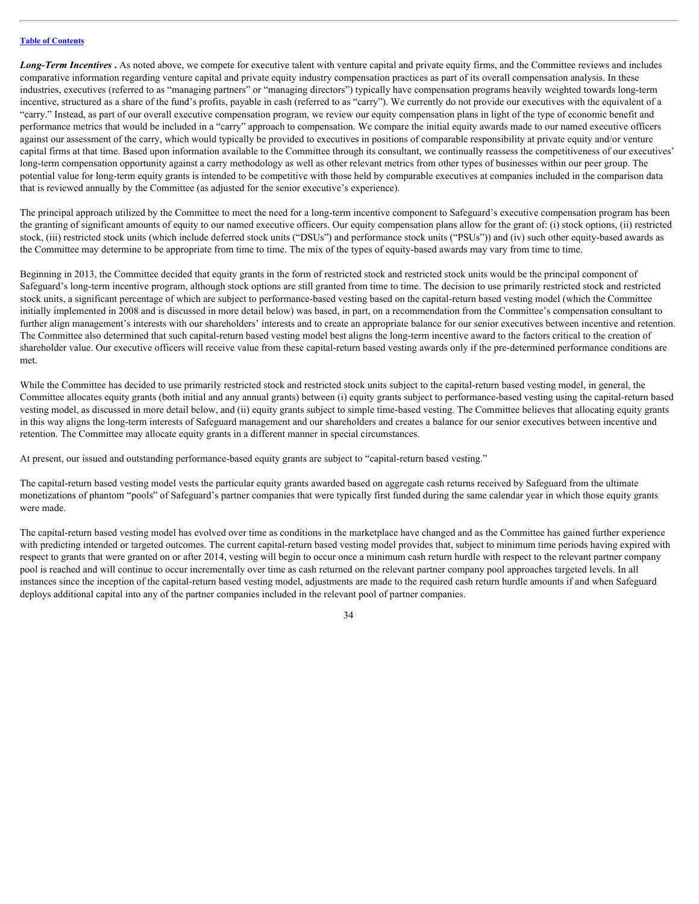***Long-Term Incentives*** **.** As noted above, we compete for executive talent with venture capital and private equity firms, and the Committee reviews and includes comparative information regarding venture capital and private equity industry compensation practices as part of its overall compensation analysis. In these industries, executives (referred to as "managing partners" or "managing directors") typically have compensation programs heavily weighted towards long-term incentive, structured as a share of the fund's profits, payable in cash (referred to as "carry"). We currently do not provide our executives with the equivalent of a "carry." Instead, as part of our overall executive compensation program, we review our equity compensation plans in light of the type of economic benefit and performance metrics that would be included in a "carry" approach to compensation. We compare the initial equity awards made to our named executive officers against our assessment of the carry, which would typically be provided to executives in positions of comparable responsibility at private equity and/or venture capital firms at that time. Based upon information available to the Committee through its consultant, we continually reassess the competitiveness of our executives' long-term compensation opportunity against a carry methodology as well as other relevant metrics from other types of businesses within our peer group. The potential value for long-term equity grants is intended to be competitive with those held by comparable executives at companies included in the comparison data that is reviewed annually by the Committee (as adjusted for the senior executive's experience).

The principal approach utilized by the Committee to meet the need for a long-term incentive component to Safeguard's executive compensation program has been the granting of significant amounts of equity to our named executive officers. Our equity compensation plans allow for the grant of: (i) stock options, (ii) restricted stock, (iii) restricted stock units (which include deferred stock units ("DSUs") and performance stock units ("PSUs")) and (iv) such other equity-based awards as the Committee may determine to be appropriate from time to time. The mix of the types of equity-based awards may vary from time to time.

Beginning in 2013, the Committee decided that equity grants in the form of restricted stock and restricted stock units would be the principal component of Safeguard's long-term incentive program, although stock options are still granted from time to time. The decision to use primarily restricted stock and restricted stock units, a significant percentage of which are subject to performance-based vesting based on the capital-return based vesting model (which the Committee initially implemented in 2008 and is discussed in more detail below) was based, in part, on a recommendation from the Committee's compensation consultant to further align management's interests with our shareholders' interests and to create an appropriate balance for our senior executives between incentive and retention. The Committee also determined that such capital-return based vesting model best aligns the long-term incentive award to the factors critical to the creation of shareholder value. Our executive officers will receive value from these capital-return based vesting awards only if the pre-determined performance conditions are met.

While the Committee has decided to use primarily restricted stock and restricted stock units subject to the capital-return based vesting model, in general, the Committee allocates equity grants (both initial and any annual grants) between (i) equity grants subject to performance-based vesting using the capital-return based vesting model, as discussed in more detail below, and (ii) equity grants subject to simple time-based vesting. The Committee believes that allocating equity grants in this way aligns the long-term interests of Safeguard management and our shareholders and creates a balance for our senior executives between incentive and retention. The Committee may allocate equity grants in a different manner in special circumstances.

At present, our issued and outstanding performance-based equity grants are subject to "capital-return based vesting."

The capital-return based vesting model vests the particular equity grants awarded based on aggregate cash returns received by Safeguard from the ultimate monetizations of phantom "pools" of Safeguard's partner companies that were typically first funded during the same calendar year in which those equity grants were made.

The capital-return based vesting model has evolved over time as conditions in the marketplace have changed and as the Committee has gained further experience with predicting intended or targeted outcomes. The current capital-return based vesting model provides that, subject to minimum time periods having expired with respect to grants that were granted on or after 2014, vesting will begin to occur once a minimum cash return hurdle with respect to the relevant partner company pool is reached and will continue to occur incrementally over time as cash returned on the relevant partner company pool approaches targeted levels. In all instances since the inception of the capital-return based vesting model, adjustments are made to the required cash return hurdle amounts if and when Safeguard deploys additional capital into any of the partner companies included in the relevant pool of partner companies.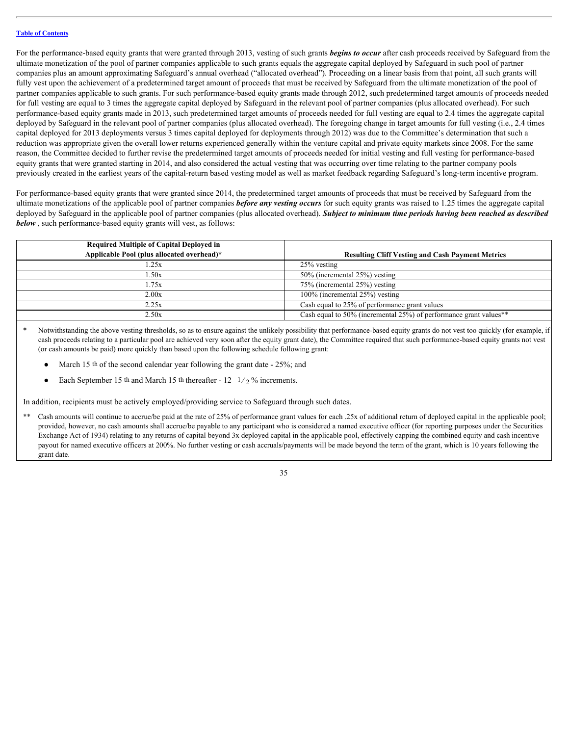[Table of Contents](#)

For the performance-based equity grants that were granted through 2013, vesting of such grants ***begins to occur*** after cash proceeds received by Safeguard from the ultimate monetization of the pool of partner companies applicable to such grants equals the aggregate capital deployed by Safeguard in such pool of partner companies plus an amount approximating Safeguard's annual overhead ("allocated overhead"). Proceeding on a linear basis from that point, all such grants will fully vest upon the achievement of a predetermined target amount of proceeds that must be received by Safeguard from the ultimate monetization of the pool of partner companies applicable to such grants. For such performance-based equity grants made through 2012, such predetermined target amounts of proceeds needed for full vesting are equal to 3 times the aggregate capital deployed by Safeguard in the relevant pool of partner companies (plus allocated overhead). For such performance-based equity grants made in 2013, such predetermined target amounts of proceeds needed for full vesting are equal to 2.4 times the aggregate capital deployed by Safeguard in the relevant pool of partner companies (plus allocated overhead). The foregoing change in target amounts for full vesting (i.e., 2.4 times capital deployed for 2013 deployments versus 3 times capital deployed for deployments through 2012) was due to the Committee's determination that such a reduction was appropriate given the overall lower returns experienced generally within the venture capital and private equity markets since 2008. For the same reason, the Committee decided to further revise the predetermined target amounts of proceeds needed for initial vesting and full vesting for performance-based equity grants that were granted starting in 2014, and also considered the actual vesting that was occurring over time relating to the partner company pools previously created in the earliest years of the capital-return based vesting model as well as market feedback regarding Safeguard's long-term incentive program.

For performance-based equity grants that were granted since 2014, the predetermined target amounts of proceeds that must be received by Safeguard from the ultimate monetizations of the applicable pool of partner companies ***before any vesting occurs*** for such equity grants was raised to 1.25 times the aggregate capital deployed by Safeguard in the applicable pool of partner companies (plus allocated overhead). ***Subject to minimum time periods having been reached as described below*** , such performance-based equity grants will vest, as follows:

| Required Multiple of Capital Deployed in Applicable Pool (plus allocated overhead)* | Resulting Cliff Vesting and Cash Payment Metrics |
|---|---|
| 1.25x | 25% vesting |
| 1.50x | 50% (incremental 25%) vesting |
| 1.75x | 75% (incremental 25%) vesting |
| 2.00x | 100% (incremental 25%) vesting |
| 2.25x | Cash equal to 25% of performance grant values |
| 2.50x | Cash equal to 50% (incremental 25%) of performance grant values** |

\* Notwithstanding the above vesting thresholds, so as to ensure against the unlikely possibility that performance-based equity grants do not vest too quickly (for example, if cash proceeds relating to a particular pool are achieved very soon after the equity grant date), the Committee required that such performance-based equity grants not vest (or cash amounts be paid) more quickly than based upon the following schedule following grant:

- March 15th of the second calendar year following the grant date - 25%; and
- Each September 15th and March 15th thereafter - 12 1/2% increments.

In addition, recipients must be actively employed/providing service to Safeguard through such dates.

\** Cash amounts will continue to accrue/be paid at the rate of 25% of performance grant values for each .25x of additional return of deployed capital in the applicable pool; provided, however, no cash amounts shall accrue/be payable to any participant who is considered a named executive officer (for reporting purposes under the Securities Exchange Act of 1934) relating to any returns of capital beyond 3x deployed capital in the applicable pool, effectively capping the combined equity and cash incentive payout for named executive officers at 200%. No further vesting or cash accruals/payments will be made beyond the term of the grant, which is 10 years following the grant date.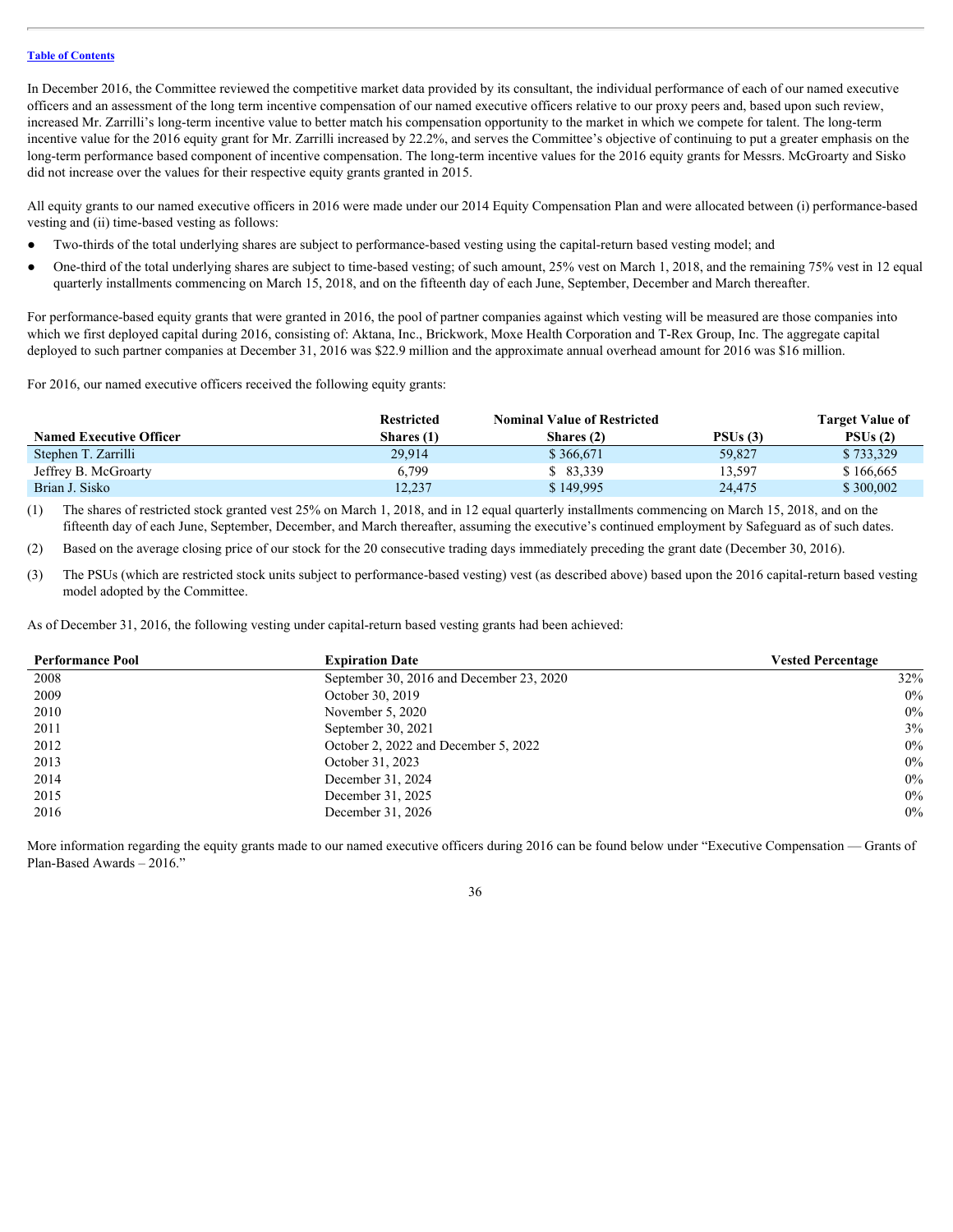Table of Contents

In December 2016, the Committee reviewed the competitive market data provided by its consultant, the individual performance of each of our named executive officers and an assessment of the long term incentive compensation of our named executive officers relative to our proxy peers and, based upon such review, increased Mr. Zarrilli's long-term incentive value to better match his compensation opportunity to the market in which we compete for talent. The long-term incentive value for the 2016 equity grant for Mr. Zarrilli increased by 22.2%, and serves the Committee's objective of continuing to put a greater emphasis on the long-term performance based component of incentive compensation. The long-term incentive values for the 2016 equity grants for Messrs. McGroarty and Sisko did not increase over the values for their respective equity grants granted in 2015.

All equity grants to our named executive officers in 2016 were made under our 2014 Equity Compensation Plan and were allocated between (i) performance-based vesting and (ii) time-based vesting as follows:

- Two-thirds of the total underlying shares are subject to performance-based vesting using the capital-return based vesting model; and
- One-third of the total underlying shares are subject to time-based vesting; of such amount, 25% vest on March 1, 2018, and the remaining 75% vest in 12 equal quarterly installments commencing on March 15, 2018, and on the fifteenth day of each June, September, December and March thereafter.

For performance-based equity grants that were granted in 2016, the pool of partner companies against which vesting will be measured are those companies into which we first deployed capital during 2016, consisting of: Aktana, Inc., Brickwork, Moxe Health Corporation and T-Rex Group, Inc. The aggregate capital deployed to such partner companies at December 31, 2016 was $22.9 million and the approximate annual overhead amount for 2016 was $16 million.

For 2016, our named executive officers received the following equity grants:

| Named Executive Officer | Restricted Shares (1) | Nominal Value of Restricted Shares (2) | PSUs (3) | Target Value of PSUs (2) |
|---|---|---|---|---|
| Stephen T. Zarrilli | 29,914 | $ 366,671 | 59,827 | $ 733,329 |
| Jeffrey B. McGroarty | 6,799 | $ 83,339 | 13,597 | $ 166,665 |
| Brian J. Sisko | 12,237 | $ 149,995 | 24,475 | $ 300,002 |

(1) The shares of restricted stock granted vest 25% on March 1, 2018, and in 12 equal quarterly installments commencing on March 15, 2018, and on the fifteenth day of each June, September, December, and March thereafter, assuming the executive's continued employment by Safeguard as of such dates.

(2) Based on the average closing price of our stock for the 20 consecutive trading days immediately preceding the grant date (December 30, 2016).

(3) The PSUs (which are restricted stock units subject to performance-based vesting) vest (as described above) based upon the 2016 capital-return based vesting model adopted by the Committee.

As of December 31, 2016, the following vesting under capital-return based vesting grants had been achieved:

| Performance Pool | Expiration Date | Vested Percentage |
|---|---|---|
| 2008 | September 30, 2016 and December 23, 2020 | 32% |
| 2009 | October 30, 2019 | 0% |
| 2010 | November 5, 2020 | 0% |
| 2011 | September 30, 2021 | 3% |
| 2012 | October 2, 2022 and December 5, 2022 | 0% |
| 2013 | October 31, 2023 | 0% |
| 2014 | December 31, 2024 | 0% |
| 2015 | December 31, 2025 | 0% |
| 2016 | December 31, 2026 | 0% |

More information regarding the equity grants made to our named executive officers during 2016 can be found below under "Executive Compensation — Grants of Plan-Based Awards – 2016."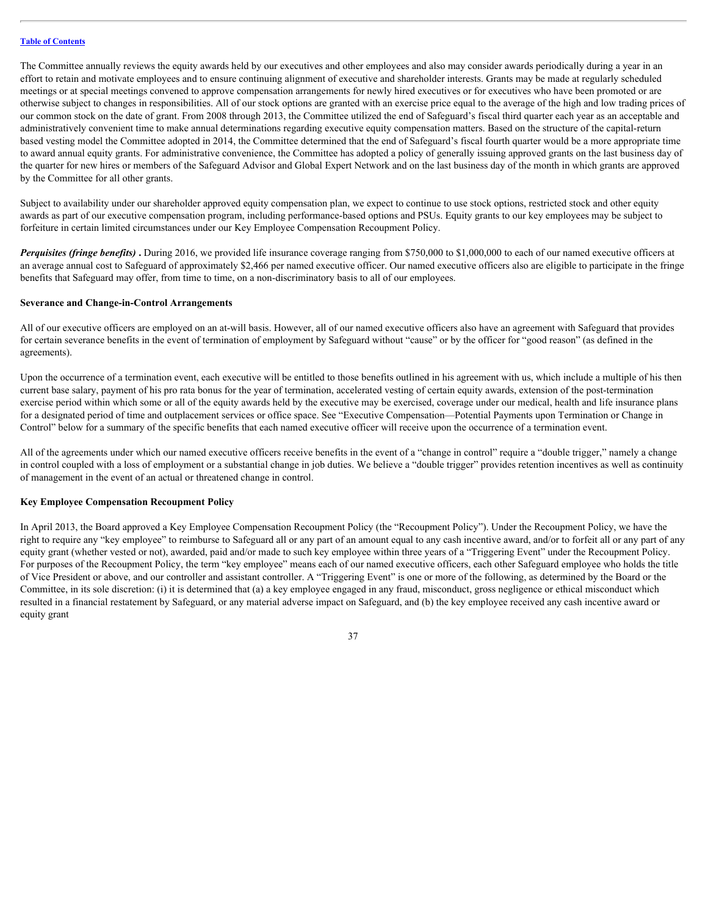The Committee annually reviews the equity awards held by our executives and other employees and also may consider awards periodically during a year in an effort to retain and motivate employees and to ensure continuing alignment of executive and shareholder interests. Grants may be made at regularly scheduled meetings or at special meetings convened to approve compensation arrangements for newly hired executives or for executives who have been promoted or are otherwise subject to changes in responsibilities. All of our stock options are granted with an exercise price equal to the average of the high and low trading prices of our common stock on the date of grant. From 2008 through 2013, the Committee utilized the end of Safeguard's fiscal third quarter each year as an acceptable and administratively convenient time to make annual determinations regarding executive equity compensation matters. Based on the structure of the capital-return based vesting model the Committee adopted in 2014, the Committee determined that the end of Safeguard's fiscal fourth quarter would be a more appropriate time to award annual equity grants. For administrative convenience, the Committee has adopted a policy of generally issuing approved grants on the last business day of the quarter for new hires or members of the Safeguard Advisor and Global Expert Network and on the last business day of the month in which grants are approved by the Committee for all other grants.

Subject to availability under our shareholder approved equity compensation plan, we expect to continue to use stock options, restricted stock and other equity awards as part of our executive compensation program, including performance-based options and PSUs. Equity grants to our key employees may be subject to forfeiture in certain limited circumstances under our Key Employee Compensation Recoupment Policy.

***Perquisites (fringe benefits)*** **.** During 2016, we provided life insurance coverage ranging from $750,000 to $1,000,000 to each of our named executive officers at an average annual cost to Safeguard of approximately $2,466 per named executive officer. Our named executive officers also are eligible to participate in the fringe benefits that Safeguard may offer, from time to time, on a non-discriminatory basis to all of our employees.

**Severance and Change-in-Control Arrangements**

All of our executive officers are employed on an at-will basis. However, all of our named executive officers also have an agreement with Safeguard that provides for certain severance benefits in the event of termination of employment by Safeguard without "cause" or by the officer for "good reason" (as defined in the agreements).

Upon the occurrence of a termination event, each executive will be entitled to those benefits outlined in his agreement with us, which include a multiple of his then current base salary, payment of his pro rata bonus for the year of termination, accelerated vesting of certain equity awards, extension of the post-termination exercise period within which some or all of the equity awards held by the executive may be exercised, coverage under our medical, health and life insurance plans for a designated period of time and outplacement services or office space. See "Executive Compensation—Potential Payments upon Termination or Change in Control" below for a summary of the specific benefits that each named executive officer will receive upon the occurrence of a termination event.

All of the agreements under which our named executive officers receive benefits in the event of a "change in control" require a "double trigger," namely a change in control coupled with a loss of employment or a substantial change in job duties. We believe a "double trigger" provides retention incentives as well as continuity of management in the event of an actual or threatened change in control.

**Key Employee Compensation Recoupment Policy**

In April 2013, the Board approved a Key Employee Compensation Recoupment Policy (the "Recoupment Policy"). Under the Recoupment Policy, we have the right to require any "key employee" to reimburse to Safeguard all or any part of an amount equal to any cash incentive award, and/or to forfeit all or any part of any equity grant (whether vested or not), awarded, paid and/or made to such key employee within three years of a "Triggering Event" under the Recoupment Policy. For purposes of the Recoupment Policy, the term "key employee" means each of our named executive officers, each other Safeguard employee who holds the title of Vice President or above, and our controller and assistant controller. A "Triggering Event" is one or more of the following, as determined by the Board or the Committee, in its sole discretion: (i) it is determined that (a) a key employee engaged in any fraud, misconduct, gross negligence or ethical misconduct which resulted in a financial restatement by Safeguard, or any material adverse impact on Safeguard, and (b) the key employee received any cash incentive award or equity grant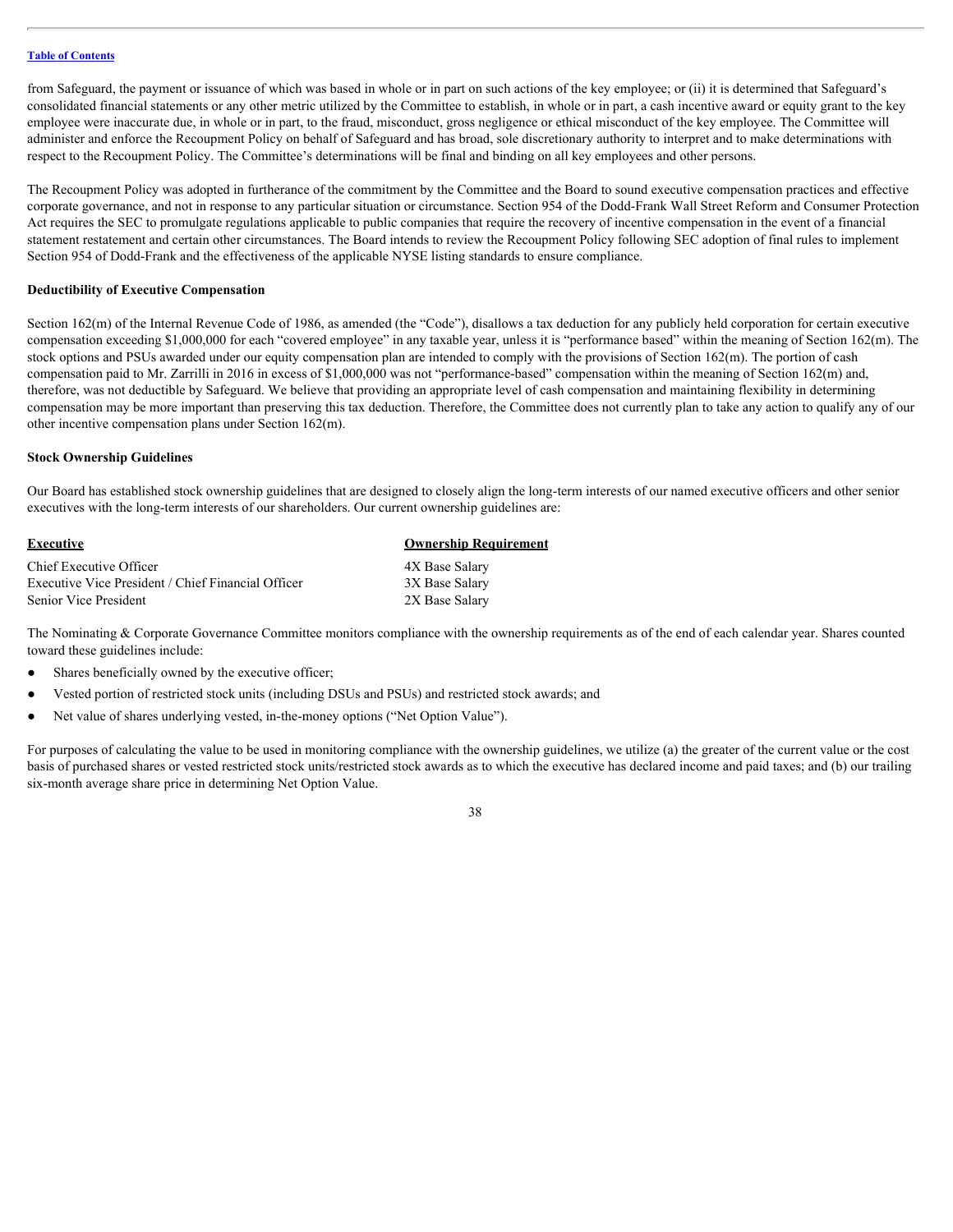from Safeguard, the payment or issuance of which was based in whole or in part on such actions of the key employee; or (ii) it is determined that Safeguard's consolidated financial statements or any other metric utilized by the Committee to establish, in whole or in part, a cash incentive award or equity grant to the key employee were inaccurate due, in whole or in part, to the fraud, misconduct, gross negligence or ethical misconduct of the key employee. The Committee will administer and enforce the Recoupment Policy on behalf of Safeguard and has broad, sole discretionary authority to interpret and to make determinations with respect to the Recoupment Policy. The Committee's determinations will be final and binding on all key employees and other persons.

The Recoupment Policy was adopted in furtherance of the commitment by the Committee and the Board to sound executive compensation practices and effective corporate governance, and not in response to any particular situation or circumstance. Section 954 of the Dodd-Frank Wall Street Reform and Consumer Protection Act requires the SEC to promulgate regulations applicable to public companies that require the recovery of incentive compensation in the event of a financial statement restatement and certain other circumstances. The Board intends to review the Recoupment Policy following SEC adoption of final rules to implement Section 954 of Dodd-Frank and the effectiveness of the applicable NYSE listing standards to ensure compliance.

**Deductibility of Executive Compensation**

Section 162(m) of the Internal Revenue Code of 1986, as amended (the "Code"), disallows a tax deduction for any publicly held corporation for certain executive compensation exceeding $1,000,000 for each "covered employee" in any taxable year, unless it is "performance based" within the meaning of Section 162(m). The stock options and PSUs awarded under our equity compensation plan are intended to comply with the provisions of Section 162(m). The portion of cash compensation paid to Mr. Zarrilli in 2016 in excess of $1,000,000 was not "performance-based" compensation within the meaning of Section 162(m) and, therefore, was not deductible by Safeguard. We believe that providing an appropriate level of cash compensation and maintaining flexibility in determining compensation may be more important than preserving this tax deduction. Therefore, the Committee does not currently plan to take any action to qualify any of our other incentive compensation plans under Section 162(m).

**Stock Ownership Guidelines**

Our Board has established stock ownership guidelines that are designed to closely align the long-term interests of our named executive officers and other senior executives with the long-term interests of our shareholders. Our current ownership guidelines are:

| Executive | Ownership Requirement |
|---|---|
| Chief Executive Officer | 4X Base Salary |
| Executive Vice President / Chief Financial Officer | 3X Base Salary |
| Senior Vice President | 2X Base Salary |

The Nominating & Corporate Governance Committee monitors compliance with the ownership requirements as of the end of each calendar year. Shares counted toward these guidelines include:

- Shares beneficially owned by the executive officer;
- Vested portion of restricted stock units (including DSUs and PSUs) and restricted stock awards; and
- Net value of shares underlying vested, in-the-money options ("Net Option Value").

For purposes of calculating the value to be used in monitoring compliance with the ownership guidelines, we utilize (a) the greater of the current value or the cost basis of purchased shares or vested restricted stock units/restricted stock awards as to which the executive has declared income and paid taxes; and (b) our trailing six-month average share price in determining Net Option Value.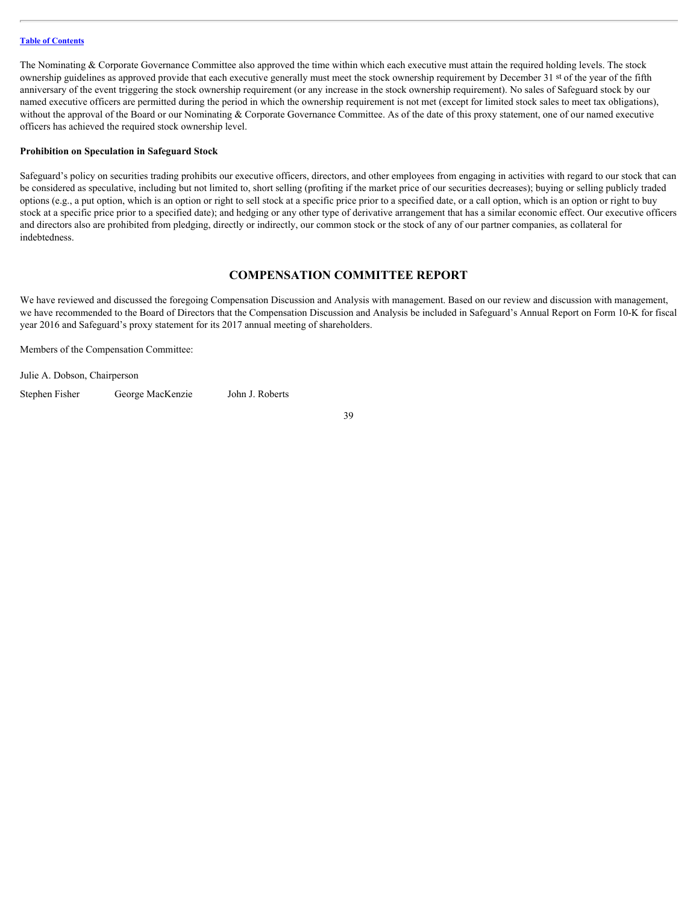The Nominating & Corporate Governance Committee also approved the time within which each executive must attain the required holding levels. The stock ownership guidelines as approved provide that each executive generally must meet the stock ownership requirement by December 31st of the year of the fifth anniversary of the event triggering the stock ownership requirement (or any increase in the stock ownership requirement). No sales of Safeguard stock by our named executive officers are permitted during the period in which the ownership requirement is not met (except for limited stock sales to meet tax obligations), without the approval of the Board or our Nominating & Corporate Governance Committee. As of the date of this proxy statement, one of our named executive officers has achieved the required stock ownership level.

**Prohibition on Speculation in Safeguard Stock**

Safeguard's policy on securities trading prohibits our executive officers, directors, and other employees from engaging in activities with regard to our stock that can be considered as speculative, including but not limited to, short selling (profiting if the market price of our securities decreases); buying or selling publicly traded options (e.g., a put option, which is an option or right to sell stock at a specific price prior to a specified date, or a call option, which is an option or right to buy stock at a specific price prior to a specified date); and hedging or any other type of derivative arrangement that has a similar economic effect. Our executive officers and directors also are prohibited from pledging, directly or indirectly, our common stock or the stock of any of our partner companies, as collateral for indebtedness.

## COMPENSATION COMMITTEE REPORT

We have reviewed and discussed the foregoing Compensation Discussion and Analysis with management. Based on our review and discussion with management, we have recommended to the Board of Directors that the Compensation Discussion and Analysis be included in Safeguard's Annual Report on Form 10-K for fiscal year 2016 and Safeguard's proxy statement for its 2017 annual meeting of shareholders.

Members of the Compensation Committee:

Julie A. Dobson, Chairperson

Stephen Fisher    George MacKenzie    John J. Roberts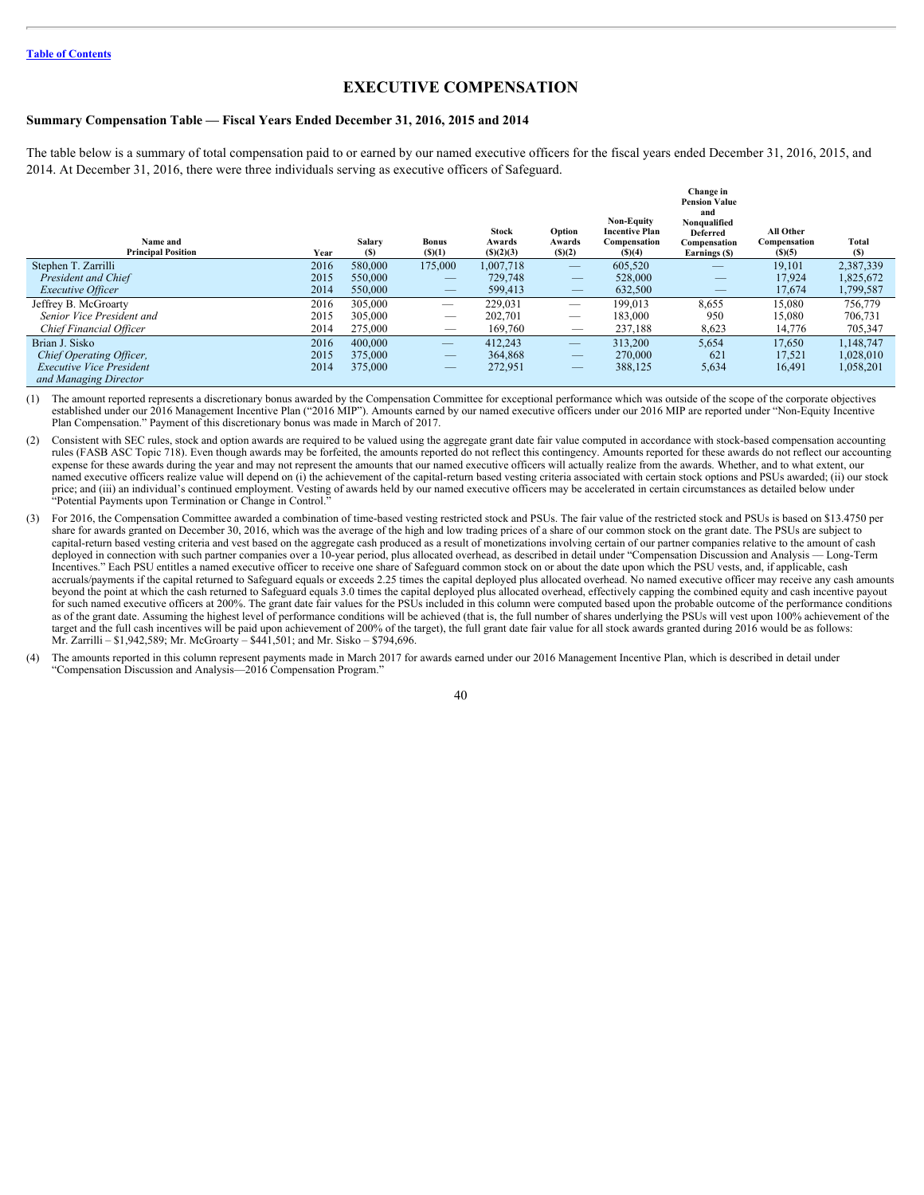[Table of Contents](#)

# EXECUTIVE COMPENSATION

### Summary Compensation Table — Fiscal Years Ended December 31, 2016, 2015 and 2014

The table below is a summary of total compensation paid to or earned by our named executive officers for the fiscal years ended December 31, 2016, 2015, and 2014. At December 31, 2016, there were three individuals serving as executive officers of Safeguard.

| Name and Principal Position | Year | Salary ($) | Bonus ($)(1) | Stock Awards ($)(2)(3) | Option Awards ($)(2) | Non-Equity Incentive Plan Compensation ($)(4) | Change in Pension Value and Nonqualified Deferred Compensation Earnings ($) | All Other Compensation ($)(5) | Total ($) |
|---|---|---|---|---|---|---|---|---|---|
| Stephen T. Zarrilli | 2016 | 580,000 | 175,000 | 1,007,718 | — | 605,520 | — | 19,101 | 2,387,339 |
| *President and Chief* | 2015 | 550,000 | — | 729,748 | — | 528,000 | — | 17,924 | 1,825,672 |
| *Executive Officer* | 2014 | 550,000 | — | 599,413 | — | 632,500 | — | 17,674 | 1,799,587 |
| Jeffrey B. McGroarty | 2016 | 305,000 | — | 229,031 | — | 199,013 | 8,655 | 15,080 | 756,779 |
| *Senior Vice President and* | 2015 | 305,000 | — | 202,701 | — | 183,000 | 950 | 15,080 | 706,731 |
| *Chief Financial Officer* | 2014 | 275,000 | — | 169,760 | — | 237,188 | 8,623 | 14,776 | 705,347 |
| Brian J. Sisko | 2016 | 400,000 | — | 412,243 | — | 313,200 | 5,654 | 17,650 | 1,148,747 |
| *Chief Operating Officer,* | 2015 | 375,000 | — | 364,868 | — | 270,000 | 621 | 17,521 | 1,028,010 |
| *Executive Vice President* | 2014 | 375,000 | — | 272,951 | — | 388,125 | 5,634 | 16,491 | 1,058,201 |
| *and Managing Director* | | | | | | | | | |

(1) The amount reported represents a discretionary bonus awarded by the Compensation Committee for exceptional performance which was outside of the scope of the corporate objectives established under our 2016 Management Incentive Plan ("2016 MIP"). Amounts earned by our named executive officers under our 2016 MIP are reported under "Non-Equity Incentive Plan Compensation." Payment of this discretionary bonus was made in March of 2017.

(2) Consistent with SEC rules, stock and option awards are required to be valued using the aggregate grant date fair value computed in accordance with stock-based compensation accounting rules (FASB ASC Topic 718). Even though awards may be forfeited, the amounts reported do not reflect this contingency. Amounts reported for these awards do not reflect our accounting expense for these awards during the year and may not represent the amounts that our named executive officers will actually realize from the awards. Whether, and to what extent, our named executive officers realize value will depend on (i) the achievement of the capital-return based vesting criteria associated with certain stock options and PSUs awarded; (ii) our stock price; and (iii) an individual's continued employment. Vesting of awards held by our named executive officers may be accelerated in certain circumstances as detailed below under "Potential Payments upon Termination or Change in Control."

(3) For 2016, the Compensation Committee awarded a combination of time-based vesting restricted stock and PSUs. The fair value of the restricted stock and PSUs is based on $13.4750 per share for awards granted on December 30, 2016, which was the average of the high and low trading prices of a share of our common stock on the grant date. The PSUs are subject to capital-return based vesting criteria and vest based on the aggregate cash produced as a result of monetizations involving certain of our partner companies relative to the amount of cash deployed in connection with such partner companies over a 10-year period, plus allocated overhead, as described in detail under "Compensation Discussion and Analysis — Long-Term Incentives." Each PSU entitles a named executive officer to receive one share of Safeguard common stock on or about the date upon which the PSU vests, and, if applicable, cash accruals/payments if the capital returned to Safeguard equals or exceeds 2.25 times the capital deployed plus allocated overhead. No named executive officer may receive any cash amounts beyond the point at which the cash returned to Safeguard equals 3.0 times the capital deployed plus allocated overhead, effectively capping the combined equity and cash incentive payout for such named executive officers at 200%. The grant date fair values for the PSUs included in this column were computed based upon the probable outcome of the performance conditions as of the grant date. Assuming the highest level of performance conditions will be achieved (that is, the full number of shares underlying the PSUs will vest upon 100% achievement of the target and the full cash incentives will be paid upon achievement of 200% of the target), the full grant date fair value for all stock awards granted during 2016 would be as follows: Mr. Zarrilli – $1,942,589; Mr. McGroarty – $441,501; and Mr. Sisko – $794,696.

(4) The amounts reported in this column represent payments made in March 2017 for awards earned under our 2016 Management Incentive Plan, which is described in detail under "Compensation Discussion and Analysis—2016 Compensation Program."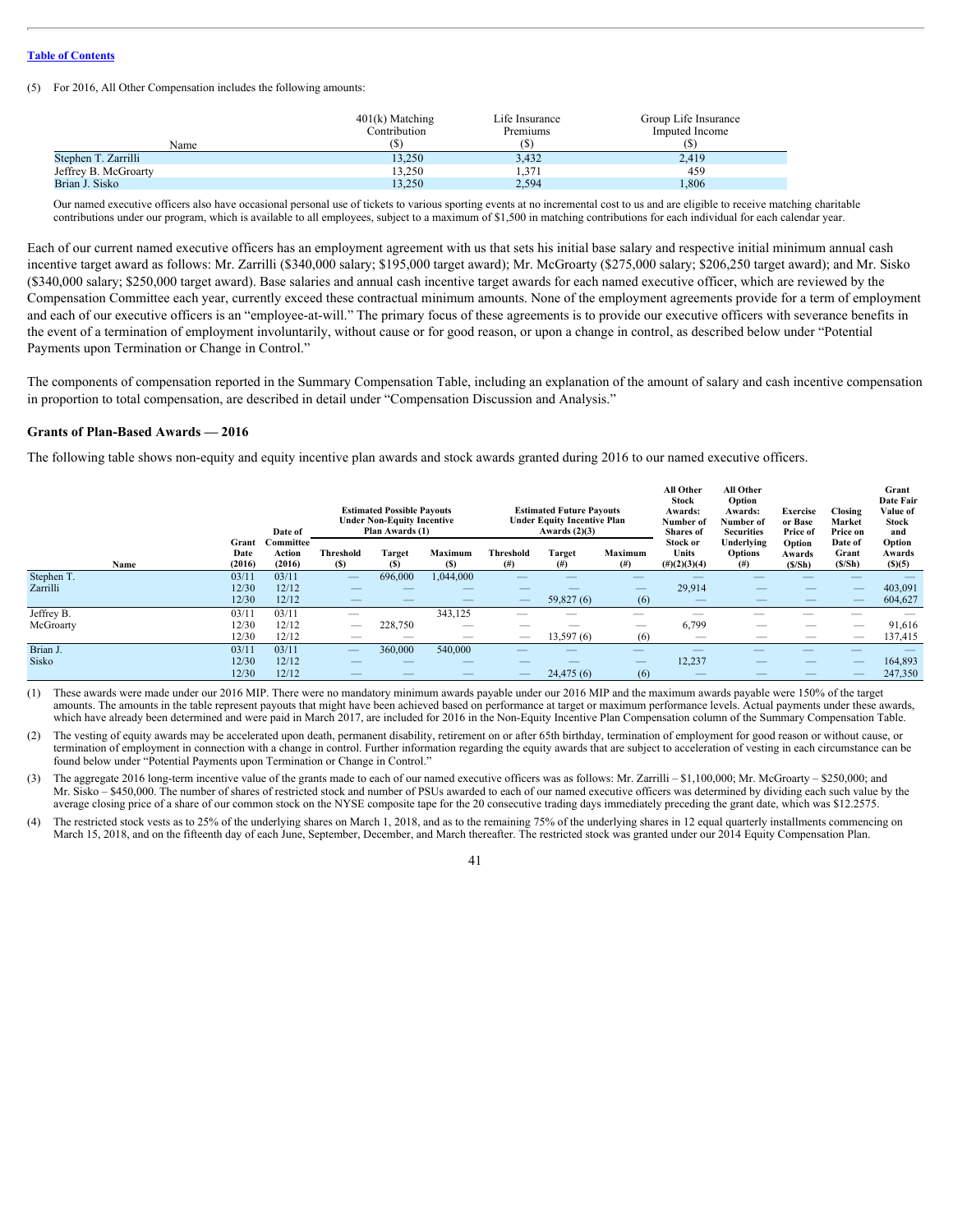(5) For 2016, All Other Compensation includes the following amounts:

| Name | 401(k) Matching Contribution ($) | Life Insurance Premiums ($) | Group Life Insurance Imputed Income ($) |
|---|---|---|---|
| Stephen T. Zarrilli | 13,250 | 3,432 | 2,419 |
| Jeffrey B. McGroarty | 13,250 | 1,371 | 459 |
| Brian J. Sisko | 13,250 | 2,594 | 1,806 |

Our named executive officers also have occasional personal use of tickets to various sporting events at no incremental cost to us and are eligible to receive matching charitable contributions under our program, which is available to all employees, subject to a maximum of $1,500 in matching contributions for each individual for each calendar year.

Each of our current named executive officers has an employment agreement with us that sets his initial base salary and respective initial minimum annual cash incentive target award as follows: Mr. Zarrilli ($340,000 salary; $195,000 target award); Mr. McGroarty ($275,000 salary; $206,250 target award); and Mr. Sisko ($340,000 salary; $250,000 target award). Base salaries and annual cash incentive target awards for each named executive officer, which are reviewed by the Compensation Committee each year, currently exceed these contractual minimum amounts. None of the employment agreements provide for a term of employment and each of our executive officers is an "employee-at-will." The primary focus of these agreements is to provide our executive officers with severance benefits in the event of a termination of employment involuntarily, without cause or for good reason, or upon a change in control, as described below under "Potential Payments upon Termination or Change in Control."

The components of compensation reported in the Summary Compensation Table, including an explanation of the amount of salary and cash incentive compensation in proportion to total compensation, are described in detail under "Compensation Discussion and Analysis."

### Grants of Plan-Based Awards — 2016

The following table shows non-equity and equity incentive plan awards and stock awards granted during 2016 to our named executive officers.

| Name | Grant Date (2016) | Date of Committee Action (2016) | Estimated Possible Payouts Under Non-Equity Incentive Plan Awards (1) | | | Estimated Future Payouts Under Equity Incentive Plan Awards (2)(3) | | | All Other Stock Awards: Number of Shares of Stock or Units (#)(2)(3)(4) | All Other Option Awards: Number of Securities Underlying Options (#) | Exercise or Base Price of Option Awards ($/Sh) | Closing Market Price on Date of Grant ($/Sh) | Grant Date Fair Value of Stock and Option Awards ($)(5) |
|---|---|---|---|---|---|---|---|---|---|---|---|---|---|
| | | | Threshold ($) | Target ($) | Maximum ($) | Threshold (#) | Target (#) | Maximum (#) | | | | | |
| Stephen T. Zarrilli | 03/11 | 03/11 | — | 696,000 | 1,044,000 | — | — | — | — | — | — | — | — |
| | 12/30 | 12/12 | — | — | — | — | — | — | 29,914 | — | — | — | 403,091 |
| | 12/30 | 12/12 | — | — | — | — | 59,827 (6) | (6) | — | — | — | — | 604,627 |
| Jeffrey B. McGroarty | 03/11 | 03/11 | — | | 343,125 | — | — | — | — | — | — | — | — |
| | 12/30 | 12/12 | — | 228,750 | — | — | — | — | 6,799 | — | — | — | 91,616 |
| | 12/30 | 12/12 | — | — | — | — | 13,597 (6) | (6) | — | — | — | — | 137,415 |
| Brian J. Sisko | 03/11 | 03/11 | — | 360,000 | 540,000 | — | — | — | — | — | — | — | — |
| | 12/30 | 12/12 | — | — | — | — | — | — | 12,237 | — | — | — | 164,893 |
| | 12/30 | 12/12 | — | — | — | — | 24,475 (6) | (6) | — | — | — | — | 247,350 |

(1) These awards were made under our 2016 MIP. There were no mandatory minimum awards payable under our 2016 MIP and the maximum awards payable were 150% of the target amounts. The amounts in the table represent payouts that might have been achieved based on performance at target or maximum performance levels. Actual payments under these awards, which have already been determined and were paid in March 2017, are included for 2016 in the Non-Equity Incentive Plan Compensation column of the Summary Compensation Table.

(2) The vesting of equity awards may be accelerated upon death, permanent disability, retirement on or after 65th birthday, termination of employment for good reason or without cause, or termination of employment in connection with a change in control. Further information regarding the equity awards that are subject to acceleration of vesting in each circumstance can be found below under "Potential Payments upon Termination or Change in Control."

(3) The aggregate 2016 long-term incentive value of the grants made to each of our named executive officers was as follows: Mr. Zarrilli – $1,100,000; Mr. McGroarty – $250,000; and Mr. Sisko – $450,000. The number of shares of restricted stock and number of PSUs awarded to each of our named executive officers was determined by dividing each such value by the average closing price of a share of our common stock on the NYSE composite tape for the 20 consecutive trading days immediately preceding the grant date, which was $12.2575.

(4) The restricted stock vests as to 25% of the underlying shares on March 1, 2018, and as to the remaining 75% of the underlying shares in 12 equal quarterly installments commencing on March 15, 2018, and on the fifteenth day of each June, September, December, and March thereafter. The restricted stock was granted under our 2014 Equity Compensation Plan.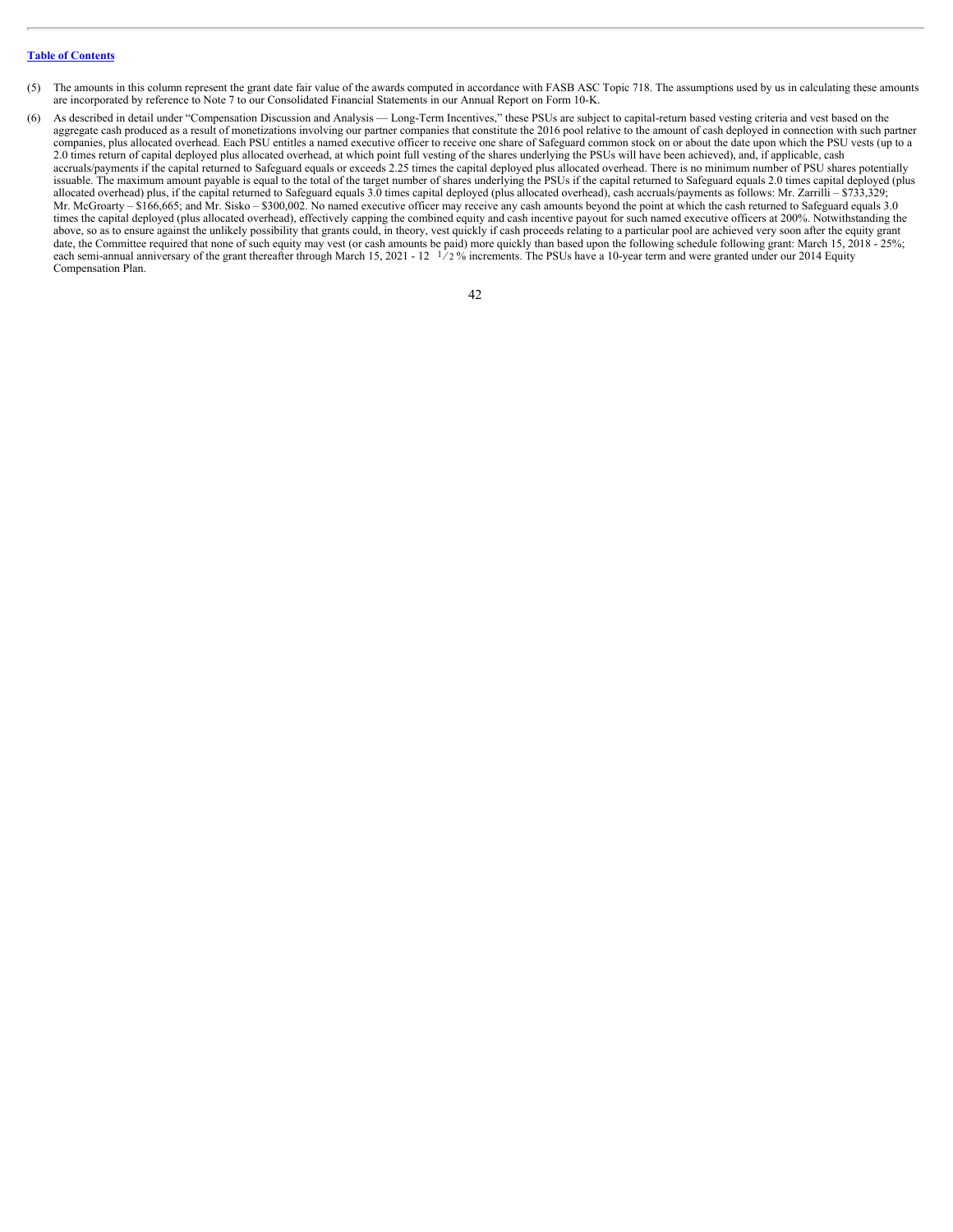[Table of Contents](#)

(5) The amounts in this column represent the grant date fair value of the awards computed in accordance with FASB ASC Topic 718. The assumptions used by us in calculating these amounts are incorporated by reference to Note 7 to our Consolidated Financial Statements in our Annual Report on Form 10-K.

(6) As described in detail under "Compensation Discussion and Analysis — Long-Term Incentives," these PSUs are subject to capital-return based vesting criteria and vest based on the aggregate cash produced as a result of monetizations involving our partner companies that constitute the 2016 pool relative to the amount of cash deployed in connection with such partner companies, plus allocated overhead. Each PSU entitles a named executive officer to receive one share of Safeguard common stock on or about the date upon which the PSU vests (up to a 2.0 times return of capital deployed plus allocated overhead, at which point full vesting of the shares underlying the PSUs will have been achieved), and, if applicable, cash accruals/payments if the capital returned to Safeguard equals or exceeds 2.25 times the capital deployed plus allocated overhead. There is no minimum number of PSU shares potentially issuable. The maximum amount payable is equal to the total of the target number of shares underlying the PSUs if the capital returned to Safeguard equals 2.0 times capital deployed (plus allocated overhead) plus, if the capital returned to Safeguard equals 3.0 times capital deployed (plus allocated overhead), cash accruals/payments as follows: Mr. Zarrilli – $733,329; Mr. McGroarty – $166,665; and Mr. Sisko – $300,002. No named executive officer may receive any cash amounts beyond the point at which the cash returned to Safeguard equals 3.0 times the capital deployed (plus allocated overhead), effectively capping the combined equity and cash incentive payout for such named executive officers at 200%. Notwithstanding the above, so as to ensure against the unlikely possibility that grants could, in theory, vest quickly if cash proceeds relating to a particular pool are achieved very soon after the equity grant date, the Committee required that none of such equity may vest (or cash amounts be paid) more quickly than based upon the following schedule following grant: March 15, 2018 - 25%; each semi-annual anniversary of the grant thereafter through March 15, 2021 - 12 1/2% increments. The PSUs have a 10-year term and were granted under our 2014 Equity Compensation Plan.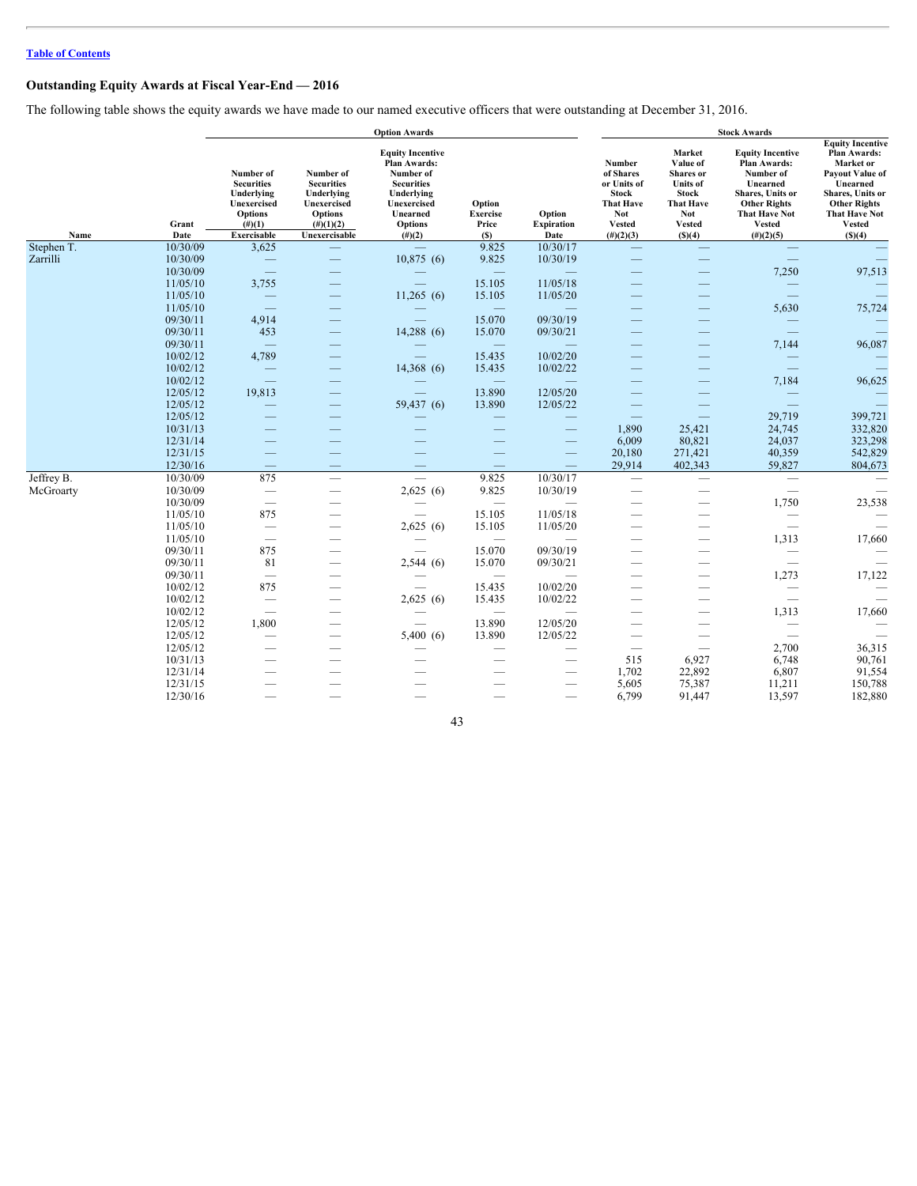[Table of Contents](#)

### Outstanding Equity Awards at Fiscal Year-End — 2016

The following table shows the equity awards we have made to our named executive officers that were outstanding at December 31, 2016.

| | | Option Awards | | | | | Stock Awards | | | |
|---|---|---|---|---|---|---|---|---|---|---|
| Name | Grant Date | Number of Securities Underlying Unexercised Options (#)(1) Exercisable | Number of Securities Underlying Unexercised Options (#)(1)(2) Unexercisable | Equity Incentive Plan Awards: Number of Securities Underlying Unexercised Unearned Options (#)(2) | Option Exercise Price ($) | Option Expiration Date | Number of Shares or Units of Stock That Have Not Vested (#)(2)(3) | Market Value of Shares or Units of Stock That Have Not Vested ($)(4) | Equity Incentive Plan Awards: Number of Unearned Shares, Units or Other Rights That Have Not Vested (#)(2)(5) | Equity Incentive Plan Awards: Market or Payout Value of Unearned Shares, Units or Other Rights That Have Not Vested ($)(4) |
| Stephen T. Zarrilli | 10/30/09 | 3,625 | — | — | 9.825 | 10/30/17 | — | — | — | — |
| | 10/30/09 | — | — | 10,875 (6) | 9.825 | 10/30/19 | — | — | — | — |
| | 10/30/09 | — | — | — | — | — | — | — | 7,250 | 97,513 |
| | 11/05/10 | 3,755 | — | — | 15.105 | 11/05/18 | — | — | — | — |
| | 11/05/10 | — | — | 11,265 (6) | 15.105 | 11/05/20 | — | — | — | — |
| | 11/05/10 | — | — | — | — | — | — | — | 5,630 | 75,724 |
| | 09/30/11 | 4,914 | — | — | 15.070 | 09/30/19 | — | — | — | — |
| | 09/30/11 | 453 | — | 14,288 (6) | 15.070 | 09/30/21 | — | — | — | — |
| | 09/30/11 | — | — | — | — | — | — | — | 7,144 | 96,087 |
| | 10/02/12 | 4,789 | — | — | 15.435 | 10/02/20 | — | — | — | — |
| | 10/02/12 | — | — | 14,368 (6) | 15.435 | 10/02/22 | — | — | — | — |
| | 10/02/12 | — | — | — | — | — | — | — | 7,184 | 96,625 |
| | 12/05/12 | 19,813 | — | — | 13.890 | 12/05/20 | — | — | — | — |
| | 12/05/12 | — | — | 59,437 (6) | 13.890 | 12/05/22 | — | — | — | — |
| | 12/05/12 | — | — | — | — | — | — | — | 29,719 | 399,721 |
| | 10/31/13 | — | — | — | — | — | 1,890 | 25,421 | 24,745 | 332,820 |
| | 12/31/14 | — | — | — | — | — | 6,009 | 80,821 | 24,037 | 323,298 |
| | 12/31/15 | — | — | — | — | — | 20,180 | 271,421 | 40,359 | 542,829 |
| | 12/30/16 | — | — | — | — | — | 29,914 | 402,343 | 59,827 | 804,673 |
| Jeffrey B. McGroarty | 10/30/09 | 875 | — | — | 9.825 | 10/30/17 | — | — | — | — |
| | 10/30/09 | — | — | 2,625 (6) | 9.825 | 10/30/19 | — | — | — | — |
| | 10/30/09 | — | — | — | — | — | — | — | 1,750 | 23,538 |
| | 11/05/10 | 875 | — | — | 15.105 | 11/05/18 | — | — | — | — |
| | 11/05/10 | — | — | 2,625 (6) | 15.105 | 11/05/20 | — | — | — | — |
| | 11/05/10 | — | — | — | — | — | — | — | 1,313 | 17,660 |
| | 09/30/11 | 875 | — | — | 15.070 | 09/30/19 | — | — | — | — |
| | 09/30/11 | 81 | — | 2,544 (6) | 15.070 | 09/30/21 | — | — | — | — |
| | 09/30/11 | — | — | — | — | — | — | — | 1,273 | 17,122 |
| | 10/02/12 | 875 | — | — | 15.435 | 10/02/20 | — | — | — | — |
| | 10/02/12 | — | — | 2,625 (6) | 15.435 | 10/02/22 | — | — | — | — |
| | 10/02/12 | — | — | — | — | — | — | — | 1,313 | 17,660 |
| | 12/05/12 | 1,800 | — | — | 13.890 | 12/05/20 | — | — | — | — |
| | 12/05/12 | — | — | 5,400 (6) | 13.890 | 12/05/22 | — | — | — | — |
| | 12/05/12 | — | — | — | — | — | — | — | 2,700 | 36,315 |
| | 10/31/13 | — | — | — | — | — | 515 | 6,927 | 6,748 | 90,761 |
| | 12/31/14 | — | — | — | — | — | 1,702 | 22,892 | 6,807 | 91,554 |
| | 12/31/15 | — | — | — | — | — | 5,605 | 75,387 | 11,211 | 150,788 |
| | 12/30/16 | — | — | — | — | — | 6,799 | 91,447 | 13,597 | 182,880 |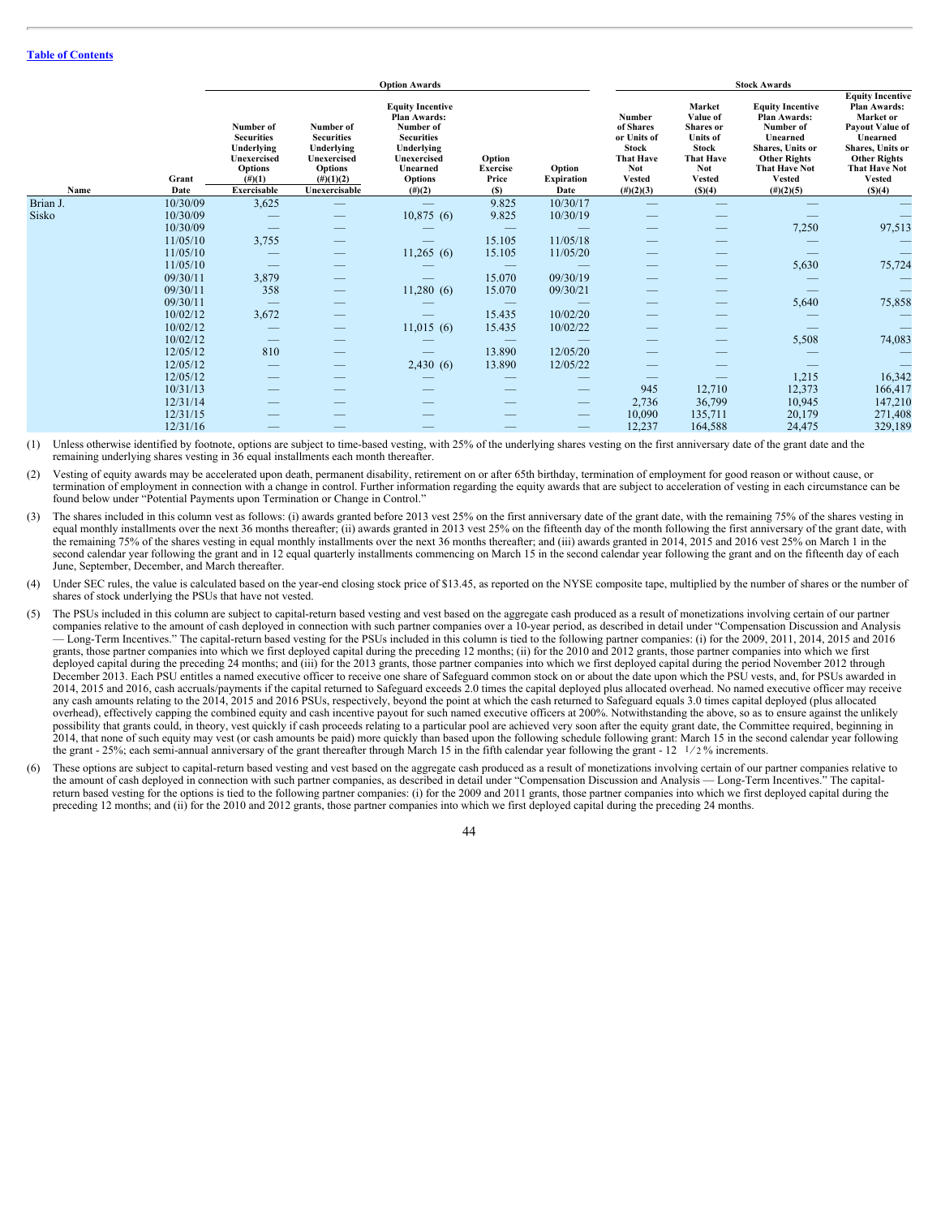| Name | Grant Date | Option Awards | | | | | Stock Awards | | | |
|---|---|---|---|---|---|---|---|---|---|---|
| | | Number of Securities Underlying Unexercised Options (#)(1) Exercisable | Number of Securities Underlying Unexercised Options (#)(1)(2) Unexercisable | Equity Incentive Plan Awards: Number of Securities Underlying Unexercised Unearned Options (#)(2) | Option Exercise Price ($) | Option Expiration Date | Number of Shares or Units of Stock That Have Not Vested (#)(2)(3) | Market Value of Shares or Units of Stock That Have Not Vested ($)(4) | Equity Incentive Plan Awards: Number of Unearned Shares, Units or Other Rights That Have Not Vested (#)(2)(5) | Equity Incentive Plan Awards: Market or Payout Value of Unearned Shares, Units or Other Rights That Have Not Vested ($)(4) |
| Brian J. Sisko | 10/30/09 | 3,625 | — | — | 9.825 | 10/30/17 | — | — | — | — |
| | 10/30/09 | — | — | 10,875 (6) | 9.825 | 10/30/19 | — | — | — | — |
| | 10/30/09 | — | — | — | — | — | — | — | 7,250 | 97,513 |
| | 11/05/10 | 3,755 | — | — | 15.105 | 11/05/18 | — | — | — | — |
| | 11/05/10 | — | — | 11,265 (6) | 15.105 | 11/05/20 | — | — | — | — |
| | 11/05/10 | — | — | — | — | — | — | — | 5,630 | 75,724 |
| | 09/30/11 | 3,879 | — | — | 15.070 | 09/30/19 | — | — | — | — |
| | 09/30/11 | 358 | — | 11,280 (6) | 15.070 | 09/30/21 | — | — | — | — |
| | 09/30/11 | — | — | — | — | — | — | — | 5,640 | 75,858 |
| | 10/02/12 | 3,672 | — | — | 15.435 | 10/02/20 | — | — | — | — |
| | 10/02/12 | — | — | 11,015 (6) | 15.435 | 10/02/22 | — | — | — | — |
| | 10/02/12 | — | — | — | — | — | — | — | 5,508 | 74,083 |
| | 12/05/12 | 810 | — | — | 13.890 | 12/05/20 | — | — | — | — |
| | 12/05/12 | — | — | 2,430 (6) | 13.890 | 12/05/22 | — | — | — | — |
| | 12/05/12 | — | — | — | — | — | — | — | 1,215 | 16,342 |
| | 10/31/13 | — | — | — | — | — | 945 | 12,710 | 12,373 | 166,417 |
| | 12/31/14 | — | — | — | — | — | 2,736 | 36,799 | 10,945 | 147,210 |
| | 12/31/15 | — | — | — | — | — | 10,090 | 135,711 | 20,179 | 271,408 |
| | 12/31/16 | — | — | — | — | — | 12,237 | 164,588 | 24,475 | 329,189 |

(1) Unless otherwise identified by footnote, options are subject to time-based vesting, with 25% of the underlying shares vesting on the first anniversary date of the grant date and the remaining underlying shares vesting in 36 equal installments each month thereafter.

(2) Vesting of equity awards may be accelerated upon death, permanent disability, retirement on or after 65th birthday, termination of employment for good reason or without cause, or termination of employment in connection with a change in control. Further information regarding the equity awards that are subject to acceleration of vesting in each circumstance can be found below under "Potential Payments upon Termination or Change in Control."

(3) The shares included in this column vest as follows: (i) awards granted before 2013 vest 25% on the first anniversary date of the grant date, with the remaining 75% of the shares vesting in equal monthly installments over the next 36 months thereafter; (ii) awards granted in 2013 vest 25% on the fifteenth day of the month following the first anniversary of the grant date, with the remaining 75% of the shares vesting in equal monthly installments over the next 36 months thereafter; and (iii) awards granted in 2014, 2015 and 2016 vest 25% on March 1 in the second calendar year following the grant and in 12 equal quarterly installments commencing on March 15 in the second calendar year following the grant and on the fifteenth day of each June, September, December, and March thereafter.

(4) Under SEC rules, the value is calculated based on the year-end closing stock price of $13.45, as reported on the NYSE composite tape, multiplied by the number of shares or the number of shares of stock underlying the PSUs that have not vested.

(5) The PSUs included in this column are subject to capital-return based vesting and vest based on the aggregate cash produced as a result of monetizations involving certain of our partner companies relative to the amount of cash deployed in connection with such partner companies over a 10-year period, as described in detail under "Compensation Discussion and Analysis — Long-Term Incentives." The capital-return based vesting for the PSUs included in this column is tied to the following partner companies: (i) for the 2009, 2011, 2014, 2015 and 2016 grants, those partner companies into which we first deployed capital during the preceding 12 months; (ii) for the 2010 and 2012 grants, those partner companies into which we first deployed capital during the preceding 24 months; and (iii) for the 2013 grants, those partner companies into which we first deployed capital during the period November 2012 through December 2013. Each PSU entitles a named executive officer to receive one share of Safeguard common stock on or about the date upon which the PSU vests, and, for PSUs awarded in 2014, 2015 and 2016, cash accruals/payments if the capital returned to Safeguard exceeds 2.0 times the capital deployed plus allocated overhead. No named executive officer may receive any cash amounts relating to the 2014, 2015 and 2016 PSUs, respectively, beyond the point at which the cash returned to Safeguard equals 3.0 times capital deployed (plus allocated overhead), effectively capping the combined equity and cash incentive payout for such named executive officers at 200%. Notwithstanding the above, so as to ensure against the unlikely possibility that grants could, in theory, vest quickly if cash proceeds relating to a particular pool are achieved very soon after the equity grant date, the Committee required, beginning in 2014, that none of such equity may vest (or cash amounts be paid) more quickly than based upon the following schedule following grant: March 15 in the second calendar year following the grant - 25%; each semi-annual anniversary of the grant thereafter through March 15 in the fifth calendar year following the grant - 12 ½% increments.

(6) These options are subject to capital-return based vesting and vest based on the aggregate cash produced as a result of monetizations involving certain of our partner companies relative to the amount of cash deployed in connection with such partner companies, as described in detail under "Compensation Discussion and Analysis — Long-Term Incentives." The capital-return based vesting for the options is tied to the following partner companies: (i) for the 2009 and 2011 grants, those partner companies into which we first deployed capital during the preceding 12 months; and (ii) for the 2010 and 2012 grants, those partner companies into which we first deployed capital during the preceding 24 months.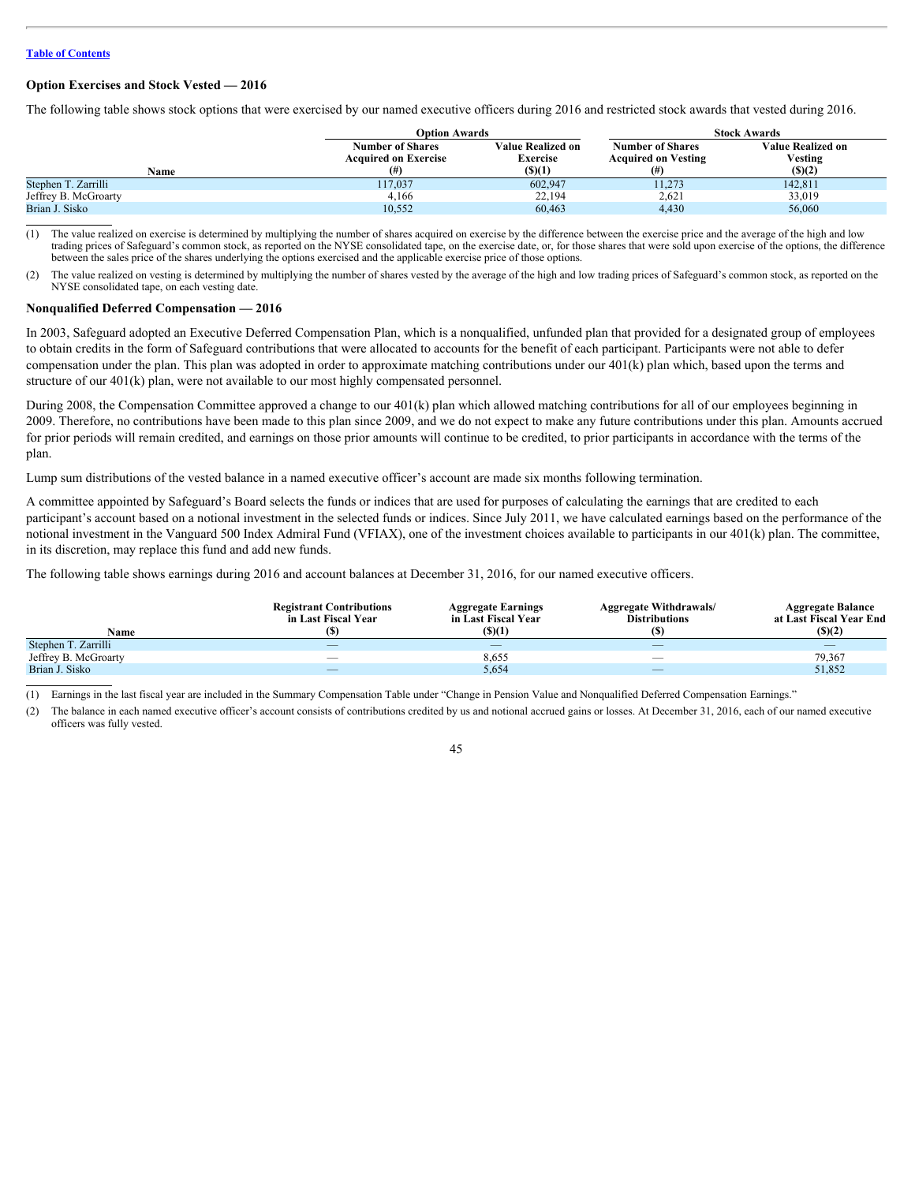Table of Contents

### Option Exercises and Stock Vested — 2016

The following table shows stock options that were exercised by our named executive officers during 2016 and restricted stock awards that vested during 2016.

| | Option Awards | | Stock Awards | |
|---|---|---|---|---|
| Name | Number of Shares Acquired on Exercise (#) | Value Realized on Exercise ($)(1) | Number of Shares Acquired on Vesting (#) | Value Realized on Vesting ($)(2) |
| Stephen T. Zarrilli | 117,037 | 602,947 | 11,273 | 142,811 |
| Jeffrey B. McGroarty | 4,166 | 22,194 | 2,621 | 33,019 |
| Brian J. Sisko | 10,552 | 60,463 | 4,430 | 56,060 |

(1) The value realized on exercise is determined by multiplying the number of shares acquired on exercise by the difference between the exercise price and the average of the high and low trading prices of Safeguard's common stock, as reported on the NYSE consolidated tape, on the exercise date, or, for those shares that were sold upon exercise of the options, the difference between the sales price of the shares underlying the options exercised and the applicable exercise price of those options.

(2) The value realized on vesting is determined by multiplying the number of shares vested by the average of the high and low trading prices of Safeguard's common stock, as reported on the NYSE consolidated tape, on each vesting date.

### Nonqualified Deferred Compensation — 2016

In 2003, Safeguard adopted an Executive Deferred Compensation Plan, which is a nonqualified, unfunded plan that provided for a designated group of employees to obtain credits in the form of Safeguard contributions that were allocated to accounts for the benefit of each participant. Participants were not able to defer compensation under the plan. This plan was adopted in order to approximate matching contributions under our 401(k) plan which, based upon the terms and structure of our 401(k) plan, were not available to our most highly compensated personnel.

During 2008, the Compensation Committee approved a change to our 401(k) plan which allowed matching contributions for all of our employees beginning in 2009. Therefore, no contributions have been made to this plan since 2009, and we do not expect to make any future contributions under this plan. Amounts accrued for prior periods will remain credited, and earnings on those prior amounts will continue to be credited, to prior participants in accordance with the terms of the plan.

Lump sum distributions of the vested balance in a named executive officer's account are made six months following termination.

A committee appointed by Safeguard's Board selects the funds or indices that are used for purposes of calculating the earnings that are credited to each participant's account based on a notional investment in the selected funds or indices. Since July 2011, we have calculated earnings based on the performance of the notional investment in the Vanguard 500 Index Admiral Fund (VFIAX), one of the investment choices available to participants in our 401(k) plan. The committee, in its discretion, may replace this fund and add new funds.

The following table shows earnings during 2016 and account balances at December 31, 2016, for our named executive officers.

| Name | Registrant Contributions in Last Fiscal Year ($) | Aggregate Earnings in Last Fiscal Year ($)(1) | Aggregate Withdrawals/ Distributions ($) | Aggregate Balance at Last Fiscal Year End ($)(2) |
|---|---|---|---|---|
| Stephen T. Zarrilli | — | — | — | — |
| Jeffrey B. McGroarty | — | 8,655 | — | 79,367 |
| Brian J. Sisko | — | 5,654 | — | 51,852 |

(1) Earnings in the last fiscal year are included in the Summary Compensation Table under "Change in Pension Value and Nonqualified Deferred Compensation Earnings."

(2) The balance in each named executive officer's account consists of contributions credited by us and notional accrued gains or losses. At December 31, 2016, each of our named executive officers was fully vested.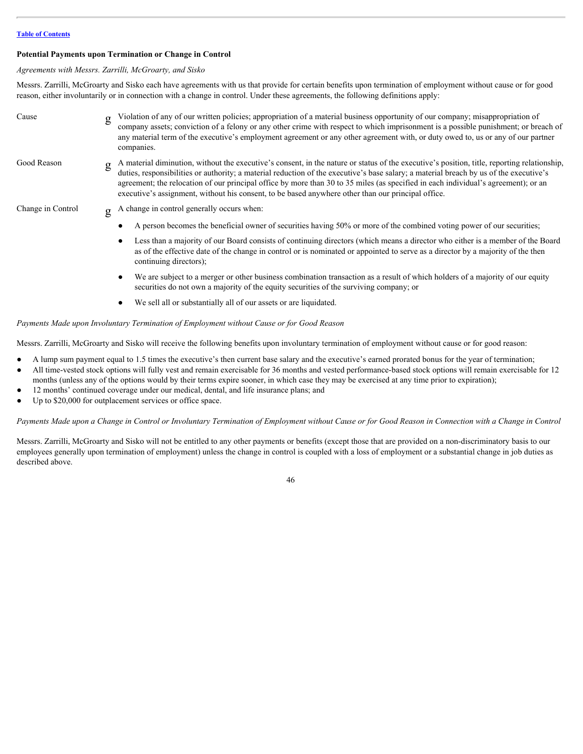[Table of Contents](#)

### Potential Payments upon Termination or Change in Control

*Agreements with Messrs. Zarrilli, McGroarty, and Sisko*

Messrs. Zarrilli, McGroarty and Sisko each have agreements with us that provide for certain benefits upon termination of employment without cause or for good reason, either involuntarily or in connection with a change in control. Under these agreements, the following definitions apply:

| | |
|---|---|
| Cause | Violation of any of our written policies; appropriation of a material business opportunity of our company; misappropriation of company assets; conviction of a felony or any other crime with respect to which imprisonment is a possible punishment; or breach of any material term of the executive's employment agreement or any other agreement with, or duty owed to, us or any of our partner companies. |
| Good Reason | A material diminution, without the executive's consent, in the nature or status of the executive's position, title, reporting relationship, duties, responsibilities or authority; a material reduction of the executive's base salary; a material breach by us of the executive's agreement; the relocation of our principal office by more than 30 to 35 miles (as specified in each individual's agreement); or an executive's assignment, without his consent, to be based anywhere other than our principal office. |
| Change in Control | A change in control generally occurs when:<br>● A person becomes the beneficial owner of securities having 50% or more of the combined voting power of our securities;<br>● Less than a majority of our Board consists of continuing directors (which means a director who either is a member of the Board as of the effective date of the change in control or is nominated or appointed to serve as a director by a majority of the then continuing directors);<br>● We are subject to a merger or other business combination transaction as a result of which holders of a majority of our equity securities do not own a majority of the equity securities of the surviving company; or<br>● We sell all or substantially all of our assets or are liquidated. |

*Payments Made upon Involuntary Termination of Employment without Cause or for Good Reason*

Messrs. Zarrilli, McGroarty and Sisko will receive the following benefits upon involuntary termination of employment without cause or for good reason:

- A lump sum payment equal to 1.5 times the executive's then current base salary and the executive's earned prorated bonus for the year of termination;
- All time-vested stock options will fully vest and remain exercisable for 36 months and vested performance-based stock options will remain exercisable for 12 months (unless any of the options would by their terms expire sooner, in which case they may be exercised at any time prior to expiration);
- 12 months' continued coverage under our medical, dental, and life insurance plans; and
- Up to $20,000 for outplacement services or office space.

*Payments Made upon a Change in Control or Involuntary Termination of Employment without Cause or for Good Reason in Connection with a Change in Control*

Messrs. Zarrilli, McGroarty and Sisko will not be entitled to any other payments or benefits (except those that are provided on a non-discriminatory basis to our employees generally upon termination of employment) unless the change in control is coupled with a loss of employment or a substantial change in job duties as described above.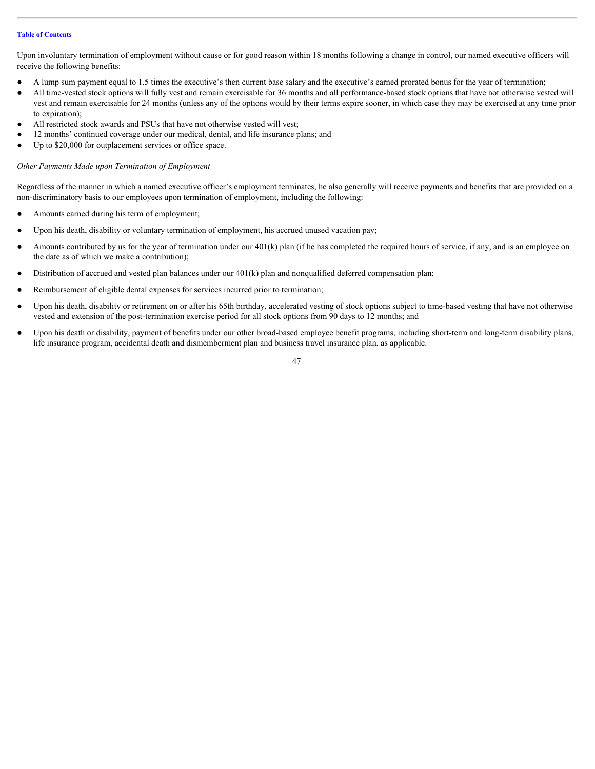Upon involuntary termination of employment without cause or for good reason within 18 months following a change in control, our named executive officers will receive the following benefits:

- A lump sum payment equal to 1.5 times the executive's then current base salary and the executive's earned prorated bonus for the year of termination;
- All time-vested stock options will fully vest and remain exercisable for 36 months and all performance-based stock options that have not otherwise vested will vest and remain exercisable for 24 months (unless any of the options would by their terms expire sooner, in which case they may be exercised at any time prior to expiration);
- All restricted stock awards and PSUs that have not otherwise vested will vest;
- 12 months' continued coverage under our medical, dental, and life insurance plans; and
- Up to $20,000 for outplacement services or office space.

*Other Payments Made upon Termination of Employment*

Regardless of the manner in which a named executive officer's employment terminates, he also generally will receive payments and benefits that are provided on a non-discriminatory basis to our employees upon termination of employment, including the following:

- Amounts earned during his term of employment;
- Upon his death, disability or voluntary termination of employment, his accrued unused vacation pay;
- Amounts contributed by us for the year of termination under our 401(k) plan (if he has completed the required hours of service, if any, and is an employee on the date as of which we make a contribution);
- Distribution of accrued and vested plan balances under our 401(k) plan and nonqualified deferred compensation plan;
- Reimbursement of eligible dental expenses for services incurred prior to termination;
- Upon his death, disability or retirement on or after his 65th birthday, accelerated vesting of stock options subject to time-based vesting that have not otherwise vested and extension of the post-termination exercise period for all stock options from 90 days to 12 months; and
- Upon his death or disability, payment of benefits under our other broad-based employee benefit programs, including short-term and long-term disability plans, life insurance program, accidental death and dismemberment plan and business travel insurance plan, as applicable.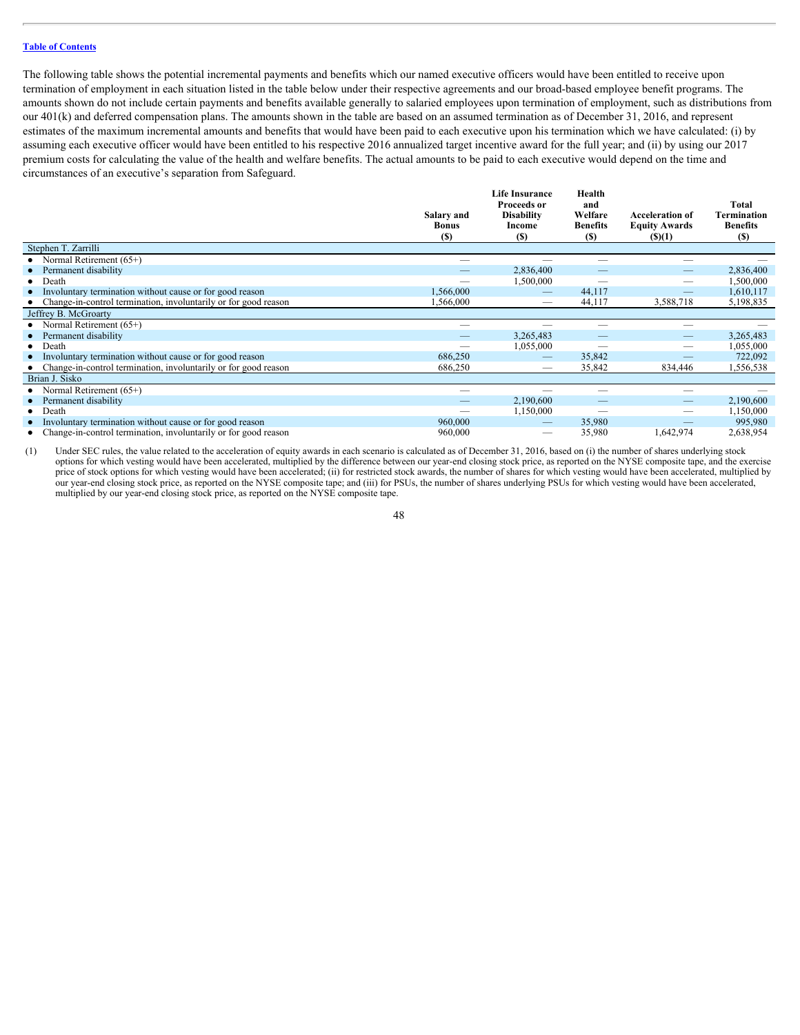Table of Contents

The following table shows the potential incremental payments and benefits which our named executive officers would have been entitled to receive upon termination of employment in each situation listed in the table below under their respective agreements and our broad-based employee benefit programs. The amounts shown do not include certain payments and benefits available generally to salaried employees upon termination of employment, such as distributions from our 401(k) and deferred compensation plans. The amounts shown in the table are based on an assumed termination as of December 31, 2016, and represent estimates of the maximum incremental amounts and benefits that would have been paid to each executive upon his termination which we have calculated: (i) by assuming each executive officer would have been entitled to his respective 2016 annualized target incentive award for the full year; and (ii) by using our 2017 premium costs for calculating the value of the health and welfare benefits. The actual amounts to be paid to each executive would depend on the time and circumstances of an executive's separation from Safeguard.

| | Salary and Bonus ($) | Life Insurance Proceeds or Disability Income ($) | Health and Welfare Benefits ($) | Acceleration of Equity Awards ($)(1) | Total Termination Benefits ($) |
|---|---|---|---|---|---|
| Stephen T. Zarrilli | | | | | |
| • Normal Retirement (65+) | — | — | — | — | — |
| • Permanent disability | — | 2,836,400 | — | — | 2,836,400 |
| • Death | — | 1,500,000 | — | — | 1,500,000 |
| • Involuntary termination without cause or for good reason | 1,566,000 | — | 44,117 | — | 1,610,117 |
| • Change-in-control termination, involuntarily or for good reason | 1,566,000 | — | 44,117 | 3,588,718 | 5,198,835 |
| Jeffrey B. McGroarty | | | | | |
| • Normal Retirement (65+) | — | — | — | — | — |
| • Permanent disability | — | 3,265,483 | — | — | 3,265,483 |
| • Death | — | 1,055,000 | — | — | 1,055,000 |
| • Involuntary termination without cause or for good reason | 686,250 | — | 35,842 | — | 722,092 |
| • Change-in-control termination, involuntarily or for good reason | 686,250 | — | 35,842 | 834,446 | 1,556,538 |
| Brian J. Sisko | | | | | |
| • Normal Retirement (65+) | — | — | — | — | — |
| • Permanent disability | — | 2,190,600 | — | — | 2,190,600 |
| • Death | — | 1,150,000 | — | — | 1,150,000 |
| • Involuntary termination without cause or for good reason | 960,000 | — | 35,980 | — | 995,980 |
| • Change-in-control termination, involuntarily or for good reason | 960,000 | — | 35,980 | 1,642,974 | 2,638,954 |

(1) Under SEC rules, the value related to the acceleration of equity awards in each scenario is calculated as of December 31, 2016, based on (i) the number of shares underlying stock options for which vesting would have been accelerated, multiplied by the difference between our year-end closing stock price, as reported on the NYSE composite tape, and the exercise price of stock options for which vesting would have been accelerated; (ii) for restricted stock awards, the number of shares for which vesting would have been accelerated, multiplied by our year-end closing stock price, as reported on the NYSE composite tape; and (iii) for PSUs, the number of shares underlying PSUs for which vesting would have been accelerated, multiplied by our year-end closing stock price, as reported on the NYSE composite tape.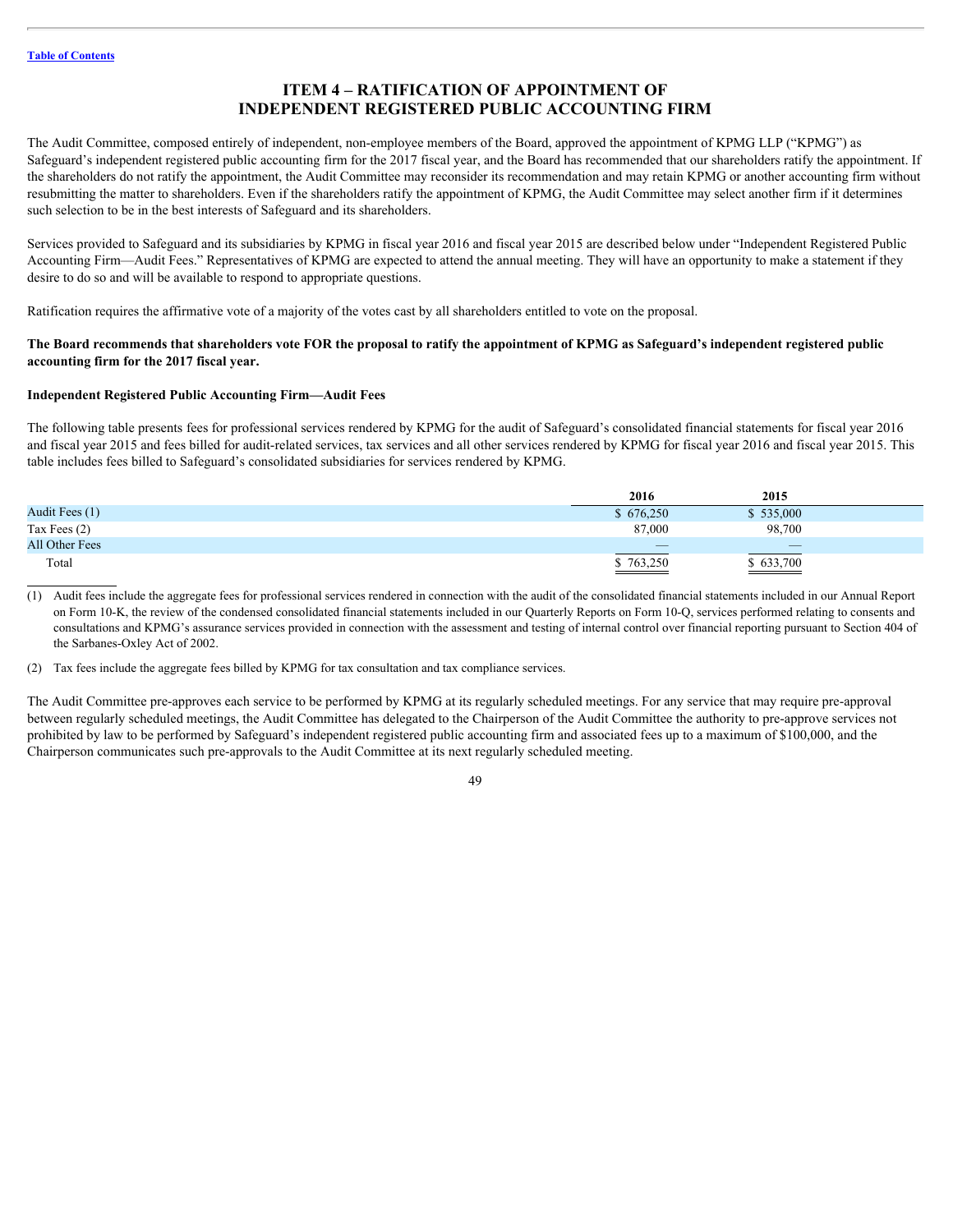# ITEM 4 – RATIFICATION OF APPOINTMENT OF INDEPENDENT REGISTERED PUBLIC ACCOUNTING FIRM

The Audit Committee, composed entirely of independent, non-employee members of the Board, approved the appointment of KPMG LLP ("KPMG") as Safeguard's independent registered public accounting firm for the 2017 fiscal year, and the Board has recommended that our shareholders ratify the appointment. If the shareholders do not ratify the appointment, the Audit Committee may reconsider its recommendation and may retain KPMG or another accounting firm without resubmitting the matter to shareholders. Even if the shareholders ratify the appointment of KPMG, the Audit Committee may select another firm if it determines such selection to be in the best interests of Safeguard and its shareholders.

Services provided to Safeguard and its subsidiaries by KPMG in fiscal year 2016 and fiscal year 2015 are described below under "Independent Registered Public Accounting Firm—Audit Fees." Representatives of KPMG are expected to attend the annual meeting. They will have an opportunity to make a statement if they desire to do so and will be available to respond to appropriate questions.

Ratification requires the affirmative vote of a majority of the votes cast by all shareholders entitled to vote on the proposal.

**The Board recommends that shareholders vote FOR the proposal to ratify the appointment of KPMG as Safeguard's independent registered public accounting firm for the 2017 fiscal year.**

**Independent Registered Public Accounting Firm—Audit Fees**

The following table presents fees for professional services rendered by KPMG for the audit of Safeguard's consolidated financial statements for fiscal year 2016 and fiscal year 2015 and fees billed for audit-related services, tax services and all other services rendered by KPMG for fiscal year 2016 and fiscal year 2015. This table includes fees billed to Safeguard's consolidated subsidiaries for services rendered by KPMG.

| | 2016 | 2015 |
|---|---|---|
| Audit Fees (1) | $ 676,250 | $ 535,000 |
| Tax Fees (2) | 87,000 | 98,700 |
| All Other Fees | — | — |
| Total | $ 763,250 | $ 633,700 |

(1) Audit fees include the aggregate fees for professional services rendered in connection with the audit of the consolidated financial statements included in our Annual Report on Form 10-K, the review of the condensed consolidated financial statements included in our Quarterly Reports on Form 10-Q, services performed relating to consents and consultations and KPMG's assurance services provided in connection with the assessment and testing of internal control over financial reporting pursuant to Section 404 of the Sarbanes-Oxley Act of 2002.

(2) Tax fees include the aggregate fees billed by KPMG for tax consultation and tax compliance services.

The Audit Committee pre-approves each service to be performed by KPMG at its regularly scheduled meetings. For any service that may require pre-approval between regularly scheduled meetings, the Audit Committee has delegated to the Chairperson of the Audit Committee the authority to pre-approve services not prohibited by law to be performed by Safeguard's independent registered public accounting firm and associated fees up to a maximum of $100,000, and the Chairperson communicates such pre-approvals to the Audit Committee at its next regularly scheduled meeting.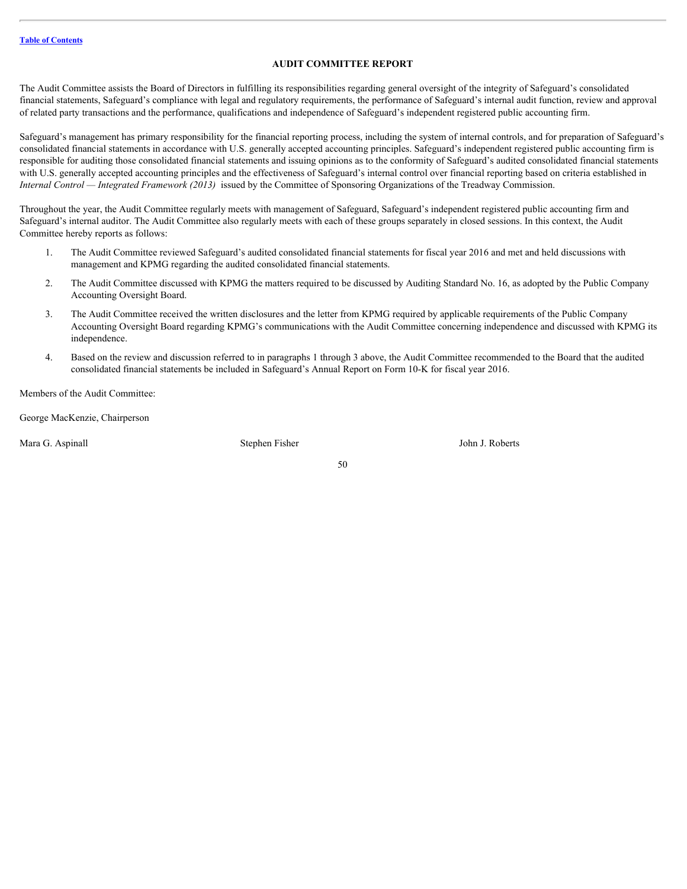## AUDIT COMMITTEE REPORT

The Audit Committee assists the Board of Directors in fulfilling its responsibilities regarding general oversight of the integrity of Safeguard's consolidated financial statements, Safeguard's compliance with legal and regulatory requirements, the performance of Safeguard's internal audit function, review and approval of related party transactions and the performance, qualifications and independence of Safeguard's independent registered public accounting firm.

Safeguard's management has primary responsibility for the financial reporting process, including the system of internal controls, and for preparation of Safeguard's consolidated financial statements in accordance with U.S. generally accepted accounting principles. Safeguard's independent registered public accounting firm is responsible for auditing those consolidated financial statements and issuing opinions as to the conformity of Safeguard's audited consolidated financial statements with U.S. generally accepted accounting principles and the effectiveness of Safeguard's internal control over financial reporting based on criteria established in *Internal Control — Integrated Framework (2013)* issued by the Committee of Sponsoring Organizations of the Treadway Commission.

Throughout the year, the Audit Committee regularly meets with management of Safeguard, Safeguard's independent registered public accounting firm and Safeguard's internal auditor. The Audit Committee also regularly meets with each of these groups separately in closed sessions. In this context, the Audit Committee hereby reports as follows:

1. The Audit Committee reviewed Safeguard's audited consolidated financial statements for fiscal year 2016 and met and held discussions with management and KPMG regarding the audited consolidated financial statements.
2. The Audit Committee discussed with KPMG the matters required to be discussed by Auditing Standard No. 16, as adopted by the Public Company Accounting Oversight Board.
3. The Audit Committee received the written disclosures and the letter from KPMG required by applicable requirements of the Public Company Accounting Oversight Board regarding KPMG's communications with the Audit Committee concerning independence and discussed with KPMG its independence.
4. Based on the review and discussion referred to in paragraphs 1 through 3 above, the Audit Committee recommended to the Board that the audited consolidated financial statements be included in Safeguard's Annual Report on Form 10-K for fiscal year 2016.

Members of the Audit Committee:

George MacKenzie, Chairperson

Mara G. Aspinall    Stephen Fisher    John J. Roberts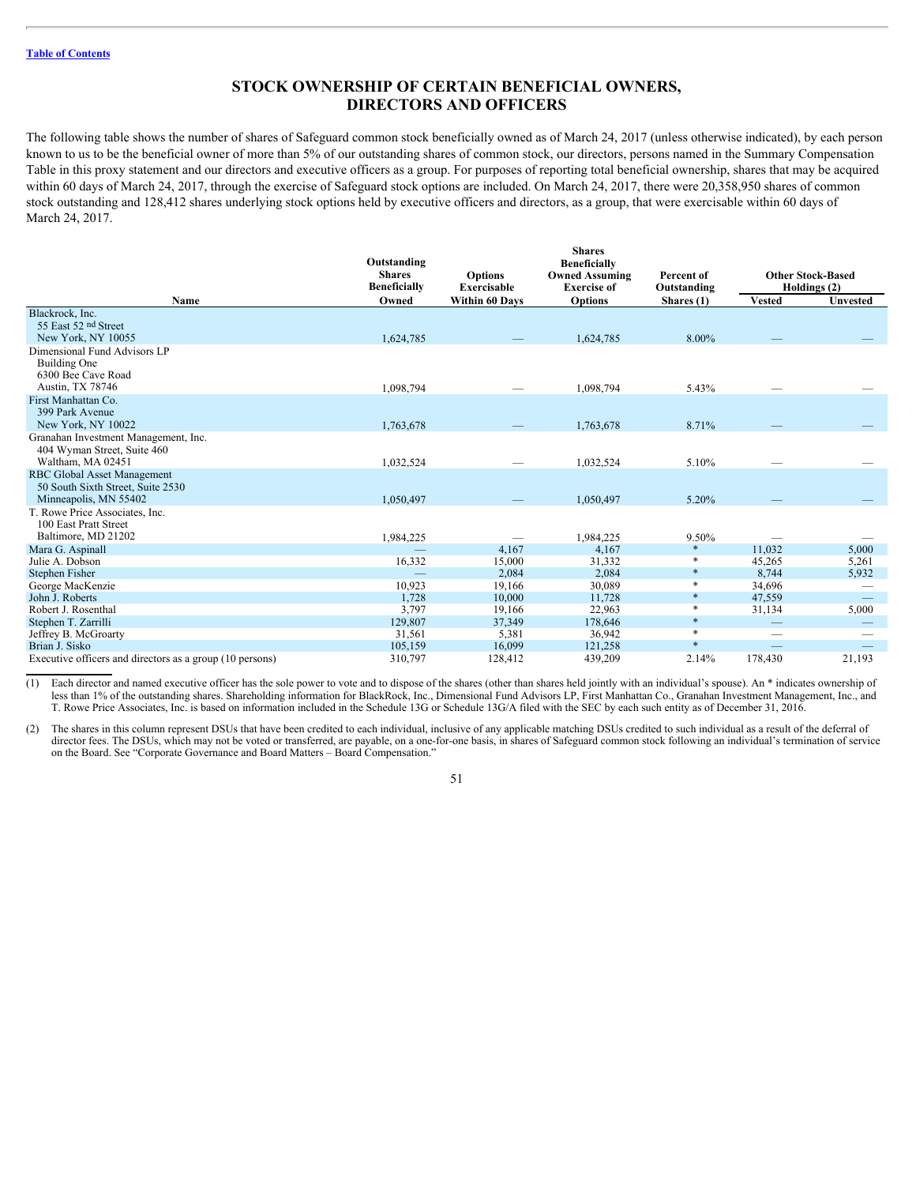[Table of Contents](#)

# STOCK OWNERSHIP OF CERTAIN BENEFICIAL OWNERS, DIRECTORS AND OFFICERS

The following table shows the number of shares of Safeguard common stock beneficially owned as of March 24, 2017 (unless otherwise indicated), by each person known to us to be the beneficial owner of more than 5% of our outstanding shares of common stock, our directors, persons named in the Summary Compensation Table in this proxy statement and our directors and executive officers as a group. For purposes of reporting total beneficial ownership, shares that may be acquired within 60 days of March 24, 2017, through the exercise of Safeguard stock options are included. On March 24, 2017, there were 20,358,950 shares of common stock outstanding and 128,412 shares underlying stock options held by executive officers and directors, as a group, that were exercisable within 60 days of March 24, 2017.

| Name | Outstanding Shares Beneficially Owned | Options Exercisable Within 60 Days | Shares Beneficially Owned Assuming Exercise of Options | Percent of Outstanding Shares (1) | Other Stock-Based Holdings (2) | |
|---|---|---|---|---|---|---|
| | | | | | Vested | Unvested |
| Blackrock, Inc.<br>55 East 52 nd Street<br>New York, NY 10055 | 1,624,785 | — | 1,624,785 | 8.00% | — | — |
| Dimensional Fund Advisors LP<br>Building One<br>6300 Bee Cave Road<br>Austin, TX 78746 | 1,098,794 | — | 1,098,794 | 5.43% | — | — |
| First Manhattan Co.<br>399 Park Avenue<br>New York, NY 10022 | 1,763,678 | — | 1,763,678 | 8.71% | — | — |
| Granahan Investment Management, Inc.<br>404 Wyman Street, Suite 460<br>Waltham, MA 02451 | 1,032,524 | — | 1,032,524 | 5.10% | — | — |
| RBC Global Asset Management<br>50 South Sixth Street, Suite 2530<br>Minneapolis, MN 55402 | 1,050,497 | — | 1,050,497 | 5.20% | — | — |
| T. Rowe Price Associates, Inc.<br>100 East Pratt Street<br>Baltimore, MD 21202 | 1,984,225 | — | 1,984,225 | 9.50% | — | — |
| Mara G. Aspinall | — | 4,167 | 4,167 | * | 11,032 | 5,000 |
| Julie A. Dobson | 16,332 | 15,000 | 31,332 | * | 45,265 | 5,261 |
| Stephen Fisher | — | 2,084 | 2,084 | * | 8,744 | 5,932 |
| George MacKenzie | 10,923 | 19,166 | 30,089 | * | 34,696 | — |
| John J. Roberts | 1,728 | 10,000 | 11,728 | * | 47,559 | — |
| Robert J. Rosenthal | 3,797 | 19,166 | 22,963 | * | 31,134 | 5,000 |
| Stephen T. Zarrilli | 129,807 | 37,349 | 178,646 | * | — | — |
| Jeffrey B. McGroarty | 31,561 | 5,381 | 36,942 | * | — | — |
| Brian J. Sisko | 105,159 | 16,099 | 121,258 | * | — | — |
| Executive officers and directors as a group (10 persons) | 310,797 | 128,412 | 439,209 | 2.14% | 178,430 | 21,193 |

(1) Each director and named executive officer has the sole power to vote and to dispose of the shares (other than shares held jointly with an individual's spouse). An * indicates ownership of less than 1% of the outstanding shares. Shareholding information for BlackRock, Inc., Dimensional Fund Advisors LP, First Manhattan Co., Granahan Investment Management, Inc., and T. Rowe Price Associates, Inc. is based on information included in the Schedule 13G or Schedule 13G/A filed with the SEC by each such entity as of December 31, 2016.

(2) The shares in this column represent DSUs that have been credited to each individual, inclusive of any applicable matching DSUs credited to such individual as a result of the deferral of director fees. The DSUs, which may not be voted or transferred, are payable, on a one-for-one basis, in shares of Safeguard common stock following an individual's termination of service on the Board. See "Corporate Governance and Board Matters – Board Compensation."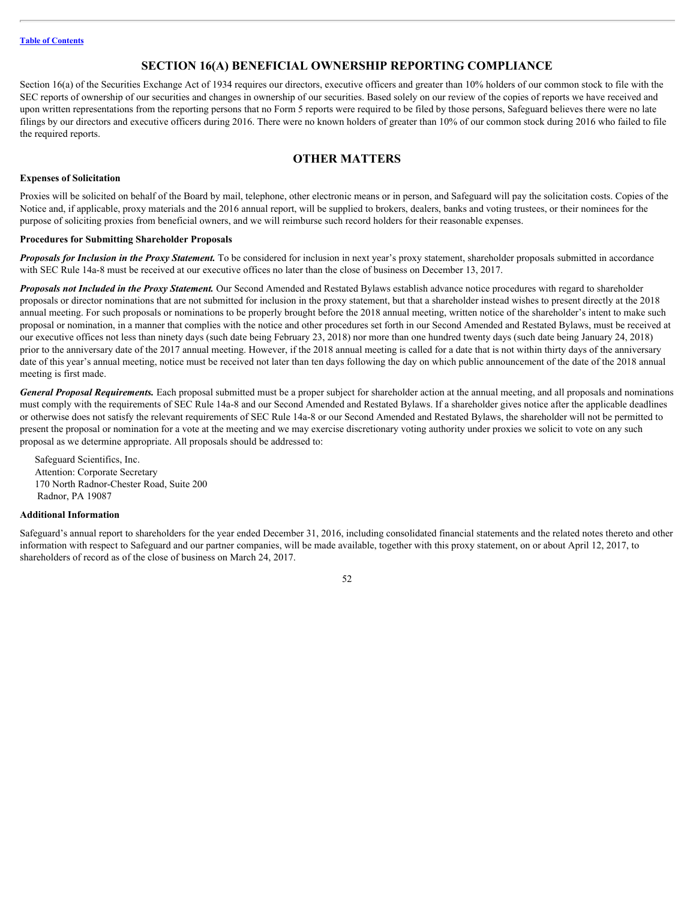## SECTION 16(A) BENEFICIAL OWNERSHIP REPORTING COMPLIANCE

Section 16(a) of the Securities Exchange Act of 1934 requires our directors, executive officers and greater than 10% holders of our common stock to file with the SEC reports of ownership of our securities and changes in ownership of our securities. Based solely on our review of the copies of reports we have received and upon written representations from the reporting persons that no Form 5 reports were required to be filed by those persons, Safeguard believes there were no late filings by our directors and executive officers during 2016. There were no known holders of greater than 10% of our common stock during 2016 who failed to file the required reports.

## OTHER MATTERS

### Expenses of Solicitation

Proxies will be solicited on behalf of the Board by mail, telephone, other electronic means or in person, and Safeguard will pay the solicitation costs. Copies of the Notice and, if applicable, proxy materials and the 2016 annual report, will be supplied to brokers, dealers, banks and voting trustees, or their nominees for the purpose of soliciting proxies from beneficial owners, and we will reimburse such record holders for their reasonable expenses.

### Procedures for Submitting Shareholder Proposals

***Proposals for Inclusion in the Proxy Statement.*** To be considered for inclusion in next year's proxy statement, shareholder proposals submitted in accordance with SEC Rule 14a-8 must be received at our executive offices no later than the close of business on December 13, 2017.

***Proposals not Included in the Proxy Statement.*** Our Second Amended and Restated Bylaws establish advance notice procedures with regard to shareholder proposals or director nominations that are not submitted for inclusion in the proxy statement, but that a shareholder instead wishes to present directly at the 2018 annual meeting. For such proposals or nominations to be properly brought before the 2018 annual meeting, written notice of the shareholder's intent to make such proposal or nomination, in a manner that complies with the notice and other procedures set forth in our Second Amended and Restated Bylaws, must be received at our executive offices not less than ninety days (such date being February 23, 2018) nor more than one hundred twenty days (such date being January 24, 2018) prior to the anniversary date of the 2017 annual meeting. However, if the 2018 annual meeting is called for a date that is not within thirty days of the anniversary date of this year's annual meeting, notice must be received not later than ten days following the day on which public announcement of the date of the 2018 annual meeting is first made.

***General Proposal Requirements.*** Each proposal submitted must be a proper subject for shareholder action at the annual meeting, and all proposals and nominations must comply with the requirements of SEC Rule 14a-8 and our Second Amended and Restated Bylaws. If a shareholder gives notice after the applicable deadlines or otherwise does not satisfy the relevant requirements of SEC Rule 14a-8 or our Second Amended and Restated Bylaws, the shareholder will not be permitted to present the proposal or nomination for a vote at the meeting and we may exercise discretionary voting authority under proxies we solicit to vote on any such proposal as we determine appropriate. All proposals should be addressed to:

Safeguard Scientifics, Inc.  
Attention: Corporate Secretary  
170 North Radnor-Chester Road, Suite 200  
Radnor, PA 19087

### Additional Information

Safeguard's annual report to shareholders for the year ended December 31, 2016, including consolidated financial statements and the related notes thereto and other information with respect to Safeguard and our partner companies, will be made available, together with this proxy statement, on or about April 12, 2017, to shareholders of record as of the close of business on March 24, 2017.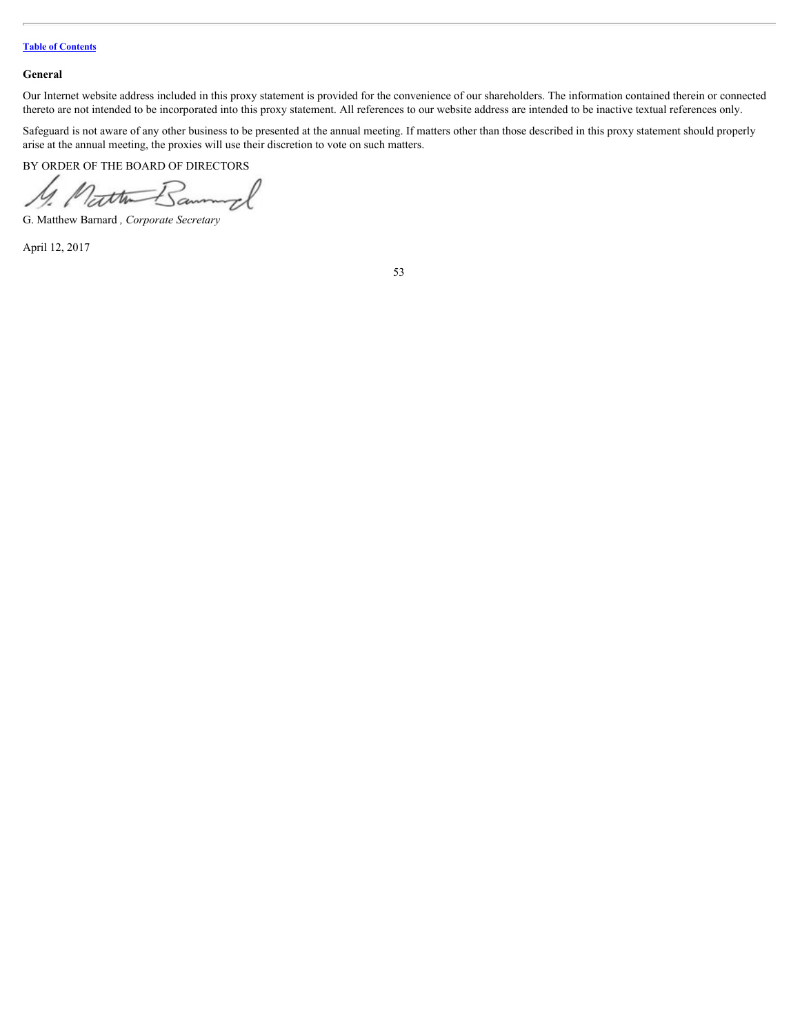[Table of Contents](#)

### General

Our Internet website address included in this proxy statement is provided for the convenience of our shareholders. The information contained therein or connected thereto are not intended to be incorporated into this proxy statement. All references to our website address are intended to be inactive textual references only.

Safeguard is not aware of any other business to be presented at the annual meeting. If matters other than those described in this proxy statement should properly arise at the annual meeting, the proxies will use their discretion to vote on such matters.

BY ORDER OF THE BOARD OF DIRECTORS

G. Matthew Barnard , *Corporate Secretary*

April 12, 2017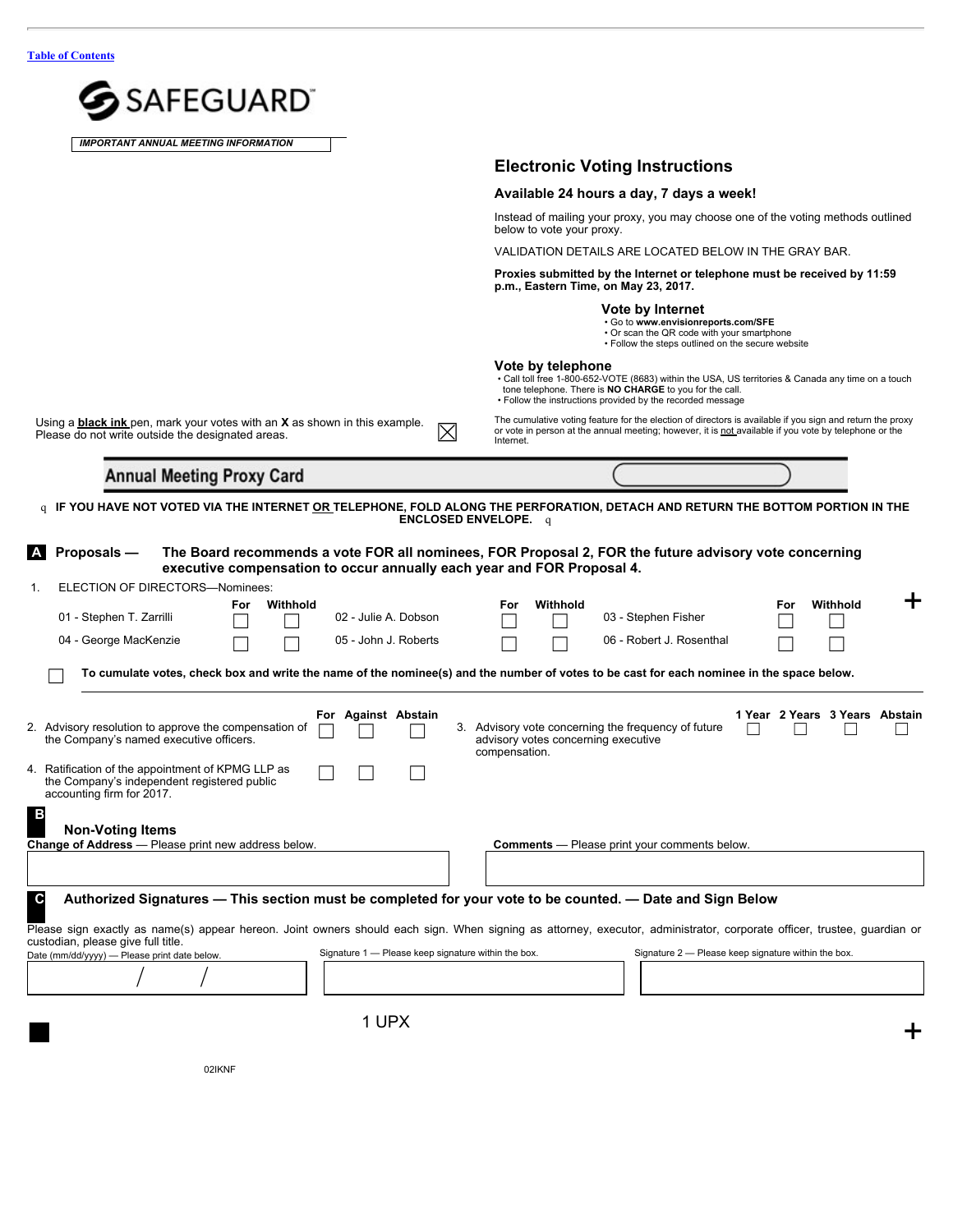[Table of Contents](#)

SAFEGUARD

*IMPORTANT ANNUAL MEETING INFORMATION*

## Electronic Voting Instructions

### Available 24 hours a day, 7 days a week!

Instead of mailing your proxy, you may choose one of the voting methods outlined below to vote your proxy.

VALIDATION DETAILS ARE LOCATED BELOW IN THE GRAY BAR.

**Proxies submitted by the Internet or telephone must be received by 11:59 p.m., Eastern Time, on May 23, 2017.**

### Vote by Internet

- Go to **www.envisionreports.com/SFE**
- Or scan the QR code with your smartphone
- Follow the steps outlined on the secure website

### Vote by telephone

- Call toll free 1-800-652-VOTE (8683) within the USA, US territories & Canada any time on a touch tone telephone. There is **NO CHARGE** to you for the call.
- Follow the instructions provided by the recorded message

Using a **black ink** pen, mark your votes with an **X** as shown in this example. Please do not write outside the designated areas. ☒

The cumulative voting feature for the election of directors is available if you sign and return the proxy or vote in person at the annual meeting; however, it is not available if you vote by telephone or the Internet.

## Annual Meeting Proxy Card

q **IF YOU HAVE NOT VOTED VIA THE INTERNET OR TELEPHONE, FOLD ALONG THE PERFORATION, DETACH AND RETURN THE BOTTOM PORTION IN THE ENCLOSED ENVELOPE.** q

### A Proposals — The Board recommends a vote FOR all nominees, FOR Proposal 2, FOR the future advisory vote concerning executive compensation to occur annually each year and FOR Proposal 4.

1. ELECTION OF DIRECTORS—Nominees:

| Nominee | For | Withhold | Nominee | For | Withhold | Nominee | For | Withhold |
|---|---|---|---|---|---|---|---|---|
| 01 - Stephen T. Zarrilli | ☐ | ☐ | 02 - Julie A. Dobson | ☐ | ☐ | 03 - Stephen Fisher | ☐ | ☐ |
| 04 - George MacKenzie | ☐ | ☐ | 05 - John J. Roberts | ☐ | ☐ | 06 - Robert J. Rosenthal | ☐ | ☐ |

☐ **To cumulate votes, check box and write the name of the nominee(s) and the number of votes to be cast for each nominee in the space below.**

| | For | Against | Abstain |
|---|---|---|---|
| 2. Advisory resolution to approve the compensation of the Company's named executive officers. | ☐ | ☐ | ☐ |
| 4. Ratification of the appointment of KPMG LLP as the Company's independent registered public accounting firm for 2017. | ☐ | ☐ | ☐ |

| | 1 Year | 2 Years | 3 Years | Abstain |
|---|---|---|---|---|
| 3. Advisory vote concerning the frequency of future advisory votes concerning executive compensation. | ☐ | ☐ | ☐ | ☐ |

### B Non-Voting Items

**Change of Address** — Please print new address below.

**Comments** — Please print your comments below.

### C Authorized Signatures — This section must be completed for your vote to be counted. — Date and Sign Below

Please sign exactly as name(s) appear hereon. Joint owners should each sign. When signing as attorney, executor, administrator, corporate officer, trustee, guardian or custodian, please give full title.

| Date (mm/dd/yyyy) — Please print date below. | Signature 1 — Please keep signature within the box. | Signature 2 — Please keep signature within the box. |
|---|---|---|
| / / | | |

1 UPX

02IKNF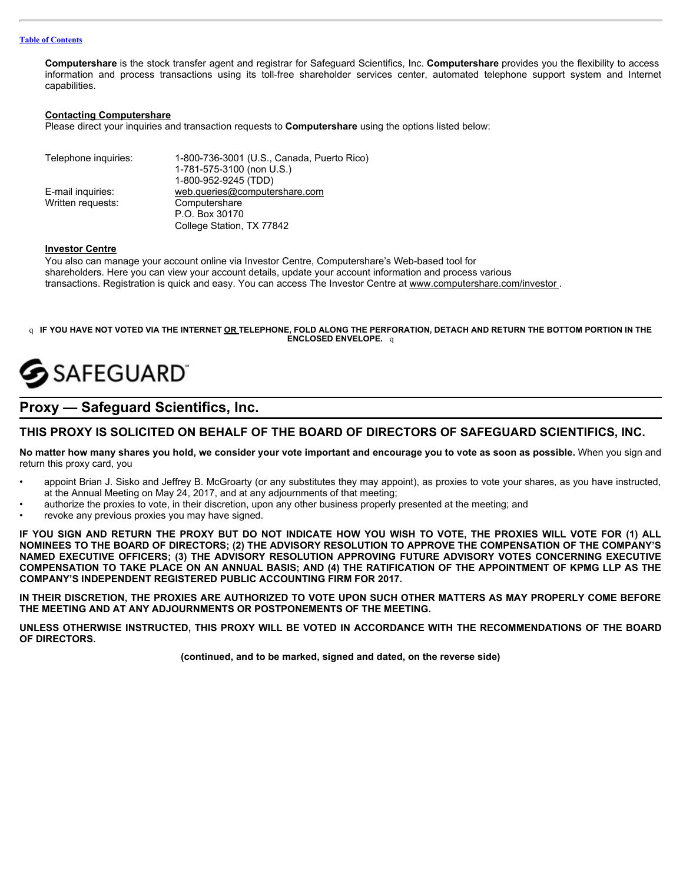**Computershare** is the stock transfer agent and registrar for Safeguard Scientifics, Inc. **Computershare** provides you the flexibility to access information and process transactions using its toll-free shareholder services center, automated telephone support system and Internet capabilities.

**Contacting Computershare**

Please direct your inquiries and transaction requests to **Computershare** using the options listed below:

| | |
|---|---|
| Telephone inquiries: | 1-800-736-3001 (U.S., Canada, Puerto Rico)<br>1-781-575-3100 (non U.S.)<br>1-800-952-9245 (TDD) |
| E-mail inquiries: | web.queries@computershare.com |
| Written requests: | Computershare<br>P.O. Box 30170<br>College Station, TX 77842 |

**Investor Centre**

You also can manage your account online via Investor Centre, Computershare's Web-based tool for shareholders. Here you can view your account details, update your account information and process various transactions. Registration is quick and easy. You can access The Investor Centre at www.computershare.com/investor .

q **IF YOU HAVE NOT VOTED VIA THE INTERNET OR TELEPHONE, FOLD ALONG THE PERFORATION, DETACH AND RETURN THE BOTTOM PORTION IN THE ENCLOSED ENVELOPE.** q

SAFEGUARD™

## Proxy — Safeguard Scientifics, Inc.

### THIS PROXY IS SOLICITED ON BEHALF OF THE BOARD OF DIRECTORS OF SAFEGUARD SCIENTIFICS, INC.

**No matter how many shares you hold, we consider your vote important and encourage you to vote as soon as possible.** When you sign and return this proxy card, you

- appoint Brian J. Sisko and Jeffrey B. McGroarty (or any substitutes they may appoint), as proxies to vote your shares, as you have instructed, at the Annual Meeting on May 24, 2017, and at any adjournments of that meeting;
- authorize the proxies to vote, in their discretion, upon any other business properly presented at the meeting; and
- revoke any previous proxies you may have signed.

**IF YOU SIGN AND RETURN THE PROXY BUT DO NOT INDICATE HOW YOU WISH TO VOTE, THE PROXIES WILL VOTE FOR (1) ALL NOMINEES TO THE BOARD OF DIRECTORS; (2) THE ADVISORY RESOLUTION TO APPROVE THE COMPENSATION OF THE COMPANY'S NAMED EXECUTIVE OFFICERS; (3) THE ADVISORY RESOLUTION APPROVING FUTURE ADVISORY VOTES CONCERNING EXECUTIVE COMPENSATION TO TAKE PLACE ON AN ANNUAL BASIS; AND (4) THE RATIFICATION OF THE APPOINTMENT OF KPMG LLP AS THE COMPANY'S INDEPENDENT REGISTERED PUBLIC ACCOUNTING FIRM FOR 2017.**

**IN THEIR DISCRETION, THE PROXIES ARE AUTHORIZED TO VOTE UPON SUCH OTHER MATTERS AS MAY PROPERLY COME BEFORE THE MEETING AND AT ANY ADJOURNMENTS OR POSTPONEMENTS OF THE MEETING.**

**UNLESS OTHERWISE INSTRUCTED, THIS PROXY WILL BE VOTED IN ACCORDANCE WITH THE RECOMMENDATIONS OF THE BOARD OF DIRECTORS.**

**(continued, and to be marked, signed and dated, on the reverse side)**